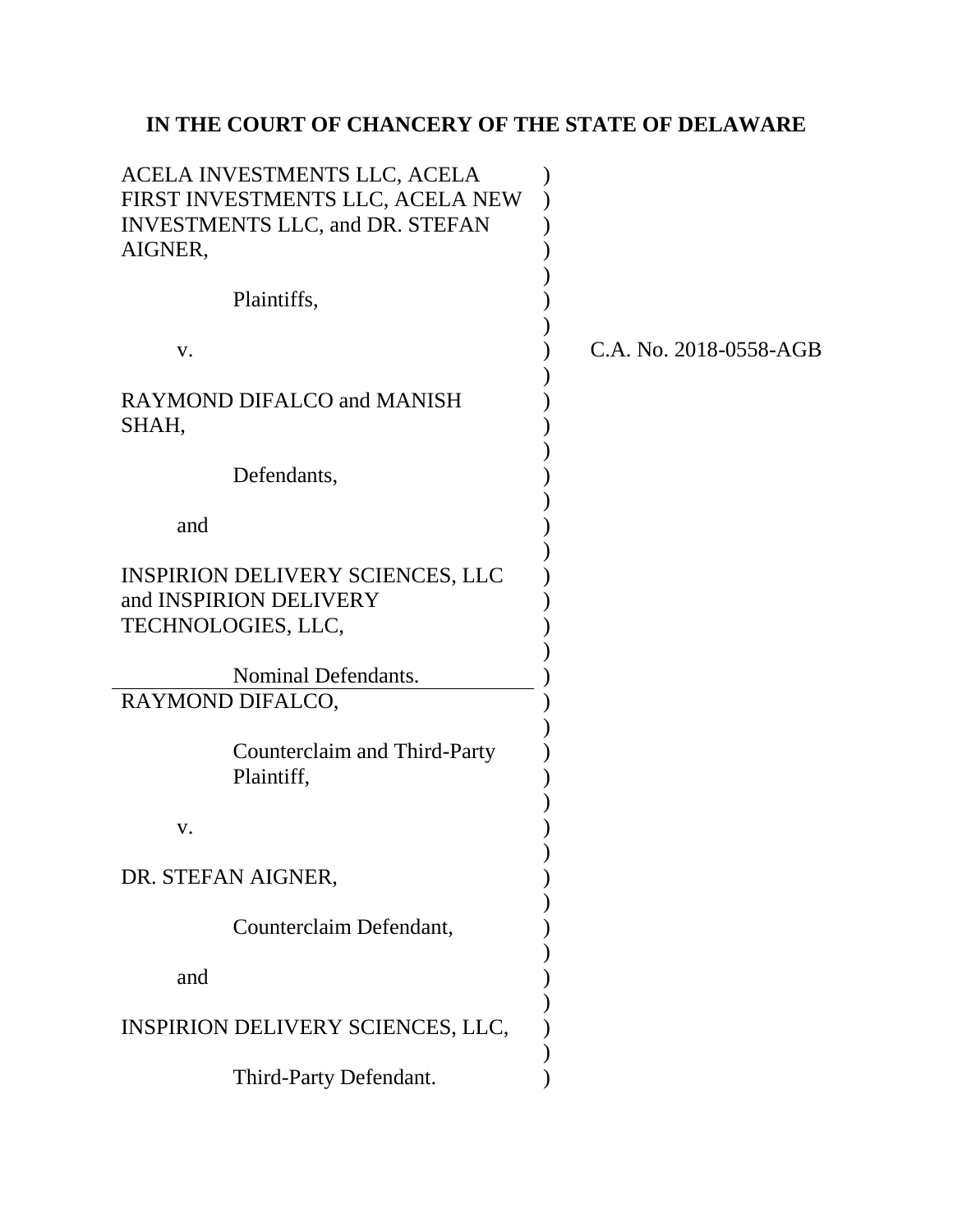# IN THE COURT OF CHANCERY OF THE STATE OF DELAWARE

ACELA INVESTMENTS LLC, ACELA FIRST INVESTMENTS LLC, ACELA NEW INVESTMENTS LLC, and DR. STEFAN AIGNER,

Plaintiffs,

v.

RAYMOND DIFALCO and MANISH SHAH,

Defendants,

and

INSPIRION DELIVERY SCIENCES, LLC and INSPIRION DELIVERY TECHNOLOGIES, LLC,

Nominal Defendants.

---

RAYMOND DIFALCO,

Counterclaim and Third-Party Plaintiff,

v.

DR. STEFAN AIGNER,

Counterclaim Defendant,

and

INSPIRION DELIVERY SCIENCES, LLC,

Third-Party Defendant.

C.A. No. 2018-0558-AGB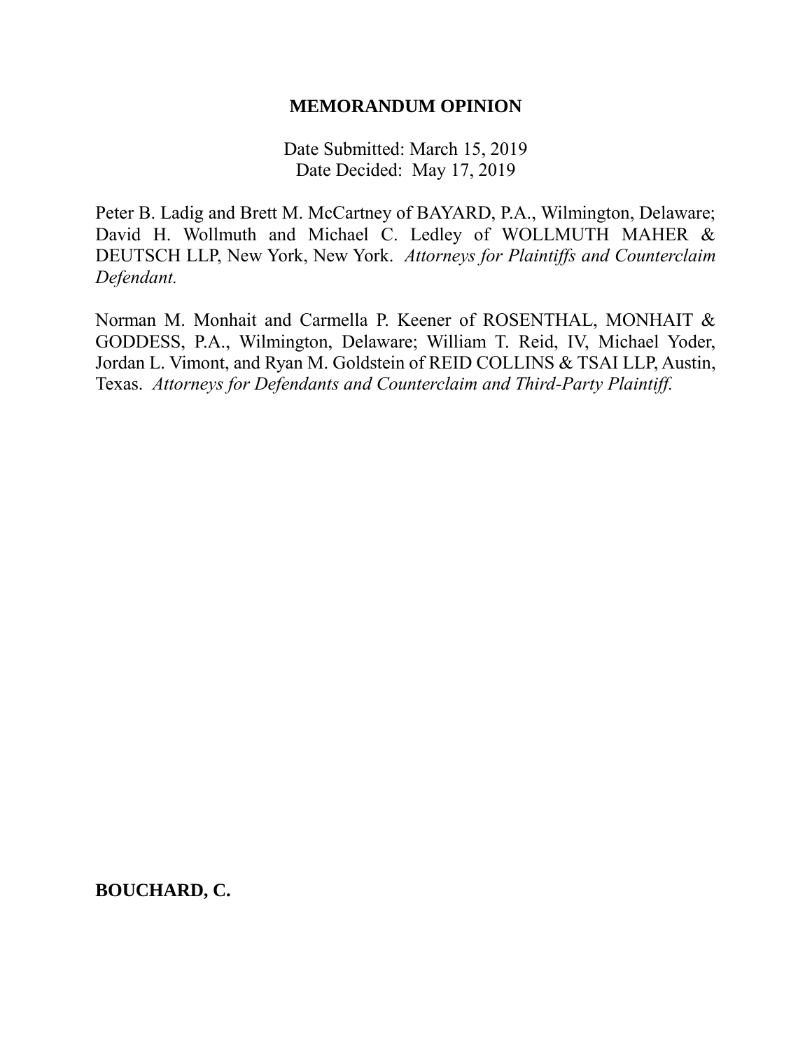**MEMORANDUM OPINION**

Date Submitted: March 15, 2019
Date Decided: May 17, 2019

Peter B. Ladig and Brett M. McCartney of BAYARD, P.A., Wilmington, Delaware; David H. Wollmuth and Michael C. Ledley of WOLLMUTH MAHER & DEUTSCH LLP, New York, New York. *Attorneys for Plaintiffs and Counterclaim Defendant.*

Norman M. Monhait and Carmella P. Keener of ROSENTHAL, MONHAIT & GODDESS, P.A., Wilmington, Delaware; William T. Reid, IV, Michael Yoder, Jordan L. Vimont, and Ryan M. Goldstein of REID COLLINS & TSAI LLP, Austin, Texas. *Attorneys for Defendants and Counterclaim and Third-Party Plaintiff.*

**BOUCHARD, C.**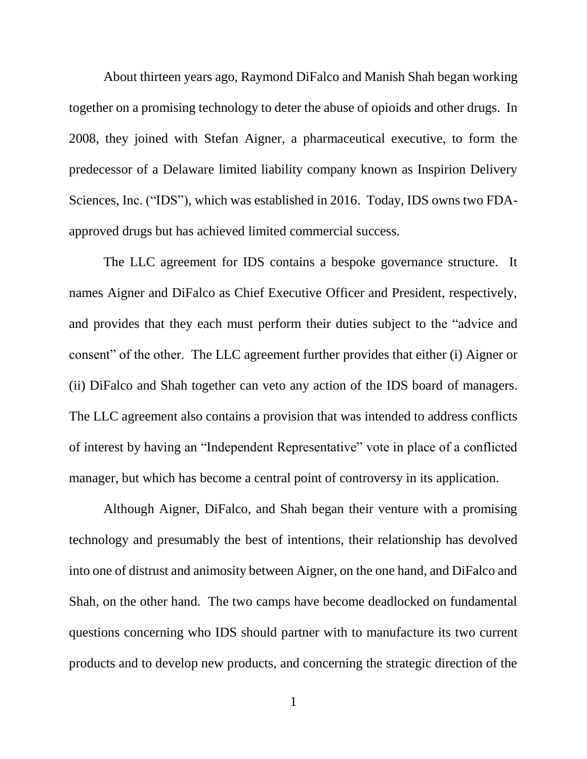About thirteen years ago, Raymond DiFalco and Manish Shah began working together on a promising technology to deter the abuse of opioids and other drugs. In 2008, they joined with Stefan Aigner, a pharmaceutical executive, to form the predecessor of a Delaware limited liability company known as Inspirion Delivery Sciences, Inc. ("IDS"), which was established in 2016. Today, IDS owns two FDA-approved drugs but has achieved limited commercial success.

The LLC agreement for IDS contains a bespoke governance structure. It names Aigner and DiFalco as Chief Executive Officer and President, respectively, and provides that they each must perform their duties subject to the "advice and consent" of the other. The LLC agreement further provides that either (i) Aigner or (ii) DiFalco and Shah together can veto any action of the IDS board of managers. The LLC agreement also contains a provision that was intended to address conflicts of interest by having an "Independent Representative" vote in place of a conflicted manager, but which has become a central point of controversy in its application.

Although Aigner, DiFalco, and Shah began their venture with a promising technology and presumably the best of intentions, their relationship has devolved into one of distrust and animosity between Aigner, on the one hand, and DiFalco and Shah, on the other hand. The two camps have become deadlocked on fundamental questions concerning who IDS should partner with to manufacture its two current products and to develop new products, and concerning the strategic direction of the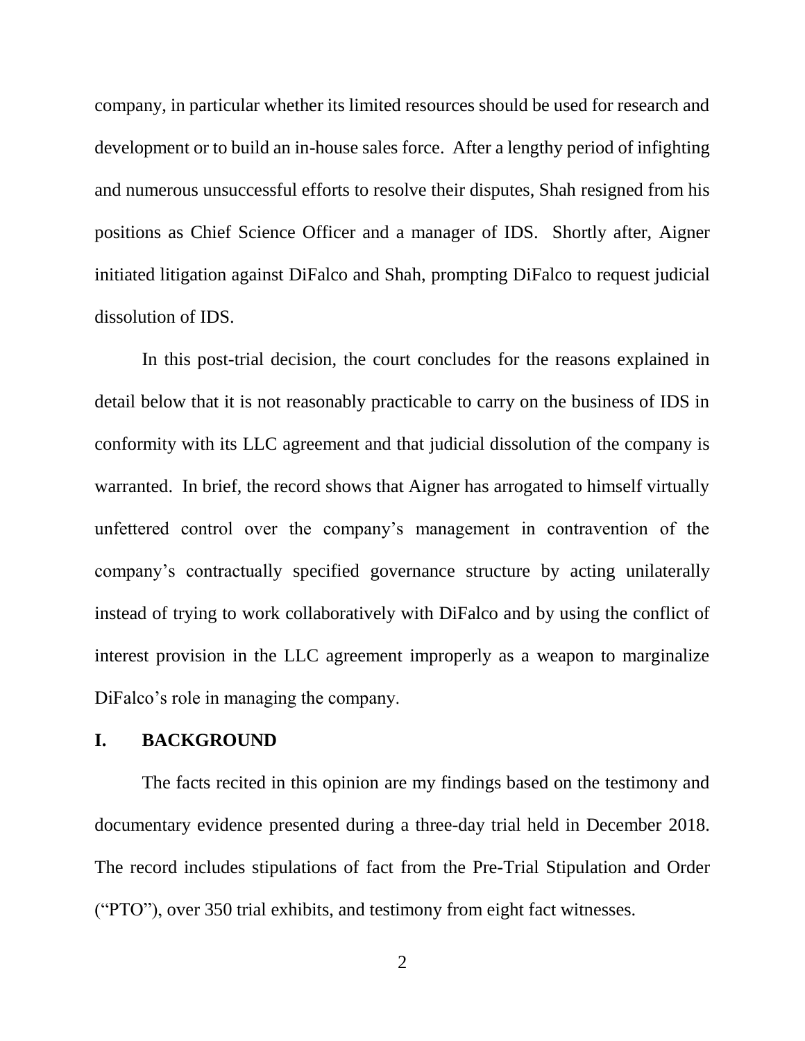company, in particular whether its limited resources should be used for research and development or to build an in-house sales force. After a lengthy period of infighting and numerous unsuccessful efforts to resolve their disputes, Shah resigned from his positions as Chief Science Officer and a manager of IDS. Shortly after, Aigner initiated litigation against DiFalco and Shah, prompting DiFalco to request judicial dissolution of IDS.

In this post-trial decision, the court concludes for the reasons explained in detail below that it is not reasonably practicable to carry on the business of IDS in conformity with its LLC agreement and that judicial dissolution of the company is warranted. In brief, the record shows that Aigner has arrogated to himself virtually unfettered control over the company's management in contravention of the company's contractually specified governance structure by acting unilaterally instead of trying to work collaboratively with DiFalco and by using the conflict of interest provision in the LLC agreement improperly as a weapon to marginalize DiFalco's role in managing the company.

## I. BACKGROUND

The facts recited in this opinion are my findings based on the testimony and documentary evidence presented during a three-day trial held in December 2018. The record includes stipulations of fact from the Pre-Trial Stipulation and Order ("PTO"), over 350 trial exhibits, and testimony from eight fact witnesses.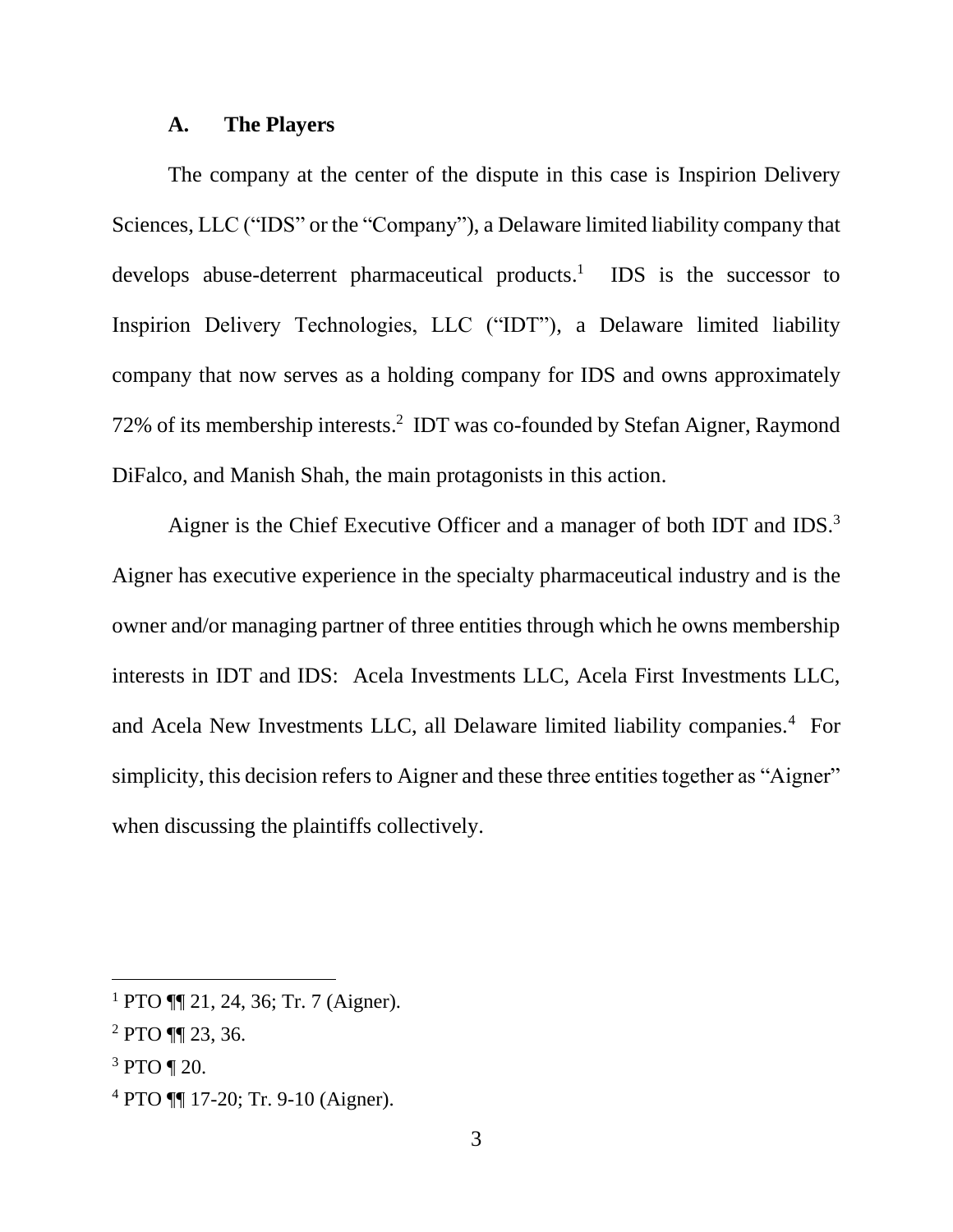### A. The Players

The company at the center of the dispute in this case is Inspirion Delivery Sciences, LLC ("IDS" or the "Company"), a Delaware limited liability company that develops abuse-deterrent pharmaceutical products.[1] IDS is the successor to Inspirion Delivery Technologies, LLC ("IDT"), a Delaware limited liability company that now serves as a holding company for IDS and owns approximately 72% of its membership interests.[2] IDT was co-founded by Stefan Aigner, Raymond DiFalco, and Manish Shah, the main protagonists in this action.

Aigner is the Chief Executive Officer and a manager of both IDT and IDS.[3] Aigner has executive experience in the specialty pharmaceutical industry and is the owner and/or managing partner of three entities through which he owns membership interests in IDT and IDS: Acela Investments LLC, Acela First Investments LLC, and Acela New Investments LLC, all Delaware limited liability companies.[4] For simplicity, this decision refers to Aigner and these three entities together as "Aigner" when discussing the plaintiffs collectively.

---

[1] PTO ¶¶ 21, 24, 36; Tr. 7 (Aigner).

[2] PTO ¶¶ 23, 36.

[3] PTO ¶ 20.

[4] PTO ¶¶ 17-20; Tr. 9-10 (Aigner).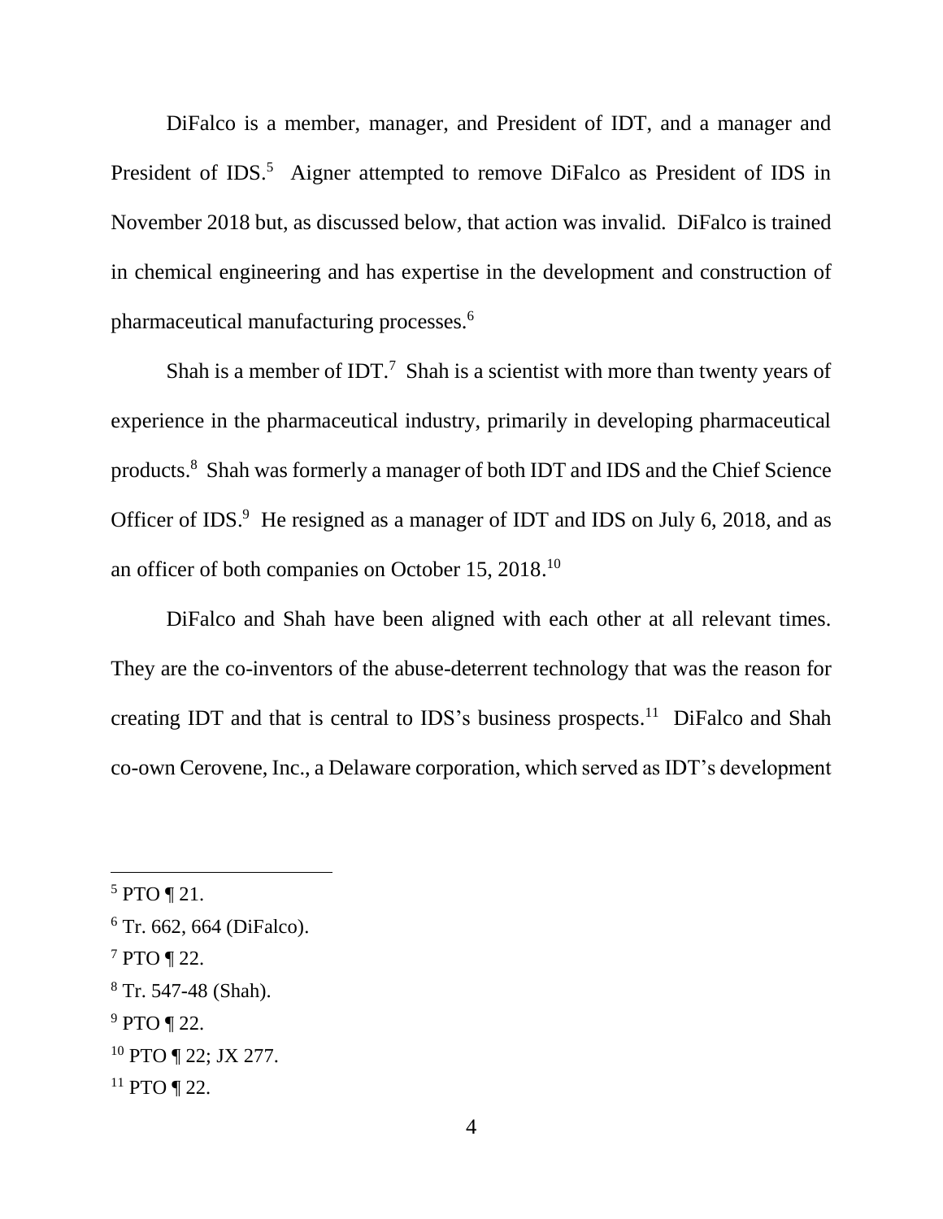DiFalco is a member, manager, and President of IDT, and a manager and President of IDS.[5] Aigner attempted to remove DiFalco as President of IDS in November 2018 but, as discussed below, that action was invalid. DiFalco is trained in chemical engineering and has expertise in the development and construction of pharmaceutical manufacturing processes.[6]

Shah is a member of IDT.[7] Shah is a scientist with more than twenty years of experience in the pharmaceutical industry, primarily in developing pharmaceutical products.[8] Shah was formerly a manager of both IDT and IDS and the Chief Science Officer of IDS.[9] He resigned as a manager of IDT and IDS on July 6, 2018, and as an officer of both companies on October 15, 2018.[10]

DiFalco and Shah have been aligned with each other at all relevant times. They are the co-inventors of the abuse-deterrent technology that was the reason for creating IDT and that is central to IDS's business prospects.[11] DiFalco and Shah co-own Cerovene, Inc., a Delaware corporation, which served as IDT's development

---

[5] PTO ¶ 21.

[6] Tr. 662, 664 (DiFalco).

[7] PTO ¶ 22.

[8] Tr. 547-48 (Shah).

[9] PTO ¶ 22.

[10] PTO ¶ 22; JX 277.

[11] PTO ¶ 22.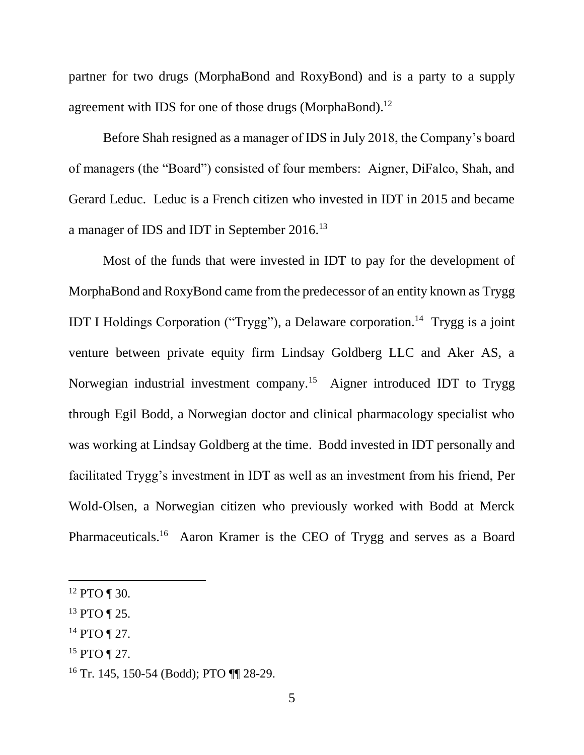partner for two drugs (MorphaBond and RoxyBond) and is a party to a supply agreement with IDS for one of those drugs (MorphaBond).[12]

Before Shah resigned as a manager of IDS in July 2018, the Company's board of managers (the "Board") consisted of four members: Aigner, DiFalco, Shah, and Gerard Leduc. Leduc is a French citizen who invested in IDT in 2015 and became a manager of IDS and IDT in September 2016.[13]

Most of the funds that were invested in IDT to pay for the development of MorphaBond and RoxyBond came from the predecessor of an entity known as Trygg IDT I Holdings Corporation ("Trygg"), a Delaware corporation.[14] Trygg is a joint venture between private equity firm Lindsay Goldberg LLC and Aker AS, a Norwegian industrial investment company.[15] Aigner introduced IDT to Trygg through Egil Bodd, a Norwegian doctor and clinical pharmacology specialist who was working at Lindsay Goldberg at the time. Bodd invested in IDT personally and facilitated Trygg's investment in IDT as well as an investment from his friend, Per Wold-Olsen, a Norwegian citizen who previously worked with Bodd at Merck Pharmaceuticals.[16] Aaron Kramer is the CEO of Trygg and serves as a Board

---

[12] PTO ¶ 30.

[13] PTO ¶ 25.

[14] PTO ¶ 27.

[15] PTO ¶ 27.

[16] Tr. 145, 150-54 (Bodd); PTO ¶¶ 28-29.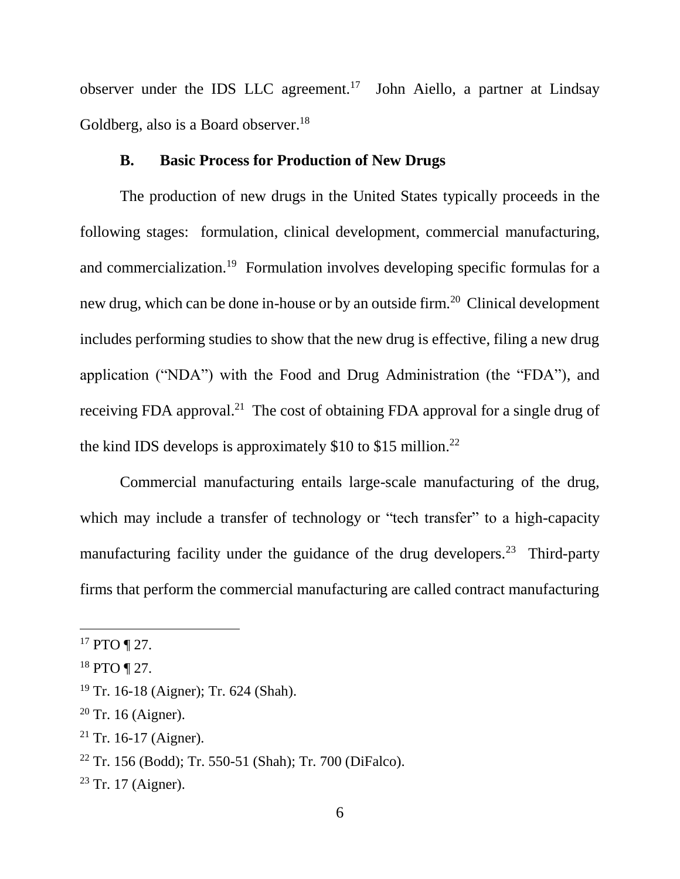observer under the IDS LLC agreement.[17] John Aiello, a partner at Lindsay Goldberg, also is a Board observer.[18]

### B. Basic Process for Production of New Drugs

The production of new drugs in the United States typically proceeds in the following stages: formulation, clinical development, commercial manufacturing, and commercialization.[19] Formulation involves developing specific formulas for a new drug, which can be done in-house or by an outside firm.[20] Clinical development includes performing studies to show that the new drug is effective, filing a new drug application ("NDA") with the Food and Drug Administration (the "FDA"), and receiving FDA approval.[21] The cost of obtaining FDA approval for a single drug of the kind IDS develops is approximately \$10 to \$15 million.[22]

Commercial manufacturing entails large-scale manufacturing of the drug, which may include a transfer of technology or "tech transfer" to a high-capacity manufacturing facility under the guidance of the drug developers.[23] Third-party firms that perform the commercial manufacturing are called contract manufacturing

---

[17] PTO ¶ 27.

[18] PTO ¶ 27.

[19] Tr. 16-18 (Aigner); Tr. 624 (Shah).

[20] Tr. 16 (Aigner).

[21] Tr. 16-17 (Aigner).

[22] Tr. 156 (Bodd); Tr. 550-51 (Shah); Tr. 700 (DiFalco).

[23] Tr. 17 (Aigner).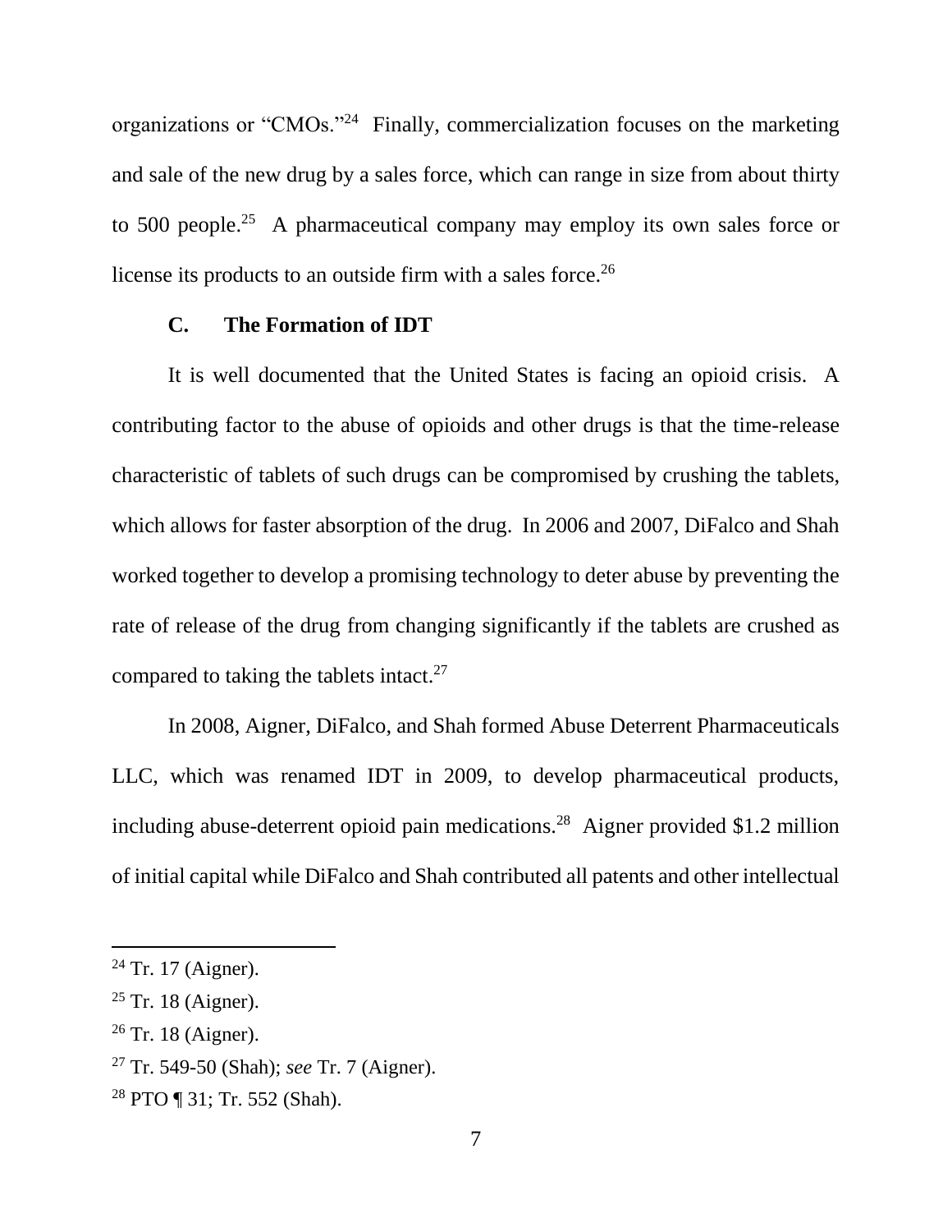organizations or "CMOs."[24] Finally, commercialization focuses on the marketing and sale of the new drug by a sales force, which can range in size from about thirty to 500 people.[25] A pharmaceutical company may employ its own sales force or license its products to an outside firm with a sales force.[26]

### C. The Formation of IDT

It is well documented that the United States is facing an opioid crisis. A contributing factor to the abuse of opioids and other drugs is that the time-release characteristic of tablets of such drugs can be compromised by crushing the tablets, which allows for faster absorption of the drug. In 2006 and 2007, DiFalco and Shah worked together to develop a promising technology to deter abuse by preventing the rate of release of the drug from changing significantly if the tablets are crushed as compared to taking the tablets intact.[27]

In 2008, Aigner, DiFalco, and Shah formed Abuse Deterrent Pharmaceuticals LLC, which was renamed IDT in 2009, to develop pharmaceutical products, including abuse-deterrent opioid pain medications.[28] Aigner provided $1.2 million of initial capital while DiFalco and Shah contributed all patents and other intellectual

---

[24] Tr. 17 (Aigner).

[25] Tr. 18 (Aigner).

[26] Tr. 18 (Aigner).

[27] Tr. 549-50 (Shah); *see* Tr. 7 (Aigner).

[28] PTO ¶ 31; Tr. 552 (Shah).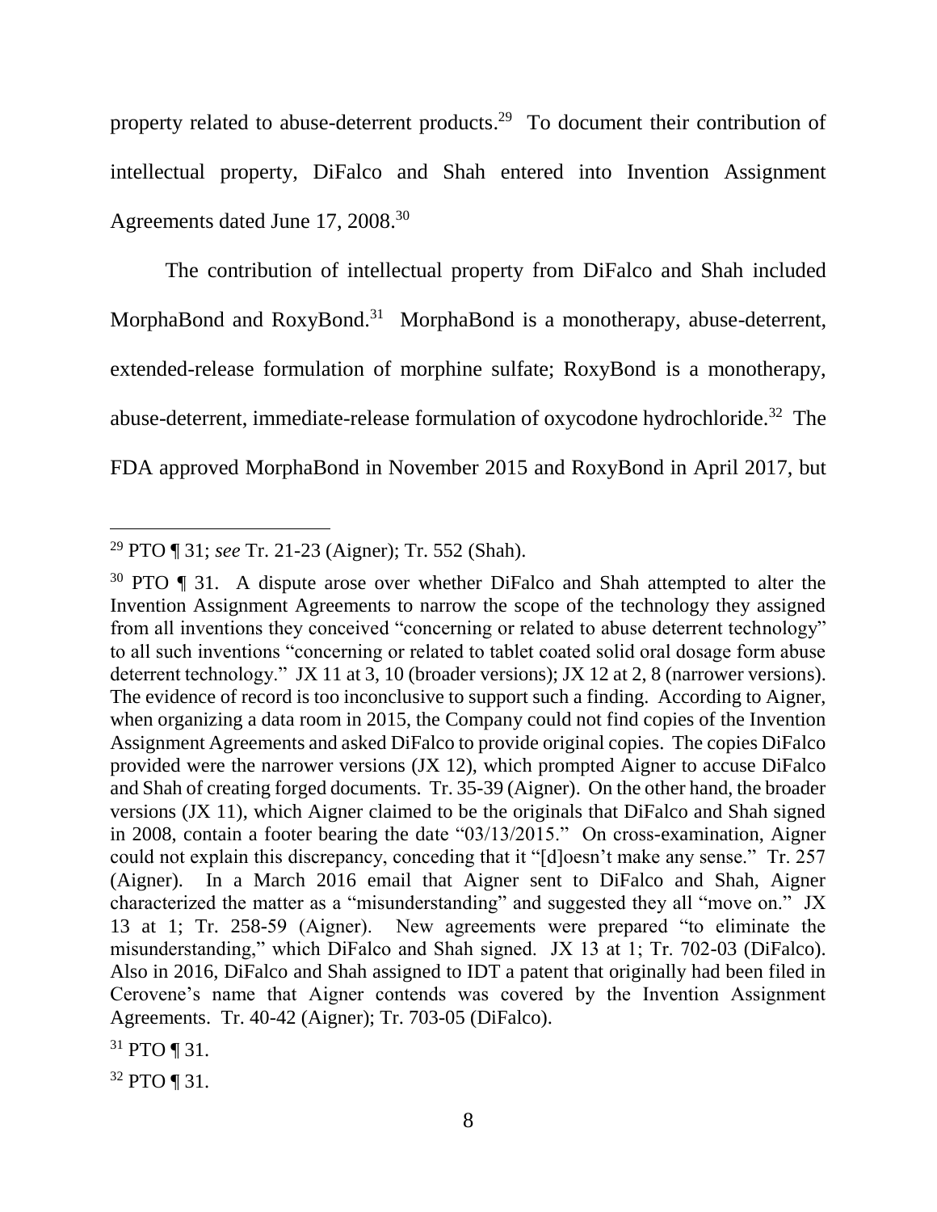property related to abuse-deterrent products.[29] To document their contribution of intellectual property, DiFalco and Shah entered into Invention Assignment Agreements dated June 17, 2008.[30]

The contribution of intellectual property from DiFalco and Shah included MorphaBond and RoxyBond.[31] MorphaBond is a monotherapy, abuse-deterrent, extended-release formulation of morphine sulfate; RoxyBond is a monotherapy, abuse-deterrent, immediate-release formulation of oxycodone hydrochloride.[32] The FDA approved MorphaBond in November 2015 and RoxyBond in April 2017, but

---

[29] PTO ¶ 31; *see* Tr. 21-23 (Aigner); Tr. 552 (Shah).

[30] PTO ¶ 31. A dispute arose over whether DiFalco and Shah attempted to alter the Invention Assignment Agreements to narrow the scope of the technology they assigned from all inventions they conceived "concerning or related to abuse deterrent technology" to all such inventions "concerning or related to tablet coated solid oral dosage form abuse deterrent technology." JX 11 at 3, 10 (broader versions); JX 12 at 2, 8 (narrower versions). The evidence of record is too inconclusive to support such a finding. According to Aigner, when organizing a data room in 2015, the Company could not find copies of the Invention Assignment Agreements and asked DiFalco to provide original copies. The copies DiFalco provided were the narrower versions (JX 12), which prompted Aigner to accuse DiFalco and Shah of creating forged documents. Tr. 35-39 (Aigner). On the other hand, the broader versions (JX 11), which Aigner claimed to be the originals that DiFalco and Shah signed in 2008, contain a footer bearing the date "03/13/2015." On cross-examination, Aigner could not explain this discrepancy, conceding that it "[d]oesn't make any sense." Tr. 257 (Aigner). In a March 2016 email that Aigner sent to DiFalco and Shah, Aigner characterized the matter as a "misunderstanding" and suggested they all "move on." JX 13 at 1; Tr. 258-59 (Aigner). New agreements were prepared "to eliminate the misunderstanding," which DiFalco and Shah signed. JX 13 at 1; Tr. 702-03 (DiFalco). Also in 2016, DiFalco and Shah assigned to IDT a patent that originally had been filed in Cerovene's name that Aigner contends was covered by the Invention Assignment Agreements. Tr. 40-42 (Aigner); Tr. 703-05 (DiFalco).

[31] PTO ¶ 31.

[32] PTO ¶ 31.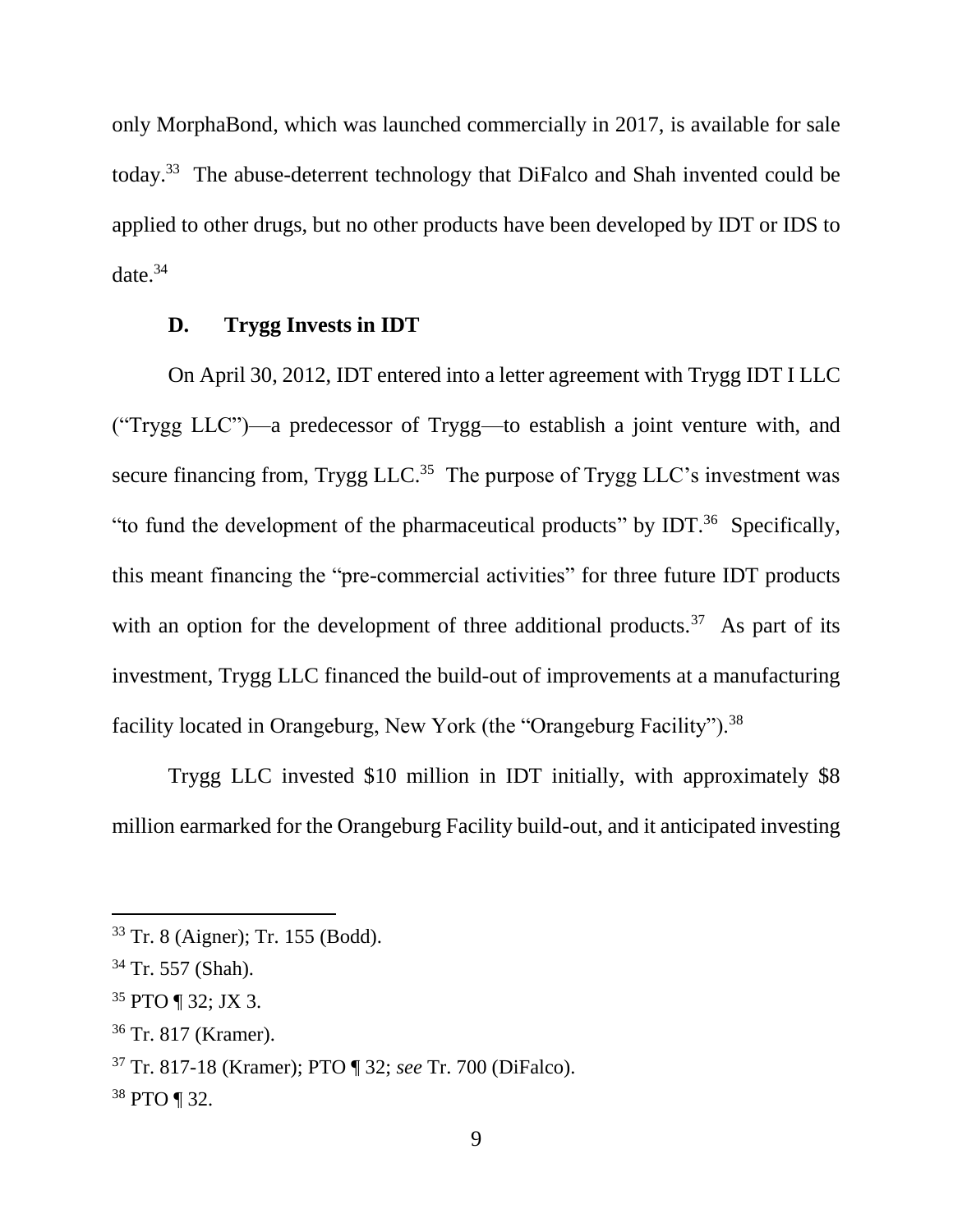only MorphaBond, which was launched commercially in 2017, is available for sale today.[33] The abuse-deterrent technology that DiFalco and Shah invented could be applied to other drugs, but no other products have been developed by IDT or IDS to date.[34]

### D. Trygg Invests in IDT

On April 30, 2012, IDT entered into a letter agreement with Trygg IDT I LLC ("Trygg LLC")—a predecessor of Trygg—to establish a joint venture with, and secure financing from, Trygg LLC.[35] The purpose of Trygg LLC's investment was "to fund the development of the pharmaceutical products" by IDT.[36] Specifically, this meant financing the "pre-commercial activities" for three future IDT products with an option for the development of three additional products.[37] As part of its investment, Trygg LLC financed the build-out of improvements at a manufacturing facility located in Orangeburg, New York (the "Orangeburg Facility").[38]

Trygg LLC invested $10 million in IDT initially, with approximately $8 million earmarked for the Orangeburg Facility build-out, and it anticipated investing

---

[33] Tr. 8 (Aigner); Tr. 155 (Bodd).

[34] Tr. 557 (Shah).

[35] PTO ¶ 32; JX 3.

[36] Tr. 817 (Kramer).

[37] Tr. 817-18 (Kramer); PTO ¶ 32; *see* Tr. 700 (DiFalco).

[38] PTO ¶ 32.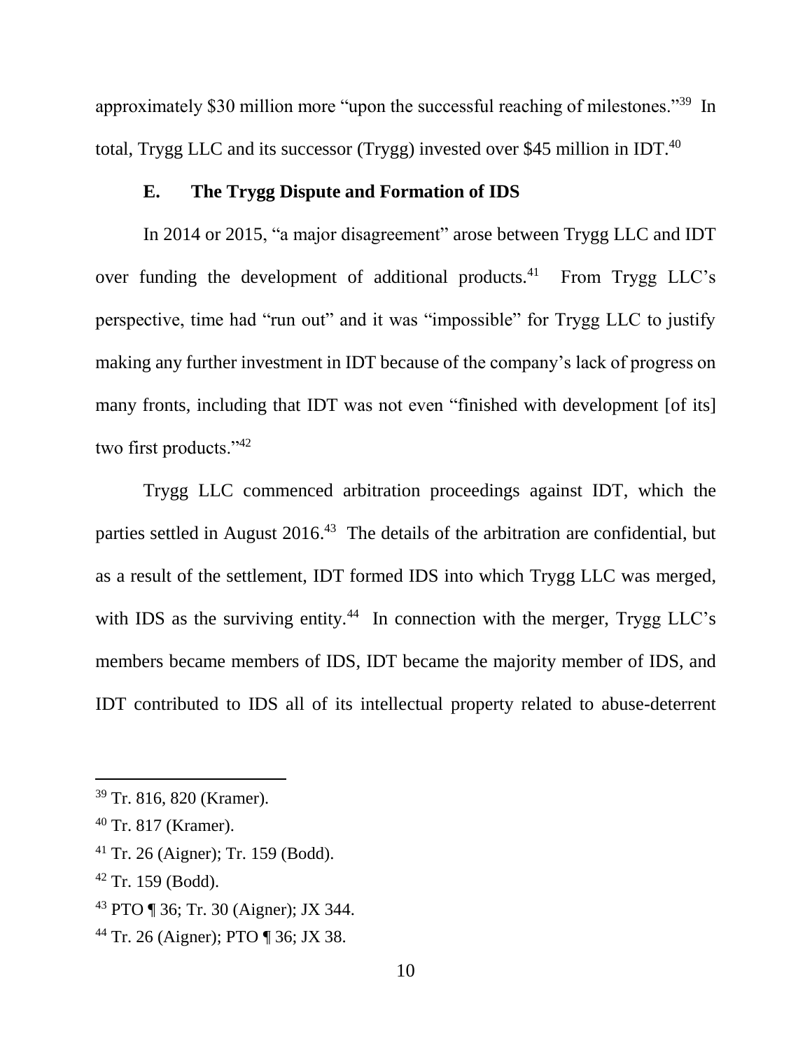approximately $30 million more "upon the successful reaching of milestones."[39] In total, Trygg LLC and its successor (Trygg) invested over $45 million in IDT.[40]

### E. The Trygg Dispute and Formation of IDS

In 2014 or 2015, "a major disagreement" arose between Trygg LLC and IDT over funding the development of additional products.[41] From Trygg LLC's perspective, time had "run out" and it was "impossible" for Trygg LLC to justify making any further investment in IDT because of the company's lack of progress on many fronts, including that IDT was not even "finished with development [of its] two first products."[42]

Trygg LLC commenced arbitration proceedings against IDT, which the parties settled in August 2016.[43] The details of the arbitration are confidential, but as a result of the settlement, IDT formed IDS into which Trygg LLC was merged, with IDS as the surviving entity.[44] In connection with the merger, Trygg LLC's members became members of IDS, IDT became the majority member of IDS, and IDT contributed to IDS all of its intellectual property related to abuse-deterrent

---

[39] Tr. 816, 820 (Kramer).

[40] Tr. 817 (Kramer).

[41] Tr. 26 (Aigner); Tr. 159 (Bodd).

[42] Tr. 159 (Bodd).

[43] PTO ¶ 36; Tr. 30 (Aigner); JX 344.

[44] Tr. 26 (Aigner); PTO ¶ 36; JX 38.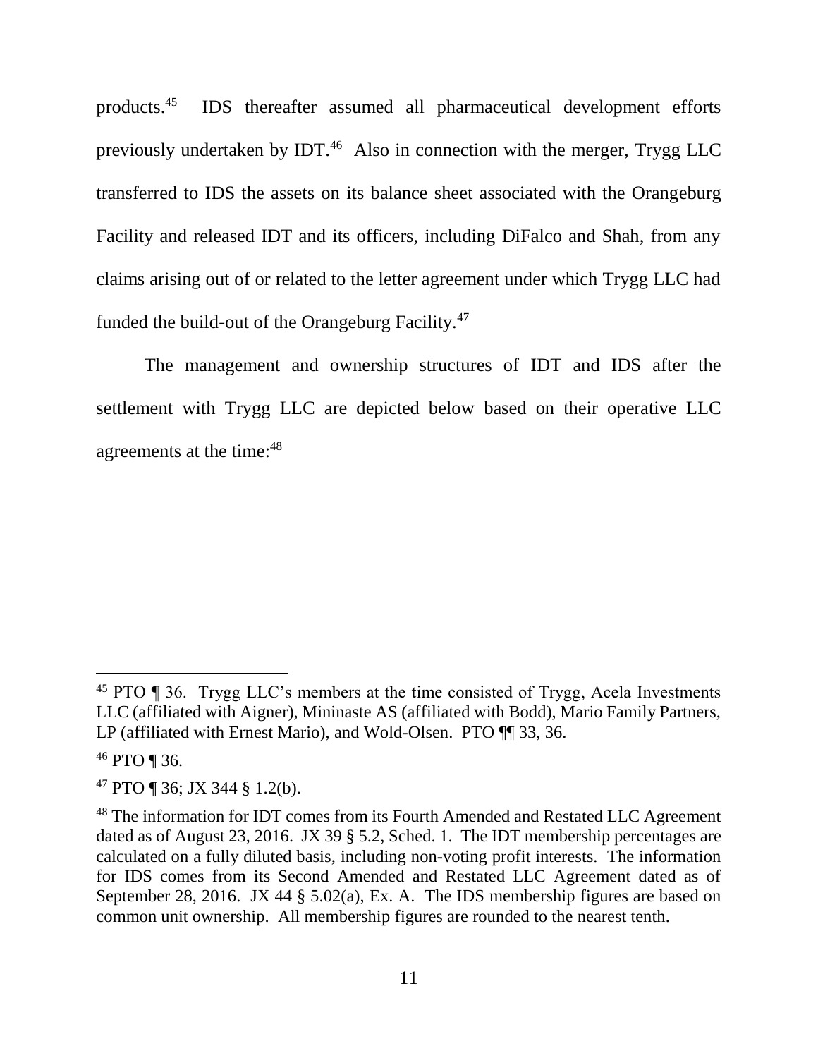products.[45] IDS thereafter assumed all pharmaceutical development efforts previously undertaken by IDT.[46] Also in connection with the merger, Trygg LLC transferred to IDS the assets on its balance sheet associated with the Orangeburg Facility and released IDT and its officers, including DiFalco and Shah, from any claims arising out of or related to the letter agreement under which Trygg LLC had funded the build-out of the Orangeburg Facility.[47]

The management and ownership structures of IDT and IDS after the settlement with Trygg LLC are depicted below based on their operative LLC agreements at the time:[48]

---

[45] PTO ¶ 36. Trygg LLC's members at the time consisted of Trygg, Acela Investments LLC (affiliated with Aigner), Mininaste AS (affiliated with Bodd), Mario Family Partners, LP (affiliated with Ernest Mario), and Wold-Olsen. PTO ¶¶ 33, 36.

[46] PTO ¶ 36.

[47] PTO ¶ 36; JX 344 § 1.2(b).

[48] The information for IDT comes from its Fourth Amended and Restated LLC Agreement dated as of August 23, 2016. JX 39 § 5.2, Sched. 1. The IDT membership percentages are calculated on a fully diluted basis, including non-voting profit interests. The information for IDS comes from its Second Amended and Restated LLC Agreement dated as of September 28, 2016. JX 44 § 5.02(a), Ex. A. The IDS membership figures are based on common unit ownership. All membership figures are rounded to the nearest tenth.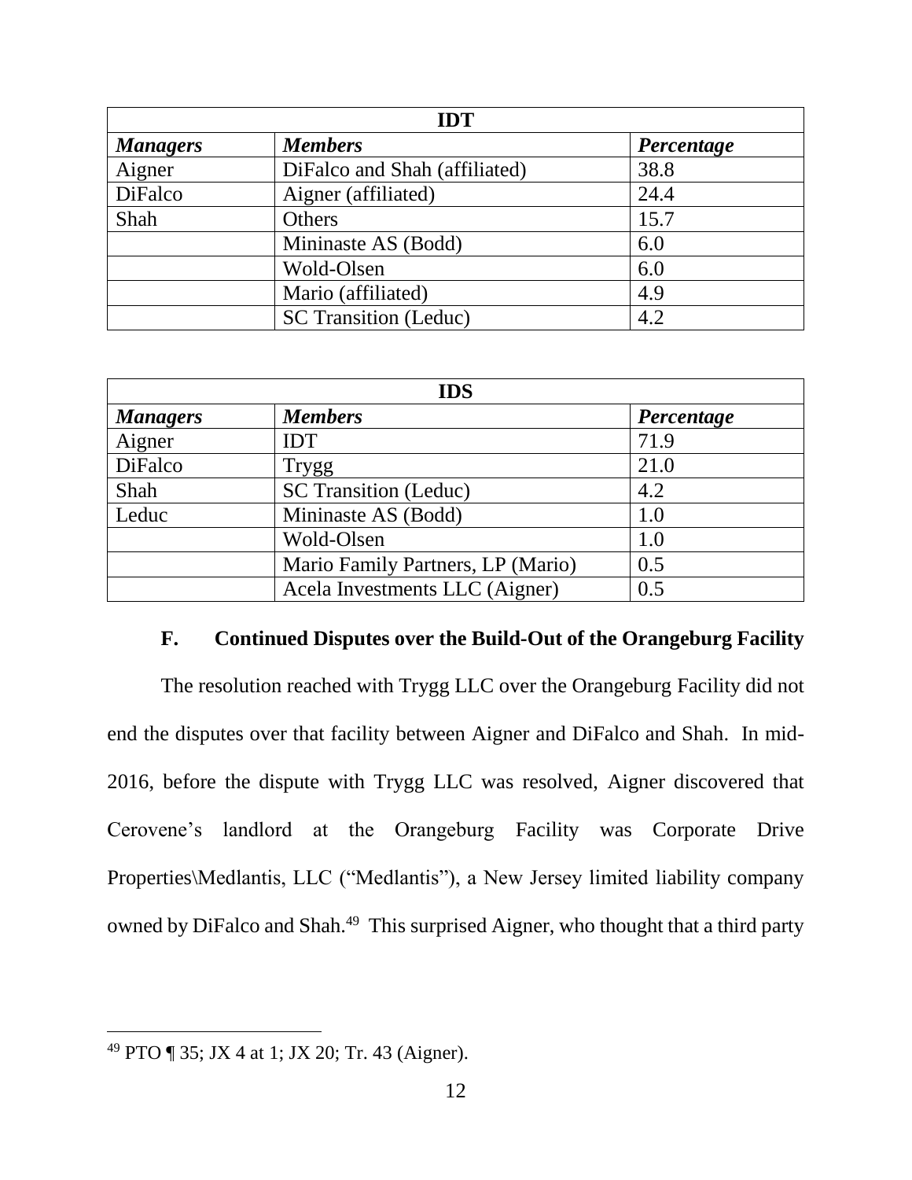| IDT | | |
|---|---|---|
| ***Managers*** | ***Members*** | ***Percentage*** |
| Aigner | DiFalco and Shah (affiliated) | 38.8 |
| DiFalco | Aigner (affiliated) | 24.4 |
| Shah | Others | 15.7 |
| | Mininaste AS (Bodd) | 6.0 |
| | Wold-Olsen | 6.0 |
| | Mario (affiliated) | 4.9 |
| | SC Transition (Leduc) | 4.2 |

| IDS | | |
|---|---|---|
| ***Managers*** | ***Members*** | ***Percentage*** |
| Aigner | IDT | 71.9 |
| DiFalco | Trygg | 21.0 |
| Shah | SC Transition (Leduc) | 4.2 |
| Leduc | Mininaste AS (Bodd) | 1.0 |
| | Wold-Olsen | 1.0 |
| | Mario Family Partners, LP (Mario) | 0.5 |
| | Acela Investments LLC (Aigner) | 0.5 |

### F. Continued Disputes over the Build-Out of the Orangeburg Facility

The resolution reached with Trygg LLC over the Orangeburg Facility did not end the disputes over that facility between Aigner and DiFalco and Shah. In mid-2016, before the dispute with Trygg LLC was resolved, Aigner discovered that Cerovene's landlord at the Orangeburg Facility was Corporate Drive Properties\Medlantis, LLC ("Medlantis"), a New Jersey limited liability company owned by DiFalco and Shah.[49] This surprised Aigner, who thought that a third party

[49] PTO ¶ 35; JX 4 at 1; JX 20; Tr. 43 (Aigner).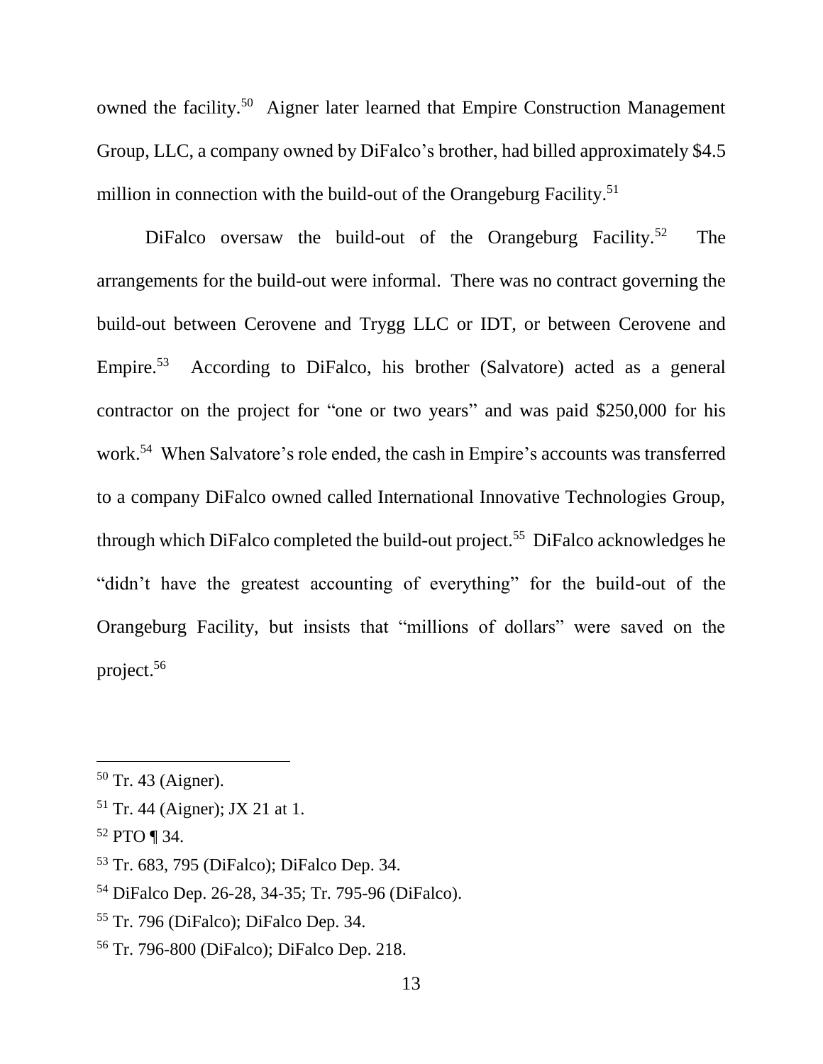owned the facility.[50] Aigner later learned that Empire Construction Management Group, LLC, a company owned by DiFalco's brother, had billed approximately $4.5 million in connection with the build-out of the Orangeburg Facility.[51]

DiFalco oversaw the build-out of the Orangeburg Facility.[52] The arrangements for the build-out were informal. There was no contract governing the build-out between Cerovene and Trygg LLC or IDT, or between Cerovene and Empire.[53] According to DiFalco, his brother (Salvatore) acted as a general contractor on the project for "one or two years" and was paid $250,000 for his work.[54] When Salvatore's role ended, the cash in Empire's accounts was transferred to a company DiFalco owned called International Innovative Technologies Group, through which DiFalco completed the build-out project.[55] DiFalco acknowledges he "didn't have the greatest accounting of everything" for the build-out of the Orangeburg Facility, but insists that "millions of dollars" were saved on the project.[56]

---

[50] Tr. 43 (Aigner).

[51] Tr. 44 (Aigner); JX 21 at 1.

[52] PTO ¶ 34.

[53] Tr. 683, 795 (DiFalco); DiFalco Dep. 34.

[54] DiFalco Dep. 26-28, 34-35; Tr. 795-96 (DiFalco).

[55] Tr. 796 (DiFalco); DiFalco Dep. 34.

[56] Tr. 796-800 (DiFalco); DiFalco Dep. 218.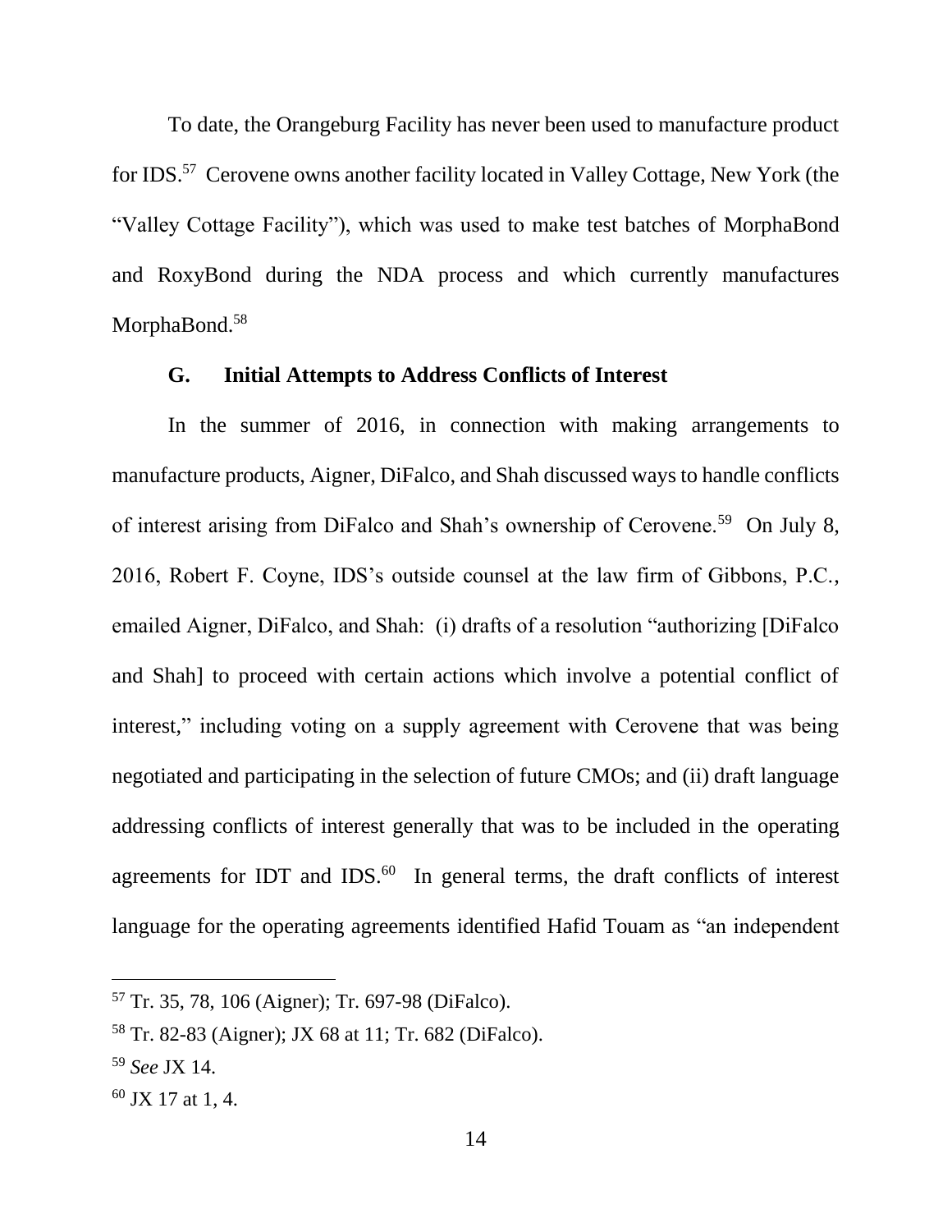To date, the Orangeburg Facility has never been used to manufacture product for IDS.[57] Cerovene owns another facility located in Valley Cottage, New York (the "Valley Cottage Facility"), which was used to make test batches of MorphaBond and RoxyBond during the NDA process and which currently manufactures MorphaBond.[58]

### G. Initial Attempts to Address Conflicts of Interest

In the summer of 2016, in connection with making arrangements to manufacture products, Aigner, DiFalco, and Shah discussed ways to handle conflicts of interest arising from DiFalco and Shah's ownership of Cerovene.[59] On July 8, 2016, Robert F. Coyne, IDS's outside counsel at the law firm of Gibbons, P.C., emailed Aigner, DiFalco, and Shah: (i) drafts of a resolution "authorizing [DiFalco and Shah] to proceed with certain actions which involve a potential conflict of interest," including voting on a supply agreement with Cerovene that was being negotiated and participating in the selection of future CMOs; and (ii) draft language addressing conflicts of interest generally that was to be included in the operating agreements for IDT and IDS.[60] In general terms, the draft conflicts of interest language for the operating agreements identified Hafid Touam as "an independent

---

[57] Tr. 35, 78, 106 (Aigner); Tr. 697-98 (DiFalco).

[58] Tr. 82-83 (Aigner); JX 68 at 11; Tr. 682 (DiFalco).

[59] *See* JX 14.

[60] JX 17 at 1, 4.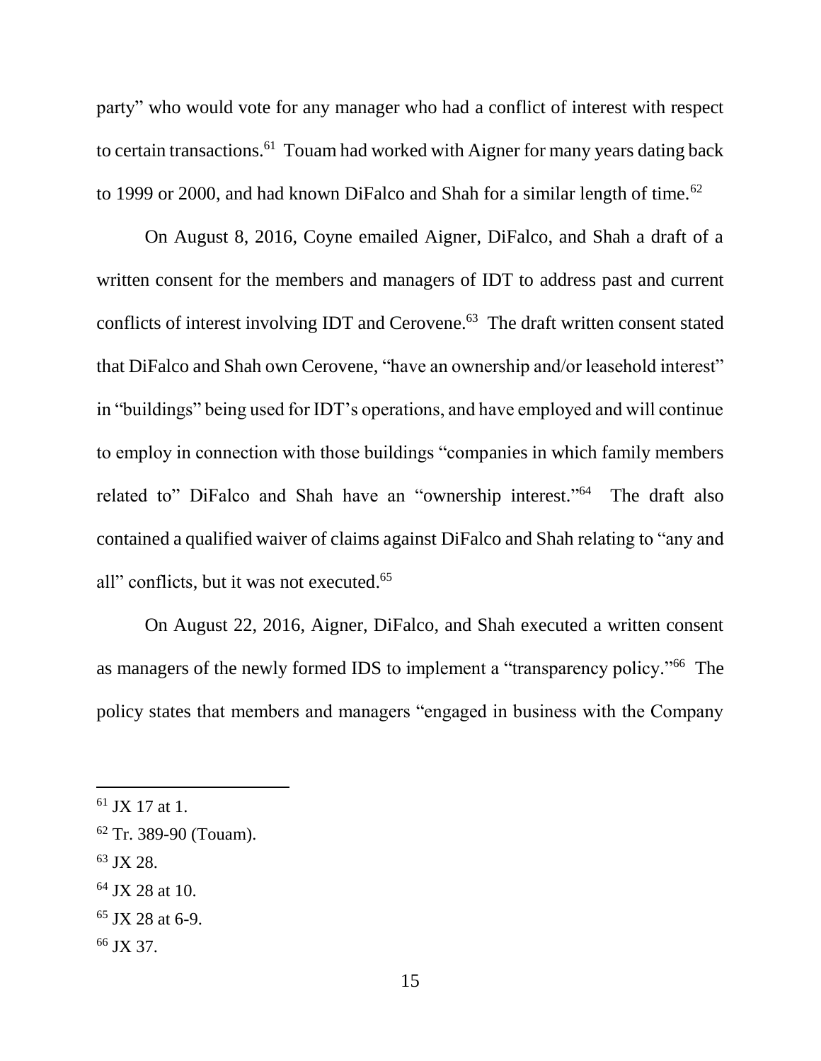party" who would vote for any manager who had a conflict of interest with respect to certain transactions.[61] Touam had worked with Aigner for many years dating back to 1999 or 2000, and had known DiFalco and Shah for a similar length of time.[62]

On August 8, 2016, Coyne emailed Aigner, DiFalco, and Shah a draft of a written consent for the members and managers of IDT to address past and current conflicts of interest involving IDT and Cerovene.[63] The draft written consent stated that DiFalco and Shah own Cerovene, "have an ownership and/or leasehold interest" in "buildings" being used for IDT's operations, and have employed and will continue to employ in connection with those buildings "companies in which family members related to" DiFalco and Shah have an "ownership interest."[64] The draft also contained a qualified waiver of claims against DiFalco and Shah relating to "any and all" conflicts, but it was not executed.[65]

On August 22, 2016, Aigner, DiFalco, and Shah executed a written consent as managers of the newly formed IDS to implement a "transparency policy."[66] The policy states that members and managers "engaged in business with the Company

[61] JX 17 at 1.

[62] Tr. 389-90 (Touam).

[63] JX 28.

[64] JX 28 at 10.

[65] JX 28 at 6-9.

[66] JX 37.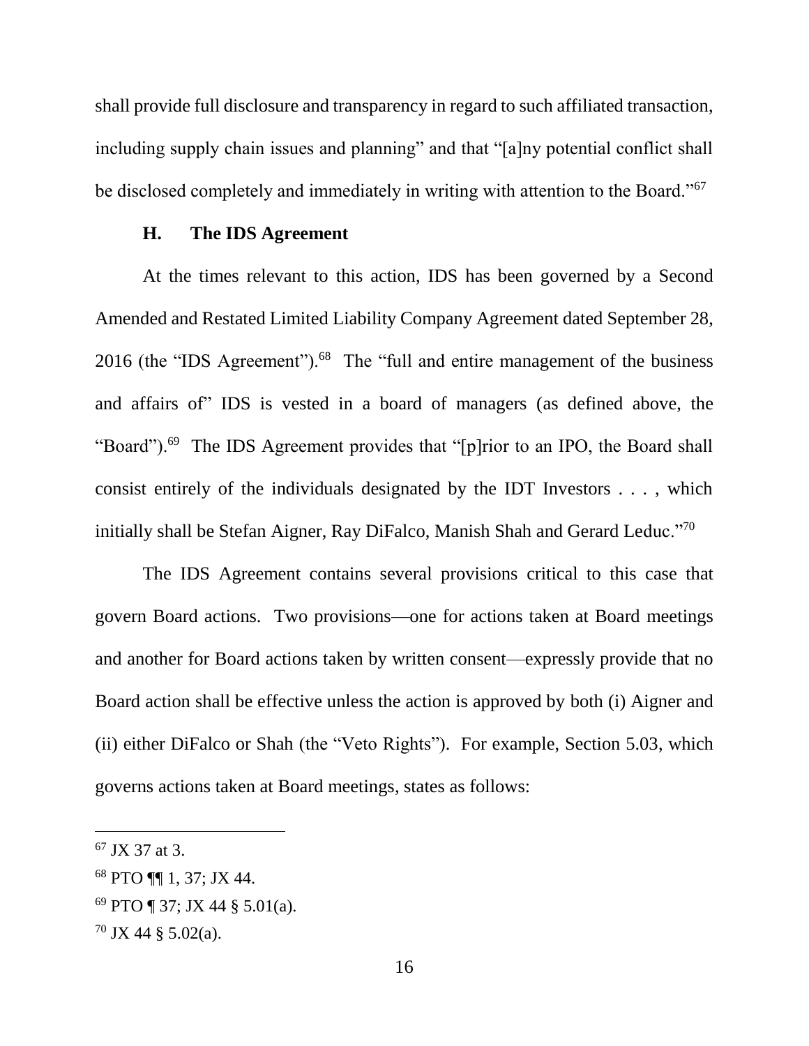shall provide full disclosure and transparency in regard to such affiliated transaction, including supply chain issues and planning" and that "[a]ny potential conflict shall be disclosed completely and immediately in writing with attention to the Board."[67]

### H. The IDS Agreement

At the times relevant to this action, IDS has been governed by a Second Amended and Restated Limited Liability Company Agreement dated September 28, 2016 (the "IDS Agreement").[68] The "full and entire management of the business and affairs of" IDS is vested in a board of managers (as defined above, the "Board").[69] The IDS Agreement provides that "[p]rior to an IPO, the Board shall consist entirely of the individuals designated by the IDT Investors . . . , which initially shall be Stefan Aigner, Ray DiFalco, Manish Shah and Gerard Leduc."[70]

The IDS Agreement contains several provisions critical to this case that govern Board actions. Two provisions—one for actions taken at Board meetings and another for Board actions taken by written consent—expressly provide that no Board action shall be effective unless the action is approved by both (i) Aigner and (ii) either DiFalco or Shah (the "Veto Rights"). For example, Section 5.03, which governs actions taken at Board meetings, states as follows:

---

[67] JX 37 at 3.

[68] PTO ¶¶ 1, 37; JX 44.

[69] PTO ¶ 37; JX 44 § 5.01(a).

[70] JX 44 § 5.02(a).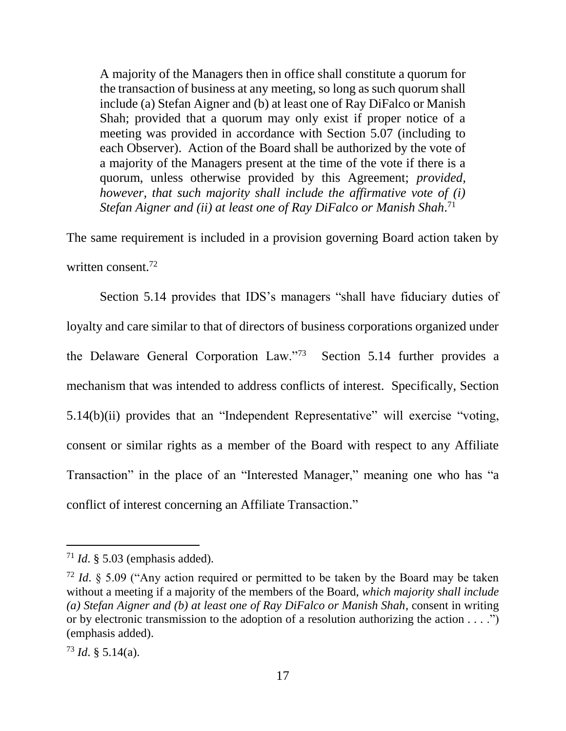> A majority of the Managers then in office shall constitute a quorum for the transaction of business at any meeting, so long as such quorum shall include (a) Stefan Aigner and (b) at least one of Ray DiFalco or Manish Shah; provided that a quorum may only exist if proper notice of a meeting was provided in accordance with Section 5.07 (including to each Observer). Action of the Board shall be authorized by the vote of a majority of the Managers present at the time of the vote if there is a quorum, unless otherwise provided by this Agreement; *provided, however, that such majority shall include the affirmative vote of (i) Stefan Aigner and (ii) at least one of Ray DiFalco or Manish Shah*.[71]

The same requirement is included in a provision governing Board action taken by written consent.[72]

Section 5.14 provides that IDS's managers "shall have fiduciary duties of loyalty and care similar to that of directors of business corporations organized under the Delaware General Corporation Law."[73] Section 5.14 further provides a mechanism that was intended to address conflicts of interest. Specifically, Section 5.14(b)(ii) provides that an "Independent Representative" will exercise "voting, consent or similar rights as a member of the Board with respect to any Affiliate Transaction" in the place of an "Interested Manager," meaning one who has "a conflict of interest concerning an Affiliate Transaction."

---

[71] *Id*. § 5.03 (emphasis added).

[72] *Id*. § 5.09 ("Any action required or permitted to be taken by the Board may be taken without a meeting if a majority of the members of the Board, *which majority shall include (a) Stefan Aigner and (b) at least one of Ray DiFalco or Manish Shah*, consent in writing or by electronic transmission to the adoption of a resolution authorizing the action . . . .") (emphasis added).

[73] *Id*. § 5.14(a).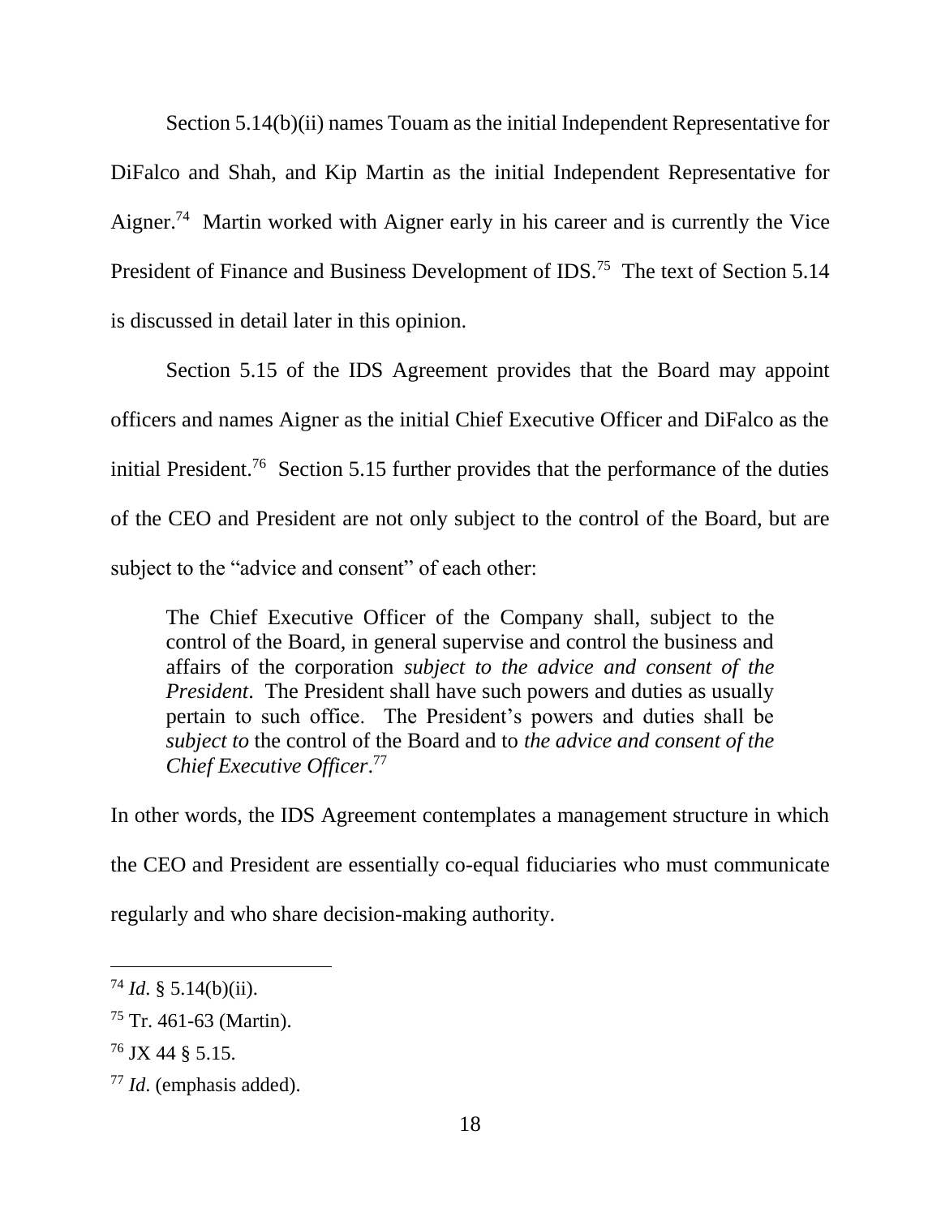Section 5.14(b)(ii) names Touam as the initial Independent Representative for DiFalco and Shah, and Kip Martin as the initial Independent Representative for Aigner.[74] Martin worked with Aigner early in his career and is currently the Vice President of Finance and Business Development of IDS.[75] The text of Section 5.14 is discussed in detail later in this opinion.

Section 5.15 of the IDS Agreement provides that the Board may appoint officers and names Aigner as the initial Chief Executive Officer and DiFalco as the initial President.[76] Section 5.15 further provides that the performance of the duties of the CEO and President are not only subject to the control of the Board, but are subject to the "advice and consent" of each other:

> The Chief Executive Officer of the Company shall, subject to the control of the Board, in general supervise and control the business and affairs of the corporation *subject to the advice and consent of the President*. The President shall have such powers and duties as usually pertain to such office. The President's powers and duties shall be *subject to* the control of the Board and to *the advice and consent of the Chief Executive Officer*.[77]

In other words, the IDS Agreement contemplates a management structure in which the CEO and President are essentially co-equal fiduciaries who must communicate regularly and who share decision-making authority.

---

[74] *Id*. § 5.14(b)(ii).

[75] Tr. 461-63 (Martin).

[76] JX 44 § 5.15.

[77] *Id*. (emphasis added).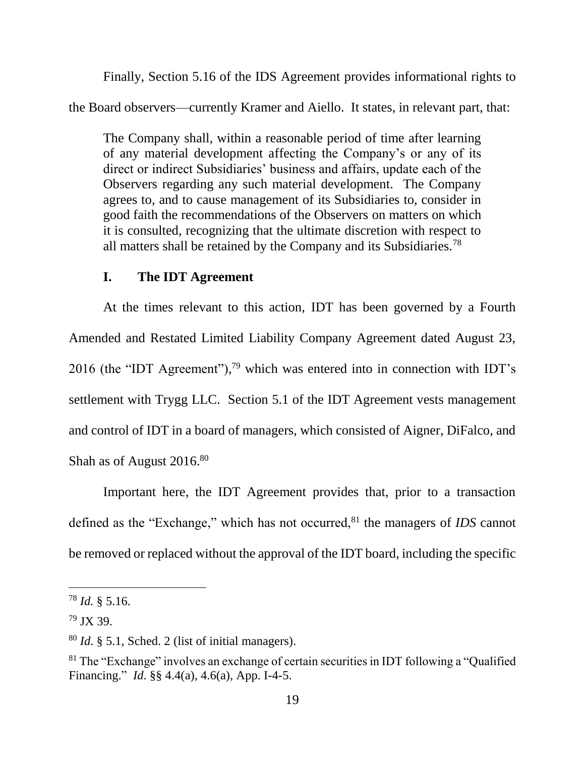Finally, Section 5.16 of the IDS Agreement provides informational rights to the Board observers—currently Kramer and Aiello. It states, in relevant part, that:

> The Company shall, within a reasonable period of time after learning of any material development affecting the Company's or any of its direct or indirect Subsidiaries' business and affairs, update each of the Observers regarding any such material development. The Company agrees to, and to cause management of its Subsidiaries to, consider in good faith the recommendations of the Observers on matters on which it is consulted, recognizing that the ultimate discretion with respect to all matters shall be retained by the Company and its Subsidiaries.[78]

### I. The IDT Agreement

At the times relevant to this action, IDT has been governed by a Fourth Amended and Restated Limited Liability Company Agreement dated August 23, 2016 (the "IDT Agreement"),[79] which was entered into in connection with IDT's settlement with Trygg LLC. Section 5.1 of the IDT Agreement vests management and control of IDT in a board of managers, which consisted of Aigner, DiFalco, and Shah as of August 2016.[80]

Important here, the IDT Agreement provides that, prior to a transaction defined as the "Exchange," which has not occurred,[81] the managers of *IDS* cannot be removed or replaced without the approval of the IDT board, including the specific

---

[78] *Id.* § 5.16.

[79] JX 39.

[80] *Id*. § 5.1, Sched. 2 (list of initial managers).

[81] The "Exchange" involves an exchange of certain securities in IDT following a "Qualified Financing." *Id*. §§ 4.4(a), 4.6(a), App. I-4-5.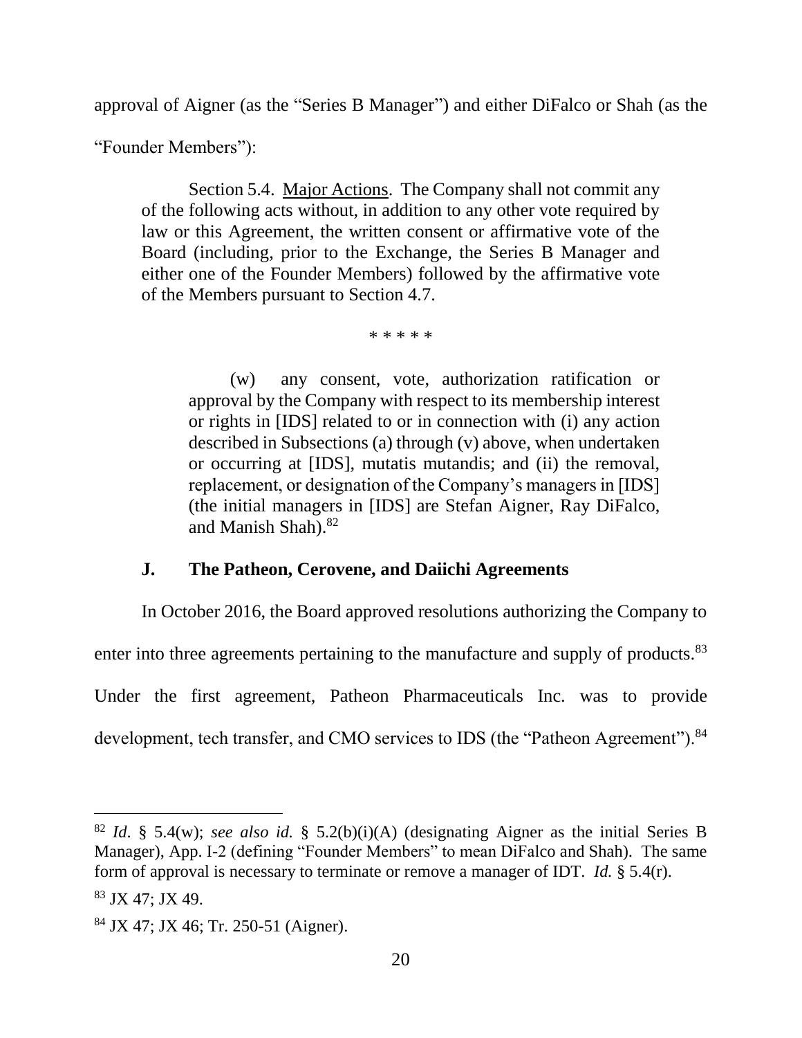approval of Aigner (as the "Series B Manager") and either DiFalco or Shah (as the "Founder Members"):

> Section 5.4. Major Actions. The Company shall not commit any of the following acts without, in addition to any other vote required by law or this Agreement, the written consent or affirmative vote of the Board (including, prior to the Exchange, the Series B Manager and either one of the Founder Members) followed by the affirmative vote of the Members pursuant to Section 4.7.
>
> \* \* \* \* \*
>
> (w) any consent, vote, authorization ratification or approval by the Company with respect to its membership interest or rights in [IDS] related to or in connection with (i) any action described in Subsections (a) through (v) above, when undertaken or occurring at [IDS], mutatis mutandis; and (ii) the removal, replacement, or designation of the Company's managers in [IDS] (the initial managers in [IDS] are Stefan Aigner, Ray DiFalco, and Manish Shah).[82]

### J. The Patheon, Cerovene, and Daiichi Agreements

In October 2016, the Board approved resolutions authorizing the Company to enter into three agreements pertaining to the manufacture and supply of products.[83] Under the first agreement, Patheon Pharmaceuticals Inc. was to provide development, tech transfer, and CMO services to IDS (the "Patheon Agreement").[84]

---

[82] *Id.* § 5.4(w); *see also id.* § 5.2(b)(i)(A) (designating Aigner as the initial Series B Manager), App. I-2 (defining "Founder Members" to mean DiFalco and Shah). The same form of approval is necessary to terminate or remove a manager of IDT. *Id.* § 5.4(r).

[83] JX 47; JX 49.

[84] JX 47; JX 46; Tr. 250-51 (Aigner).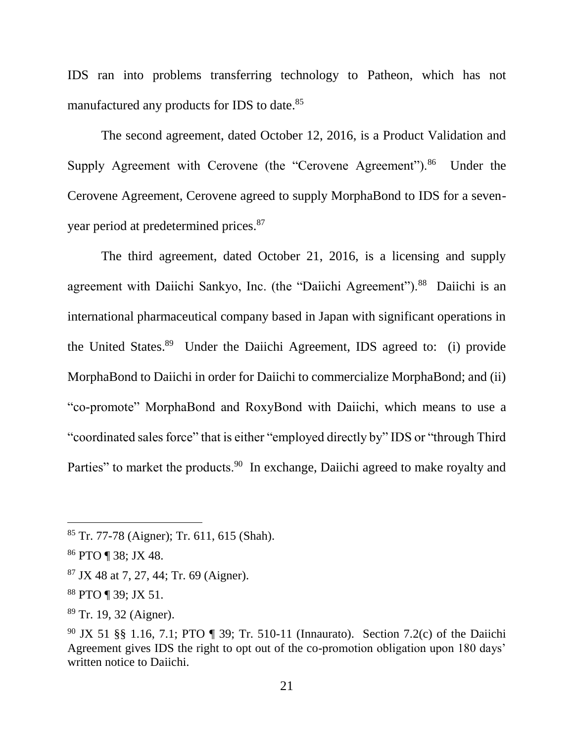IDS ran into problems transferring technology to Patheon, which has not manufactured any products for IDS to date.[85]

The second agreement, dated October 12, 2016, is a Product Validation and Supply Agreement with Cerovene (the "Cerovene Agreement").[86] Under the Cerovene Agreement, Cerovene agreed to supply MorphaBond to IDS for a seven-year period at predetermined prices.[87]

The third agreement, dated October 21, 2016, is a licensing and supply agreement with Daiichi Sankyo, Inc. (the "Daiichi Agreement").[88] Daiichi is an international pharmaceutical company based in Japan with significant operations in the United States.[89] Under the Daiichi Agreement, IDS agreed to: (i) provide MorphaBond to Daiichi in order for Daiichi to commercialize MorphaBond; and (ii) "co-promote" MorphaBond and RoxyBond with Daiichi, which means to use a "coordinated sales force" that is either "employed directly by" IDS or "through Third Parties" to market the products.[90] In exchange, Daiichi agreed to make royalty and

---

[85] Tr. 77-78 (Aigner); Tr. 611, 615 (Shah).

[86] PTO ¶ 38; JX 48.

[87] JX 48 at 7, 27, 44; Tr. 69 (Aigner).

[88] PTO ¶ 39; JX 51.

[89] Tr. 19, 32 (Aigner).

[90] JX 51 §§ 1.16, 7.1; PTO ¶ 39; Tr. 510-11 (Innaurato). Section 7.2(c) of the Daiichi Agreement gives IDS the right to opt out of the co-promotion obligation upon 180 days' written notice to Daiichi.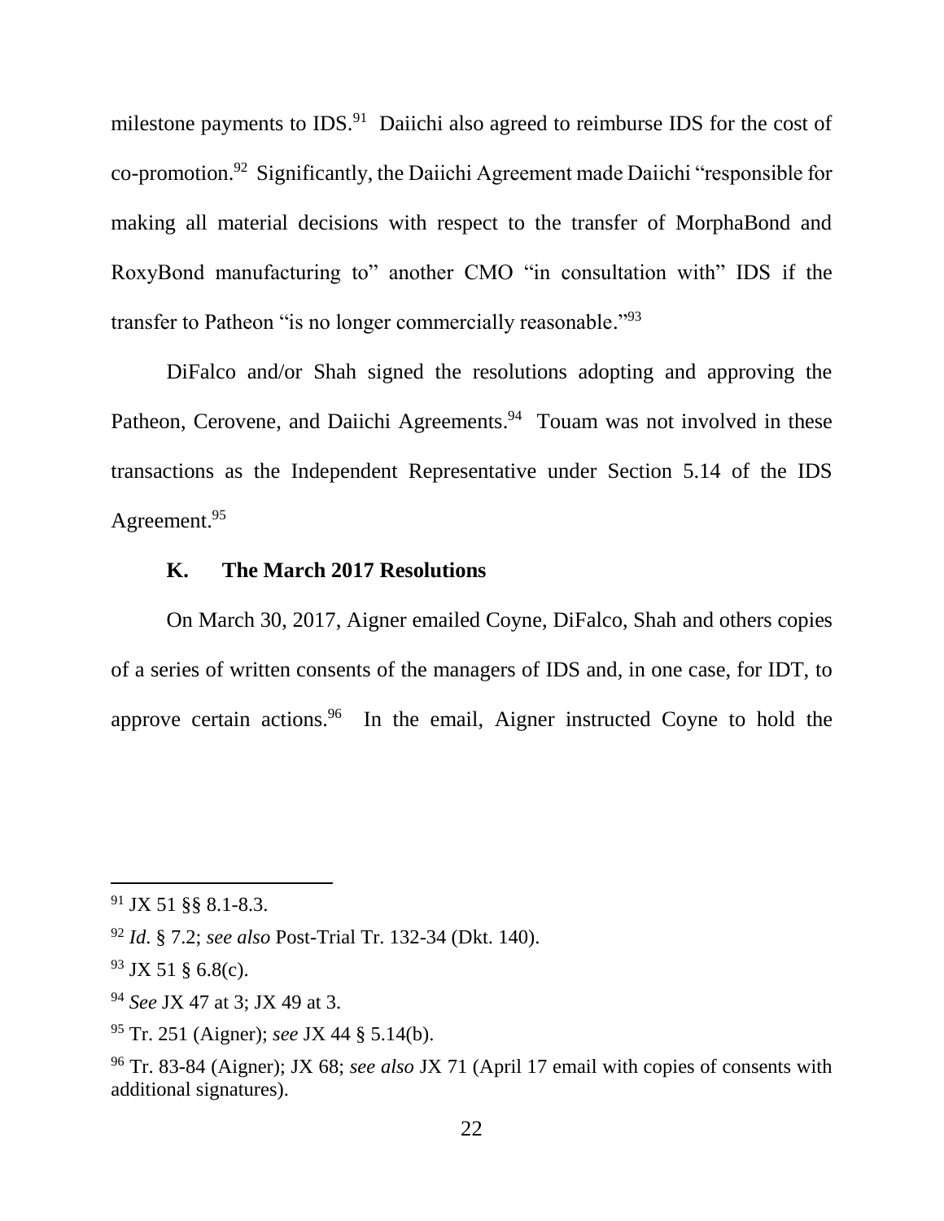milestone payments to IDS.[91] Daiichi also agreed to reimburse IDS for the cost of co-promotion.[92] Significantly, the Daiichi Agreement made Daiichi "responsible for making all material decisions with respect to the transfer of MorphaBond and RoxyBond manufacturing to" another CMO "in consultation with" IDS if the transfer to Patheon "is no longer commercially reasonable."[93]

DiFalco and/or Shah signed the resolutions adopting and approving the Patheon, Cerovene, and Daiichi Agreements.[94] Touam was not involved in these transactions as the Independent Representative under Section 5.14 of the IDS Agreement.[95]

### K. The March 2017 Resolutions

On March 30, 2017, Aigner emailed Coyne, DiFalco, Shah and others copies of a series of written consents of the managers of IDS and, in one case, for IDT, to approve certain actions.[96] In the email, Aigner instructed Coyne to hold the

---

[91] JX 51 §§ 8.1-8.3.

[92] *Id*. § 7.2; *see also* Post-Trial Tr. 132-34 (Dkt. 140).

[93] JX 51 § 6.8(c).

[94] *See* JX 47 at 3; JX 49 at 3.

[95] Tr. 251 (Aigner); *see* JX 44 § 5.14(b).

[96] Tr. 83-84 (Aigner); JX 68; *see also* JX 71 (April 17 email with copies of consents with additional signatures).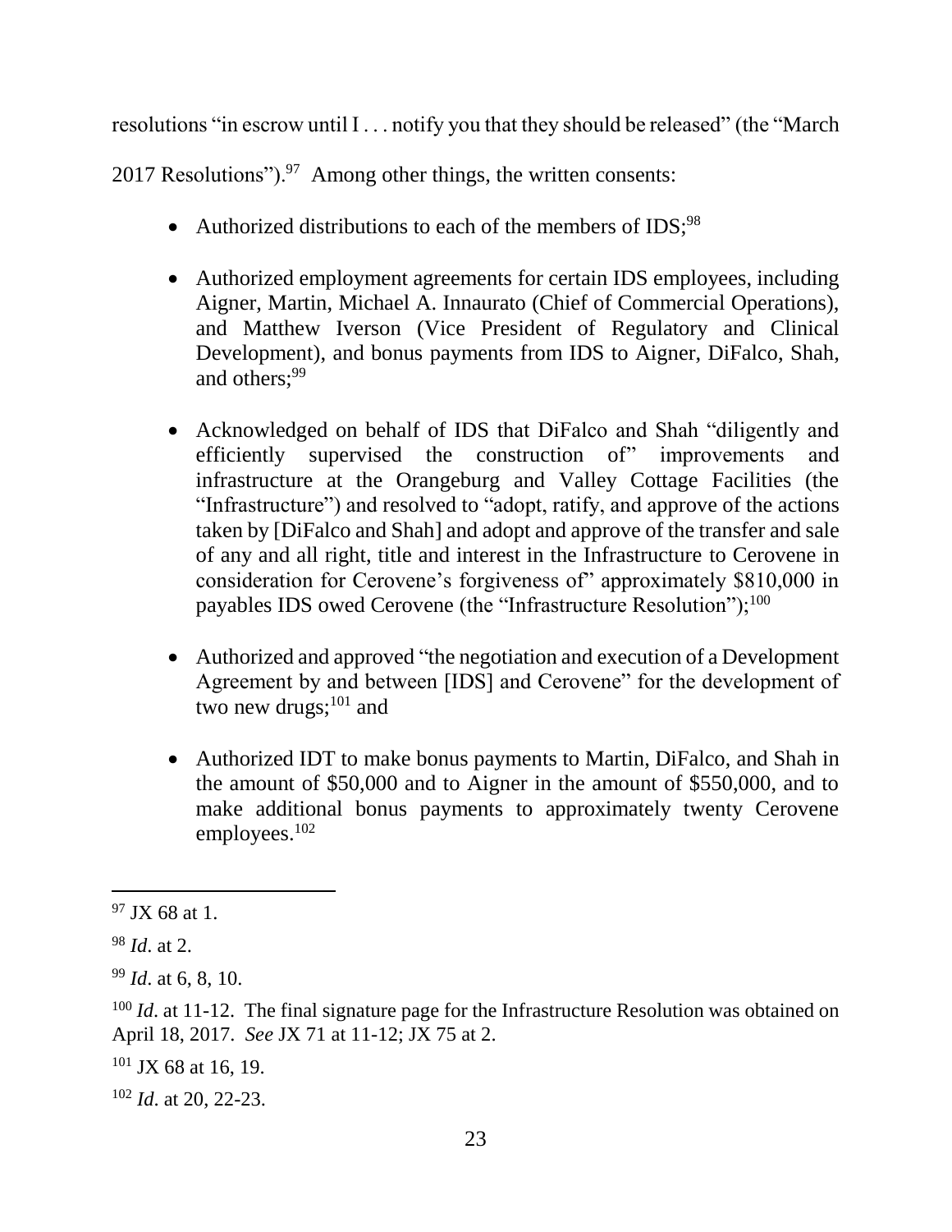resolutions "in escrow until I . . . notify you that they should be released" (the "March 2017 Resolutions").[97] Among other things, the written consents:

- Authorized distributions to each of the members of IDS;[98]
- Authorized employment agreements for certain IDS employees, including Aigner, Martin, Michael A. Innaurato (Chief of Commercial Operations), and Matthew Iverson (Vice President of Regulatory and Clinical Development), and bonus payments from IDS to Aigner, DiFalco, Shah, and others;[99]
- Acknowledged on behalf of IDS that DiFalco and Shah "diligently and efficiently supervised the construction of" improvements and infrastructure at the Orangeburg and Valley Cottage Facilities (the "Infrastructure") and resolved to "adopt, ratify, and approve of the actions taken by [DiFalco and Shah] and adopt and approve of the transfer and sale of any and all right, title and interest in the Infrastructure to Cerovene in consideration for Cerovene's forgiveness of" approximately $810,000 in payables IDS owed Cerovene (the "Infrastructure Resolution");[100]
- Authorized and approved "the negotiation and execution of a Development Agreement by and between [IDS] and Cerovene" for the development of two new drugs;[101] and
- Authorized IDT to make bonus payments to Martin, DiFalco, and Shah in the amount of $50,000 and to Aigner in the amount of $550,000, and to make additional bonus payments to approximately twenty Cerovene employees.[102]

---

[97] JX 68 at 1.

[98] *Id*. at 2.

[99] *Id*. at 6, 8, 10.

[100] *Id*. at 11-12. The final signature page for the Infrastructure Resolution was obtained on April 18, 2017. *See* JX 71 at 11-12; JX 75 at 2.

[101] JX 68 at 16, 19.

[102] *Id*. at 20, 22-23.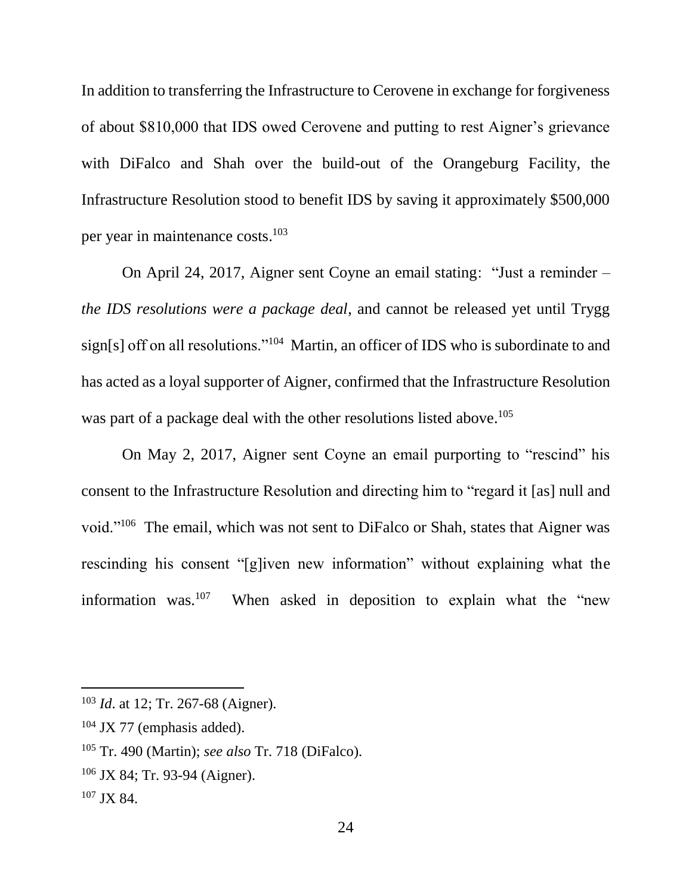In addition to transferring the Infrastructure to Cerovene in exchange for forgiveness of about $810,000 that IDS owed Cerovene and putting to rest Aigner's grievance with DiFalco and Shah over the build-out of the Orangeburg Facility, the Infrastructure Resolution stood to benefit IDS by saving it approximately $500,000 per year in maintenance costs.[103]

On April 24, 2017, Aigner sent Coyne an email stating: "Just a reminder – *the IDS resolutions were a package deal*, and cannot be released yet until Trygg sign[s] off on all resolutions."[104] Martin, an officer of IDS who is subordinate to and has acted as a loyal supporter of Aigner, confirmed that the Infrastructure Resolution was part of a package deal with the other resolutions listed above.[105]

On May 2, 2017, Aigner sent Coyne an email purporting to "rescind" his consent to the Infrastructure Resolution and directing him to "regard it [as] null and void."[106] The email, which was not sent to DiFalco or Shah, states that Aigner was rescinding his consent "[g]iven new information" without explaining what the information was.[107] When asked in deposition to explain what the "new

---

[103] *Id*. at 12; Tr. 267-68 (Aigner).

[104] JX 77 (emphasis added).

[105] Tr. 490 (Martin); *see also* Tr. 718 (DiFalco).

[106] JX 84; Tr. 93-94 (Aigner).

[107] JX 84.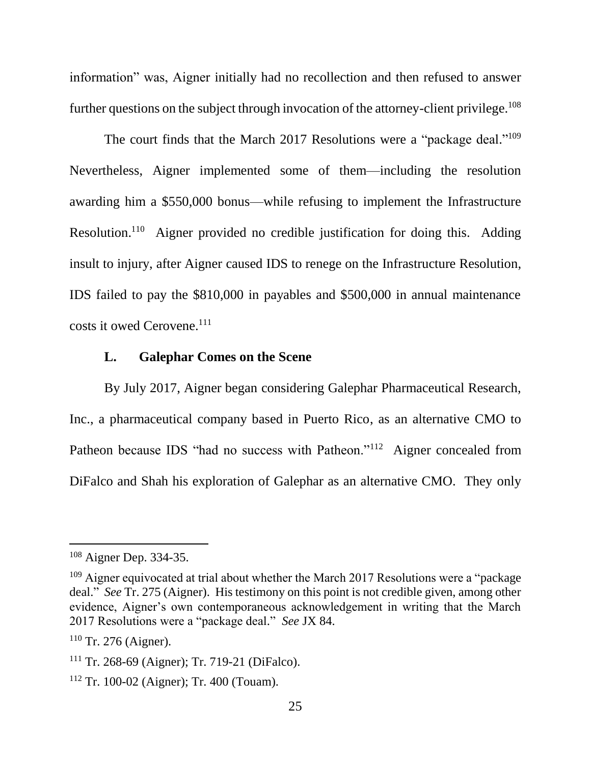information" was, Aigner initially had no recollection and then refused to answer further questions on the subject through invocation of the attorney-client privilege.[108]

The court finds that the March 2017 Resolutions were a "package deal."[109] Nevertheless, Aigner implemented some of them—including the resolution awarding him a $550,000 bonus—while refusing to implement the Infrastructure Resolution.[110] Aigner provided no credible justification for doing this. Adding insult to injury, after Aigner caused IDS to renege on the Infrastructure Resolution, IDS failed to pay the $810,000 in payables and $500,000 in annual maintenance costs it owed Cerovene.[111]

### L. Galephar Comes on the Scene

By July 2017, Aigner began considering Galephar Pharmaceutical Research, Inc., a pharmaceutical company based in Puerto Rico, as an alternative CMO to Patheon because IDS "had no success with Patheon."[112] Aigner concealed from DiFalco and Shah his exploration of Galephar as an alternative CMO. They only

---

[108] Aigner Dep. 334-35.

[109] Aigner equivocated at trial about whether the March 2017 Resolutions were a "package deal." *See* Tr. 275 (Aigner). His testimony on this point is not credible given, among other evidence, Aigner's own contemporaneous acknowledgement in writing that the March 2017 Resolutions were a "package deal." *See* JX 84.

[110] Tr. 276 (Aigner).

[111] Tr. 268-69 (Aigner); Tr. 719-21 (DiFalco).

[112] Tr. 100-02 (Aigner); Tr. 400 (Touam).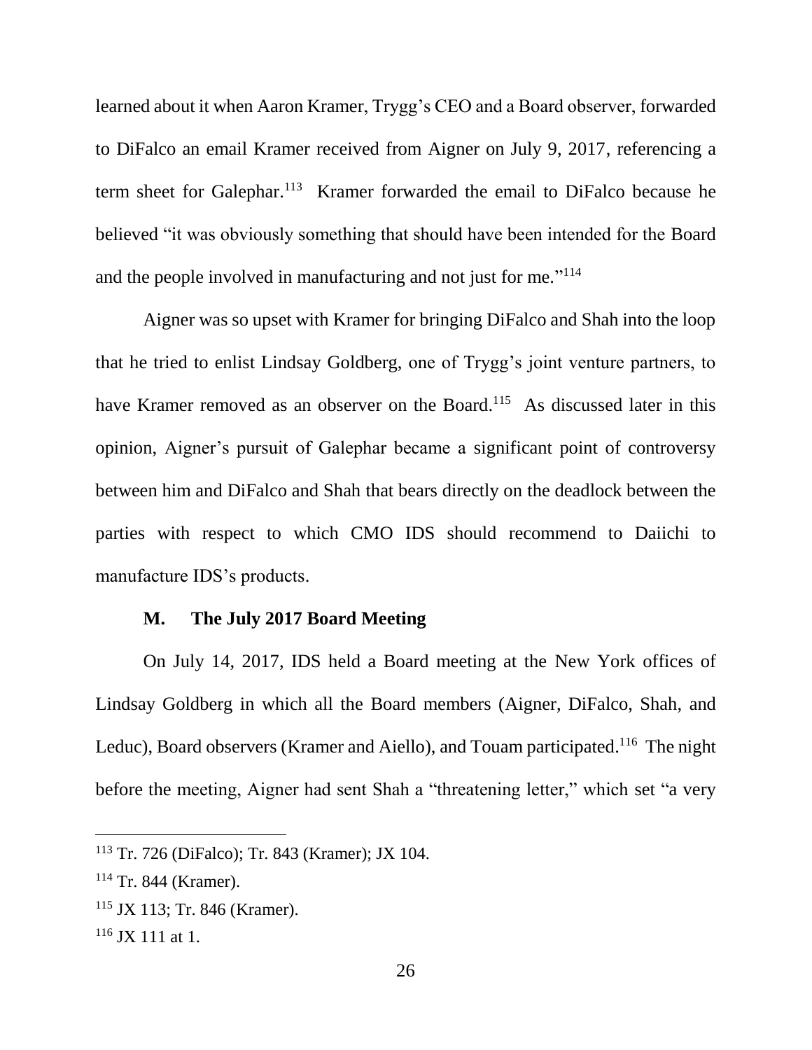learned about it when Aaron Kramer, Trygg's CEO and a Board observer, forwarded to DiFalco an email Kramer received from Aigner on July 9, 2017, referencing a term sheet for Galephar.[113] Kramer forwarded the email to DiFalco because he believed "it was obviously something that should have been intended for the Board and the people involved in manufacturing and not just for me."[114]

Aigner was so upset with Kramer for bringing DiFalco and Shah into the loop that he tried to enlist Lindsay Goldberg, one of Trygg's joint venture partners, to have Kramer removed as an observer on the Board.[115] As discussed later in this opinion, Aigner's pursuit of Galephar became a significant point of controversy between him and DiFalco and Shah that bears directly on the deadlock between the parties with respect to which CMO IDS should recommend to Daiichi to manufacture IDS's products.

### M. The July 2017 Board Meeting

On July 14, 2017, IDS held a Board meeting at the New York offices of Lindsay Goldberg in which all the Board members (Aigner, DiFalco, Shah, and Leduc), Board observers (Kramer and Aiello), and Touam participated.[116] The night before the meeting, Aigner had sent Shah a "threatening letter," which set "a very

---

[113] Tr. 726 (DiFalco); Tr. 843 (Kramer); JX 104.

[114] Tr. 844 (Kramer).

[115] JX 113; Tr. 846 (Kramer).

[116] JX 111 at 1.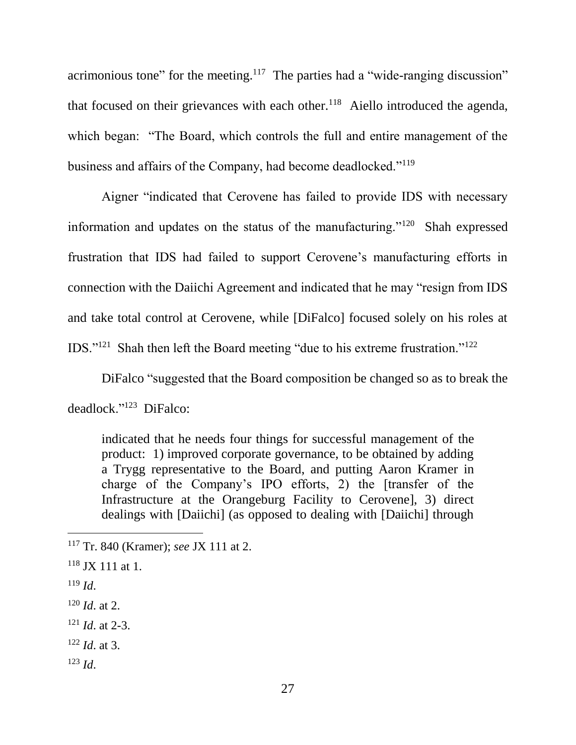acrimonious tone" for the meeting.[117] The parties had a "wide-ranging discussion" that focused on their grievances with each other.[118] Aiello introduced the agenda, which began: "The Board, which controls the full and entire management of the business and affairs of the Company, had become deadlocked."[119]

Aigner "indicated that Cerovene has failed to provide IDS with necessary information and updates on the status of the manufacturing."[120] Shah expressed frustration that IDS had failed to support Cerovene's manufacturing efforts in connection with the Daiichi Agreement and indicated that he may "resign from IDS and take total control at Cerovene, while [DiFalco] focused solely on his roles at IDS."[121] Shah then left the Board meeting "due to his extreme frustration."[122]

DiFalco "suggested that the Board composition be changed so as to break the deadlock."[123] DiFalco:

> indicated that he needs four things for successful management of the product: 1) improved corporate governance, to be obtained by adding a Trygg representative to the Board, and putting Aaron Kramer in charge of the Company's IPO efforts, 2) the [transfer of the Infrastructure at the Orangeburg Facility to Cerovene], 3) direct dealings with [Daiichi] (as opposed to dealing with [Daiichi] through

---

[117] Tr. 840 (Kramer); *see* JX 111 at 2.

[118] JX 111 at 1.

[119] *Id*.

[120] *Id*. at 2.

[121] *Id*. at 2-3.

[122] *Id*. at 3.

[123] *Id*.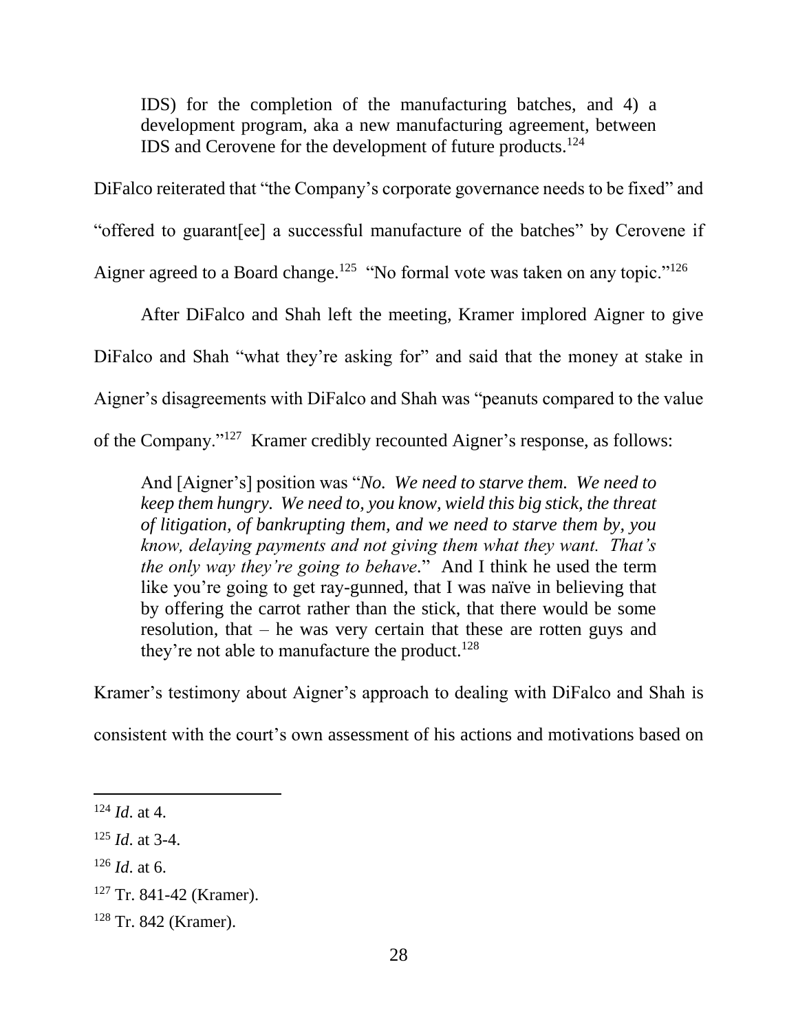> IDS) for the completion of the manufacturing batches, and 4) a development program, aka a new manufacturing agreement, between IDS and Cerovene for the development of future products.[124]

DiFalco reiterated that "the Company's corporate governance needs to be fixed" and "offered to guarant[ee] a successful manufacture of the batches" by Cerovene if Aigner agreed to a Board change.[125] "No formal vote was taken on any topic."[126]

After DiFalco and Shah left the meeting, Kramer implored Aigner to give DiFalco and Shah "what they're asking for" and said that the money at stake in Aigner's disagreements with DiFalco and Shah was "peanuts compared to the value of the Company."[127] Kramer credibly recounted Aigner's response, as follows:

> And [Aigner's] position was "*No. We need to starve them. We need to keep them hungry. We need to, you know, wield this big stick, the threat of litigation, of bankrupting them, and we need to starve them by, you know, delaying payments and not giving them what they want. That's the only way they're going to behave.*" And I think he used the term like you're going to get ray-gunned, that I was naïve in believing that by offering the carrot rather than the stick, that there would be some resolution, that – he was very certain that these are rotten guys and they're not able to manufacture the product.[128]

Kramer's testimony about Aigner's approach to dealing with DiFalco and Shah is consistent with the court's own assessment of his actions and motivations based on

---

[124] *Id*. at 4.

[125] *Id*. at 3-4.

[126] *Id*. at 6.

[127] Tr. 841-42 (Kramer).

[128] Tr. 842 (Kramer).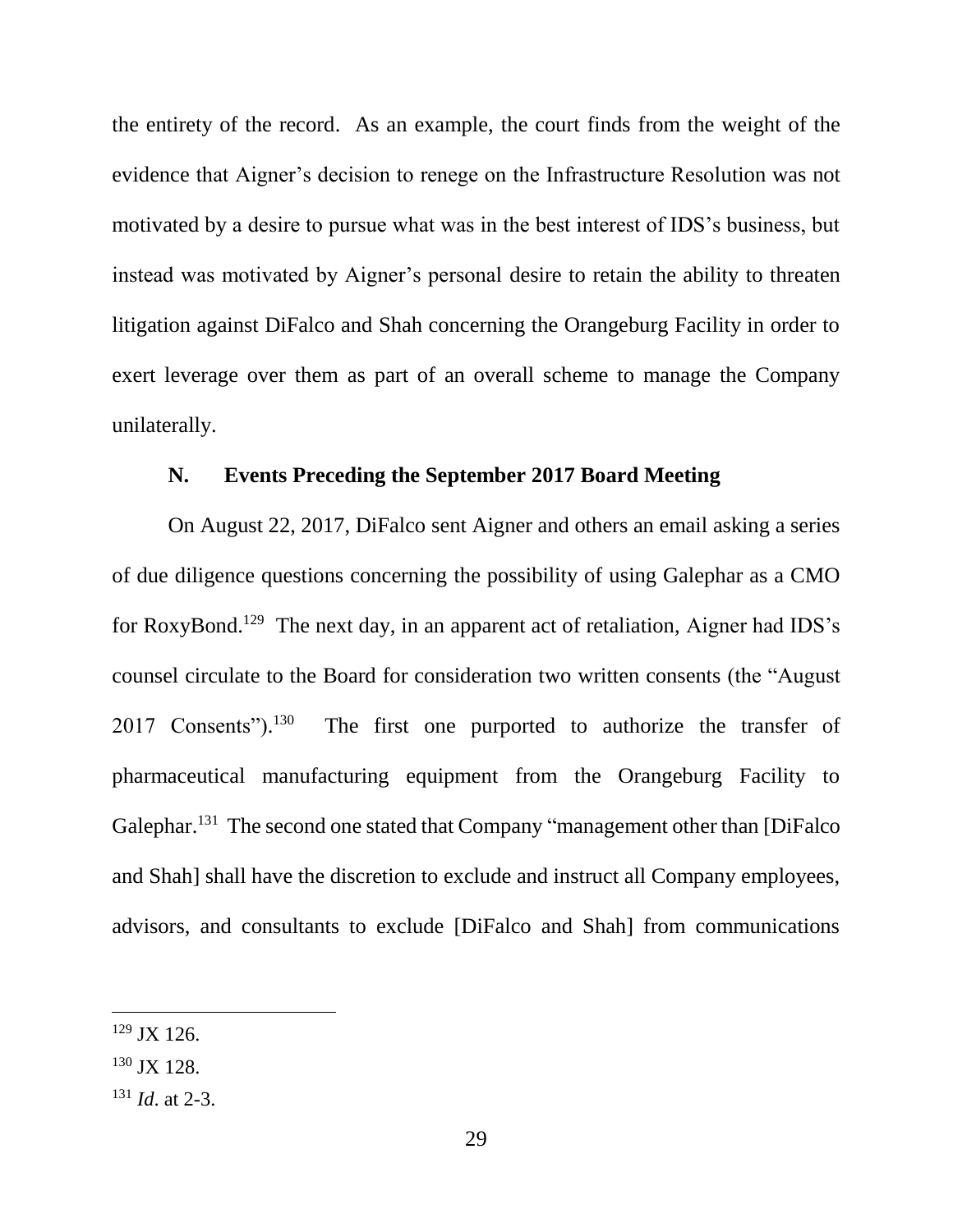the entirety of the record. As an example, the court finds from the weight of the evidence that Aigner's decision to renege on the Infrastructure Resolution was not motivated by a desire to pursue what was in the best interest of IDS's business, but instead was motivated by Aigner's personal desire to retain the ability to threaten litigation against DiFalco and Shah concerning the Orangeburg Facility in order to exert leverage over them as part of an overall scheme to manage the Company unilaterally.

### N. Events Preceding the September 2017 Board Meeting

On August 22, 2017, DiFalco sent Aigner and others an email asking a series of due diligence questions concerning the possibility of using Galephar as a CMO for RoxyBond.[129] The next day, in an apparent act of retaliation, Aigner had IDS's counsel circulate to the Board for consideration two written consents (the "August 2017 Consents").[130] The first one purported to authorize the transfer of pharmaceutical manufacturing equipment from the Orangeburg Facility to Galephar.[131] The second one stated that Company "management other than [DiFalco and Shah] shall have the discretion to exclude and instruct all Company employees, advisors, and consultants to exclude [DiFalco and Shah] from communications

---

[129] JX 126.

[130] JX 128.

[131] *Id*. at 2-3.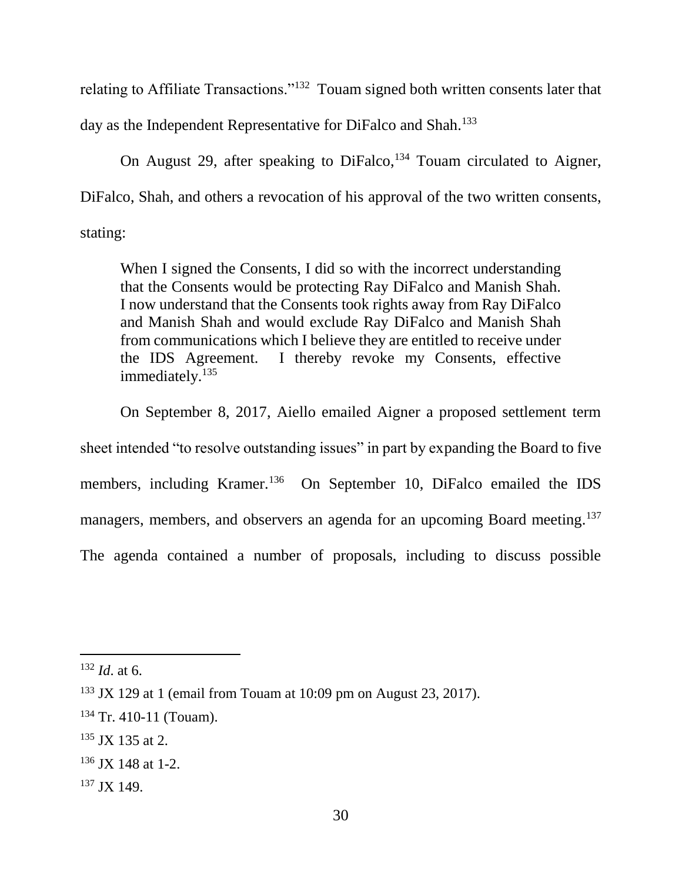relating to Affiliate Transactions."[132] Touam signed both written consents later that day as the Independent Representative for DiFalco and Shah.[133]

On August 29, after speaking to DiFalco,[134] Touam circulated to Aigner, DiFalco, Shah, and others a revocation of his approval of the two written consents, stating:

> When I signed the Consents, I did so with the incorrect understanding that the Consents would be protecting Ray DiFalco and Manish Shah. I now understand that the Consents took rights away from Ray DiFalco and Manish Shah and would exclude Ray DiFalco and Manish Shah from communications which I believe they are entitled to receive under the IDS Agreement. I thereby revoke my Consents, effective immediately.[135]

On September 8, 2017, Aiello emailed Aigner a proposed settlement term sheet intended "to resolve outstanding issues" in part by expanding the Board to five members, including Kramer.[136] On September 10, DiFalco emailed the IDS managers, members, and observers an agenda for an upcoming Board meeting.[137] The agenda contained a number of proposals, including to discuss possible

---

[132] *Id*. at 6.

[133] JX 129 at 1 (email from Touam at 10:09 pm on August 23, 2017).

[134] Tr. 410-11 (Touam).

[135] JX 135 at 2.

[136] JX 148 at 1-2.

[137] JX 149.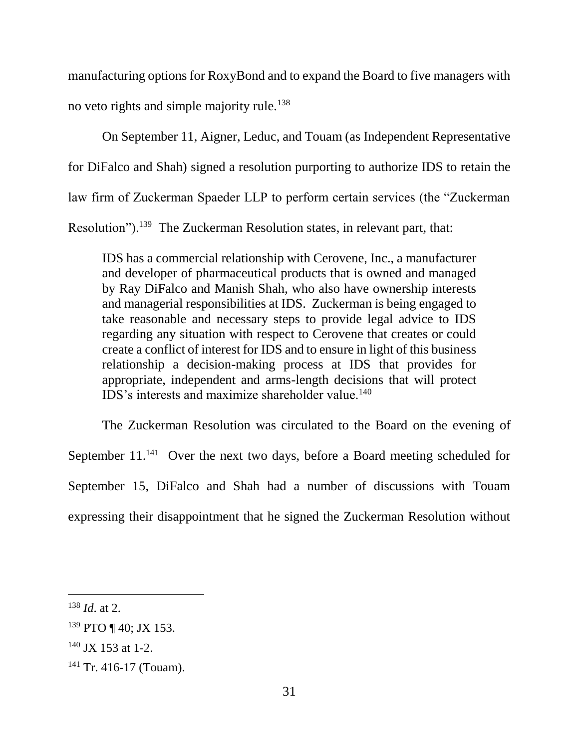manufacturing options for RoxyBond and to expand the Board to five managers with no veto rights and simple majority rule.[138]

On September 11, Aigner, Leduc, and Touam (as Independent Representative for DiFalco and Shah) signed a resolution purporting to authorize IDS to retain the law firm of Zuckerman Spaeder LLP to perform certain services (the "Zuckerman Resolution").[139] The Zuckerman Resolution states, in relevant part, that:

> IDS has a commercial relationship with Cerovene, Inc., a manufacturer and developer of pharmaceutical products that is owned and managed by Ray DiFalco and Manish Shah, who also have ownership interests and managerial responsibilities at IDS. Zuckerman is being engaged to take reasonable and necessary steps to provide legal advice to IDS regarding any situation with respect to Cerovene that creates or could create a conflict of interest for IDS and to ensure in light of this business relationship a decision-making process at IDS that provides for appropriate, independent and arms-length decisions that will protect IDS's interests and maximize shareholder value.[140]

The Zuckerman Resolution was circulated to the Board on the evening of September 11.[141] Over the next two days, before a Board meeting scheduled for September 15, DiFalco and Shah had a number of discussions with Touam expressing their disappointment that he signed the Zuckerman Resolution without

---

[138] *Id.* at 2.

[139] PTO ¶ 40; JX 153.

[140] JX 153 at 1-2.

[141] Tr. 416-17 (Touam).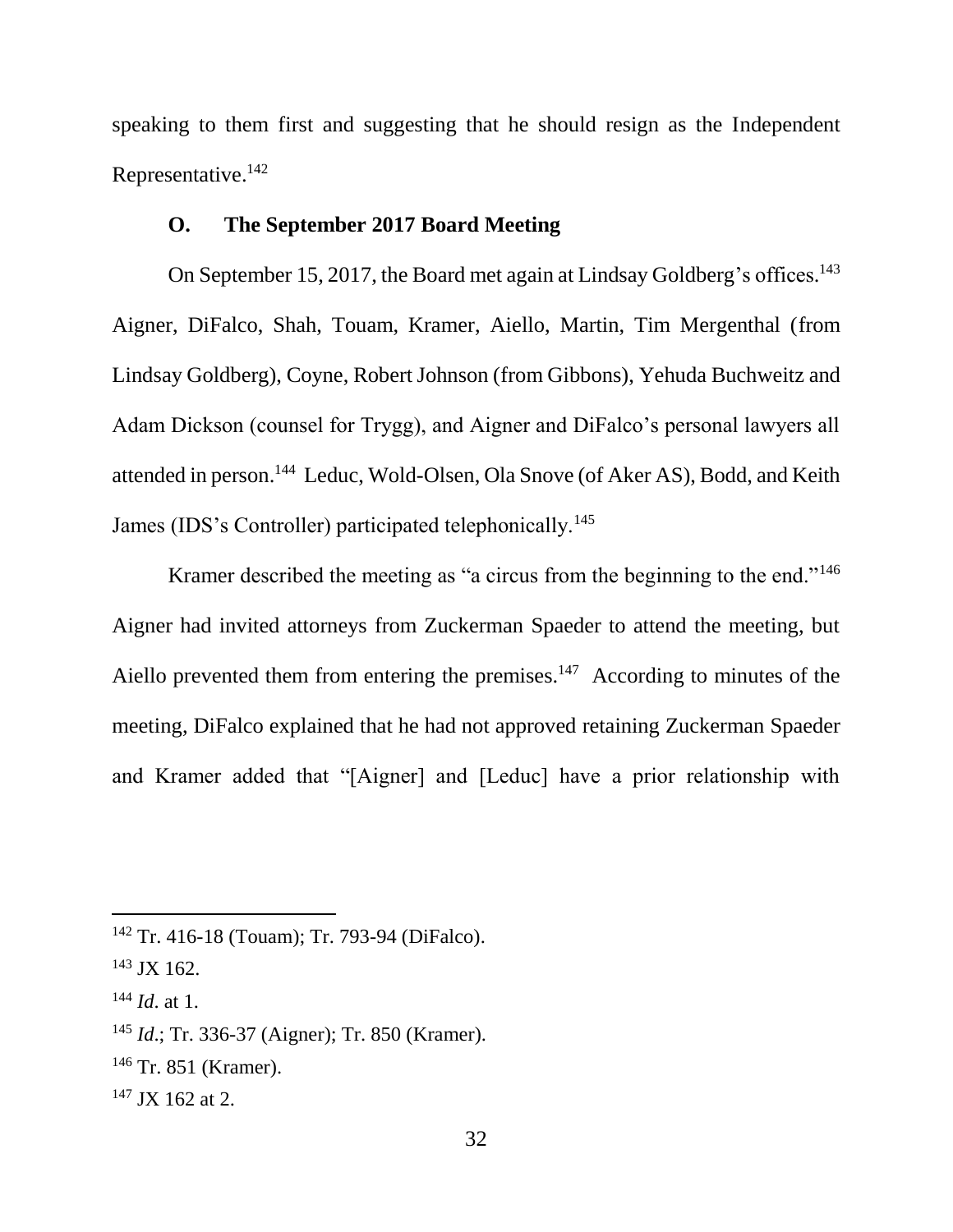speaking to them first and suggesting that he should resign as the Independent Representative.[142]

### O. The September 2017 Board Meeting

On September 15, 2017, the Board met again at Lindsay Goldberg's offices.[143] Aigner, DiFalco, Shah, Touam, Kramer, Aiello, Martin, Tim Mergenthal (from Lindsay Goldberg), Coyne, Robert Johnson (from Gibbons), Yehuda Buchweitz and Adam Dickson (counsel for Trygg), and Aigner and DiFalco's personal lawyers all attended in person.[144] Leduc, Wold-Olsen, Ola Snove (of Aker AS), Bodd, and Keith James (IDS's Controller) participated telephonically.[145]

Kramer described the meeting as "a circus from the beginning to the end."[146] Aigner had invited attorneys from Zuckerman Spaeder to attend the meeting, but Aiello prevented them from entering the premises.[147] According to minutes of the meeting, DiFalco explained that he had not approved retaining Zuckerman Spaeder and Kramer added that "[Aigner] and [Leduc] have a prior relationship with

---

[142] Tr. 416-18 (Touam); Tr. 793-94 (DiFalco).

[143] JX 162.

[144] *Id*. at 1.

[145] *Id*.; Tr. 336-37 (Aigner); Tr. 850 (Kramer).

[146] Tr. 851 (Kramer).

[147] JX 162 at 2.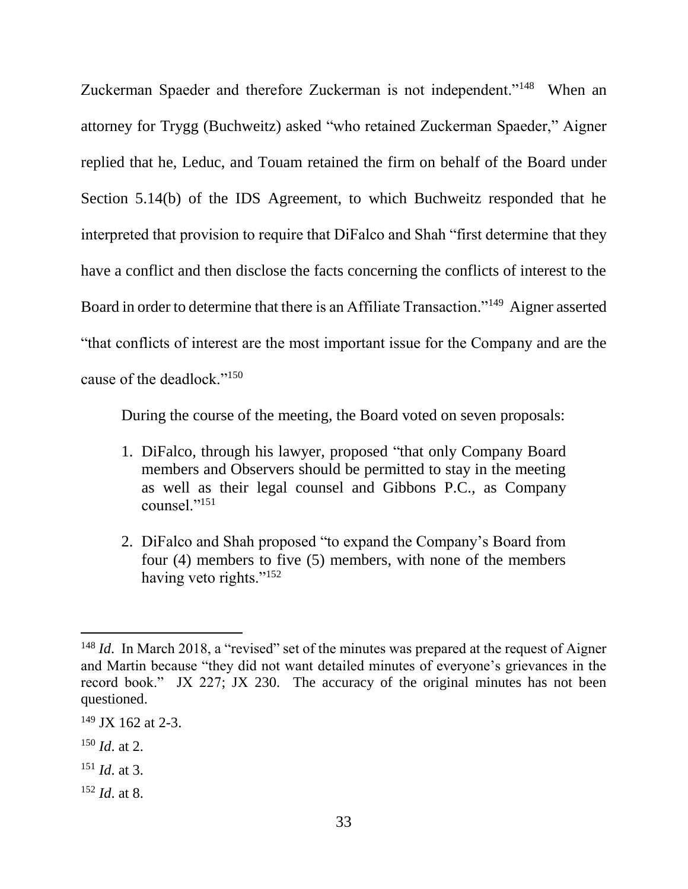Zuckerman Spaeder and therefore Zuckerman is not independent."[148] When an attorney for Trygg (Buchweitz) asked "who retained Zuckerman Spaeder," Aigner replied that he, Leduc, and Touam retained the firm on behalf of the Board under Section 5.14(b) of the IDS Agreement, to which Buchweitz responded that he interpreted that provision to require that DiFalco and Shah "first determine that they have a conflict and then disclose the facts concerning the conflicts of interest to the Board in order to determine that there is an Affiliate Transaction."[149] Aigner asserted "that conflicts of interest are the most important issue for the Company and are the cause of the deadlock."[150]

During the course of the meeting, the Board voted on seven proposals:

1. DiFalco, through his lawyer, proposed "that only Company Board members and Observers should be permitted to stay in the meeting as well as their legal counsel and Gibbons P.C., as Company counsel."[151]

2. DiFalco and Shah proposed "to expand the Company's Board from four (4) members to five (5) members, with none of the members having veto rights."[152]

---

[148] *Id*. In March 2018, a "revised" set of the minutes was prepared at the request of Aigner and Martin because "they did not want detailed minutes of everyone's grievances in the record book." JX 227; JX 230. The accuracy of the original minutes has not been questioned.

[149] JX 162 at 2-3.

[150] *Id*. at 2.

[151] *Id*. at 3.

[152] *Id*. at 8.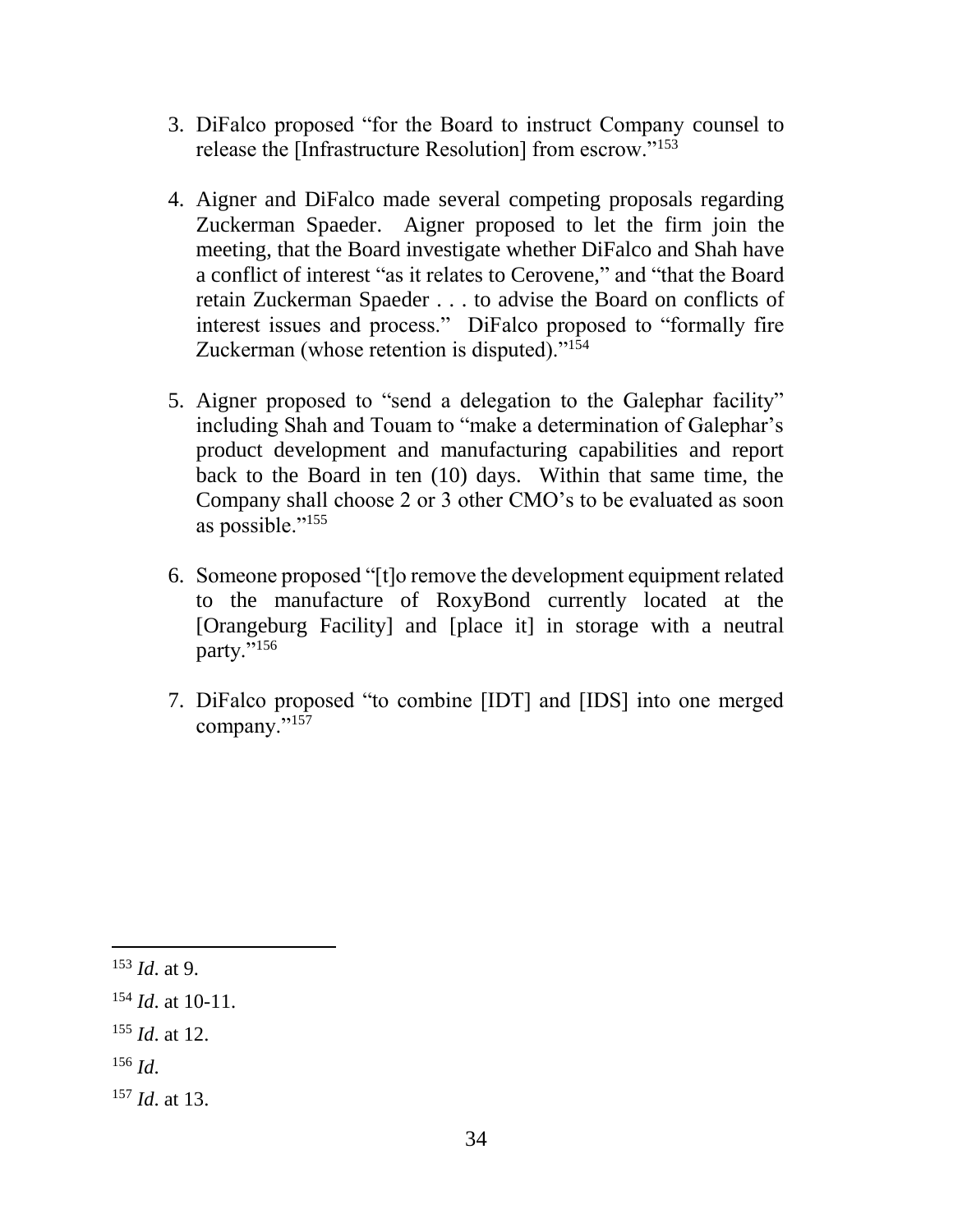3. DiFalco proposed "for the Board to instruct Company counsel to release the [Infrastructure Resolution] from escrow."[153]

4. Aigner and DiFalco made several competing proposals regarding Zuckerman Spaeder. Aigner proposed to let the firm join the meeting, that the Board investigate whether DiFalco and Shah have a conflict of interest "as it relates to Cerovene," and "that the Board retain Zuckerman Spaeder . . . to advise the Board on conflicts of interest issues and process." DiFalco proposed to "formally fire Zuckerman (whose retention is disputed)."[154]

5. Aigner proposed to "send a delegation to the Galephar facility" including Shah and Touam to "make a determination of Galephar's product development and manufacturing capabilities and report back to the Board in ten (10) days. Within that same time, the Company shall choose 2 or 3 other CMO's to be evaluated as soon as possible."[155]

6. Someone proposed "[t]o remove the development equipment related to the manufacture of RoxyBond currently located at the [Orangeburg Facility] and [place it] in storage with a neutral party."[156]

7. DiFalco proposed "to combine [IDT] and [IDS] into one merged company."[157]

---

[153] *Id*. at 9.

[154] *Id*. at 10-11.

[155] *Id*. at 12.

[156] *Id*.

[157] *Id*. at 13.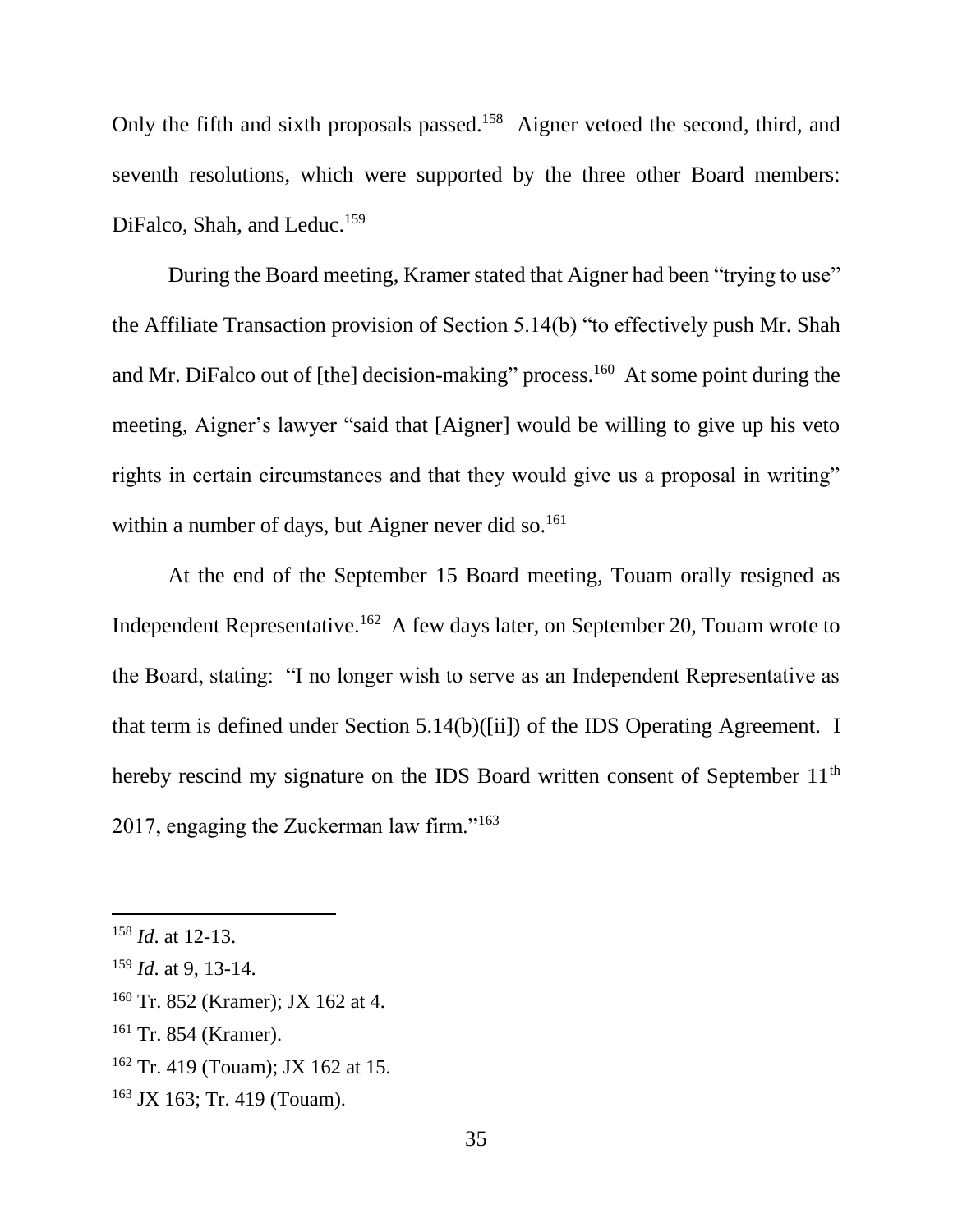Only the fifth and sixth proposals passed.[158] Aigner vetoed the second, third, and seventh resolutions, which were supported by the three other Board members: DiFalco, Shah, and Leduc.[159]

During the Board meeting, Kramer stated that Aigner had been "trying to use" the Affiliate Transaction provision of Section 5.14(b) "to effectively push Mr. Shah and Mr. DiFalco out of [the] decision-making" process.[160] At some point during the meeting, Aigner's lawyer "said that [Aigner] would be willing to give up his veto rights in certain circumstances and that they would give us a proposal in writing" within a number of days, but Aigner never did so.[161]

At the end of the September 15 Board meeting, Touam orally resigned as Independent Representative.[162] A few days later, on September 20, Touam wrote to the Board, stating: "I no longer wish to serve as an Independent Representative as that term is defined under Section 5.14(b)([ii]) of the IDS Operating Agreement. I hereby rescind my signature on the IDS Board written consent of September 11th 2017, engaging the Zuckerman law firm."[163]

---

[158] *Id*. at 12-13.

[159] *Id*. at 9, 13-14.

[160] Tr. 852 (Kramer); JX 162 at 4.

[161] Tr. 854 (Kramer).

[162] Tr. 419 (Touam); JX 162 at 15.

[163] JX 163; Tr. 419 (Touam).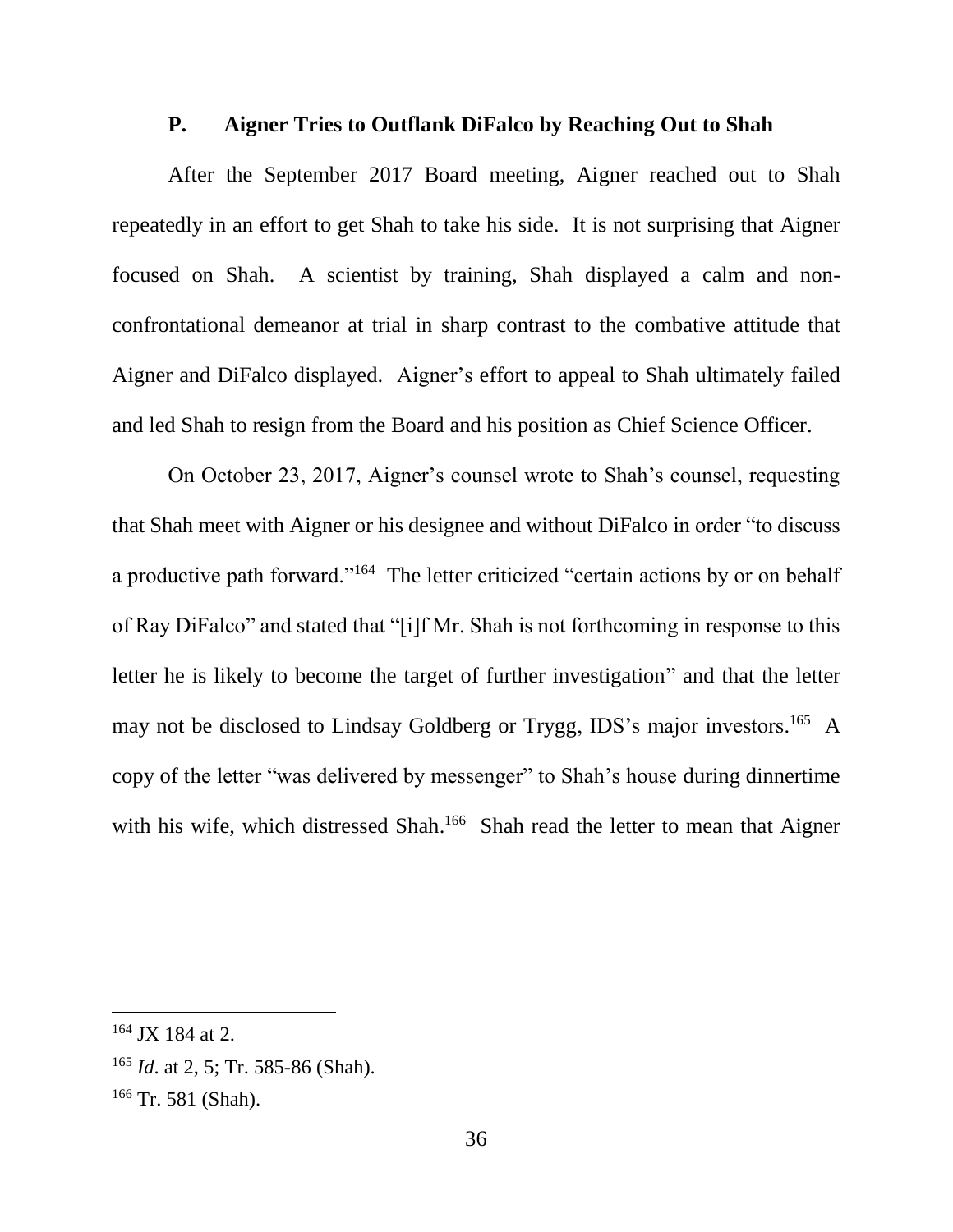### P. Aigner Tries to Outflank DiFalco by Reaching Out to Shah

After the September 2017 Board meeting, Aigner reached out to Shah repeatedly in an effort to get Shah to take his side. It is not surprising that Aigner focused on Shah. A scientist by training, Shah displayed a calm and non-confrontational demeanor at trial in sharp contrast to the combative attitude that Aigner and DiFalco displayed. Aigner's effort to appeal to Shah ultimately failed and led Shah to resign from the Board and his position as Chief Science Officer.

On October 23, 2017, Aigner's counsel wrote to Shah's counsel, requesting that Shah meet with Aigner or his designee and without DiFalco in order "to discuss a productive path forward."[164] The letter criticized "certain actions by or on behalf of Ray DiFalco" and stated that "[i]f Mr. Shah is not forthcoming in response to this letter he is likely to become the target of further investigation" and that the letter may not be disclosed to Lindsay Goldberg or Trygg, IDS's major investors.[165] A copy of the letter "was delivered by messenger" to Shah's house during dinnertime with his wife, which distressed Shah.[166] Shah read the letter to mean that Aigner

---

[164] JX 184 at 2.

[165] *Id*. at 2, 5; Tr. 585-86 (Shah).

[166] Tr. 581 (Shah).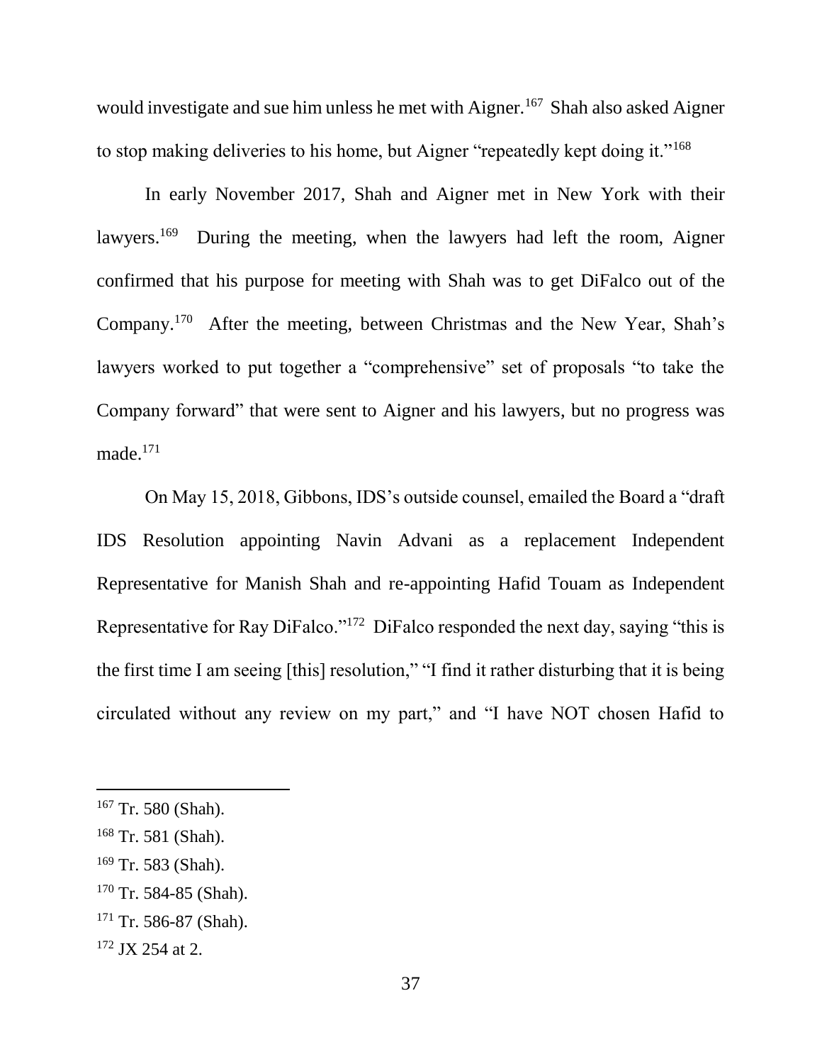would investigate and sue him unless he met with Aigner.[167] Shah also asked Aigner to stop making deliveries to his home, but Aigner "repeatedly kept doing it."[168]

In early November 2017, Shah and Aigner met in New York with their lawyers.[169] During the meeting, when the lawyers had left the room, Aigner confirmed that his purpose for meeting with Shah was to get DiFalco out of the Company.[170] After the meeting, between Christmas and the New Year, Shah's lawyers worked to put together a "comprehensive" set of proposals "to take the Company forward" that were sent to Aigner and his lawyers, but no progress was made.[171]

On May 15, 2018, Gibbons, IDS's outside counsel, emailed the Board a "draft IDS Resolution appointing Navin Advani as a replacement Independent Representative for Manish Shah and re-appointing Hafid Touam as Independent Representative for Ray DiFalco."[172] DiFalco responded the next day, saying "this is the first time I am seeing [this] resolution," "I find it rather disturbing that it is being circulated without any review on my part," and "I have NOT chosen Hafid to

---

[167] Tr. 580 (Shah).

[168] Tr. 581 (Shah).

[169] Tr. 583 (Shah).

[170] Tr. 584-85 (Shah).

[171] Tr. 586-87 (Shah).

[172] JX 254 at 2.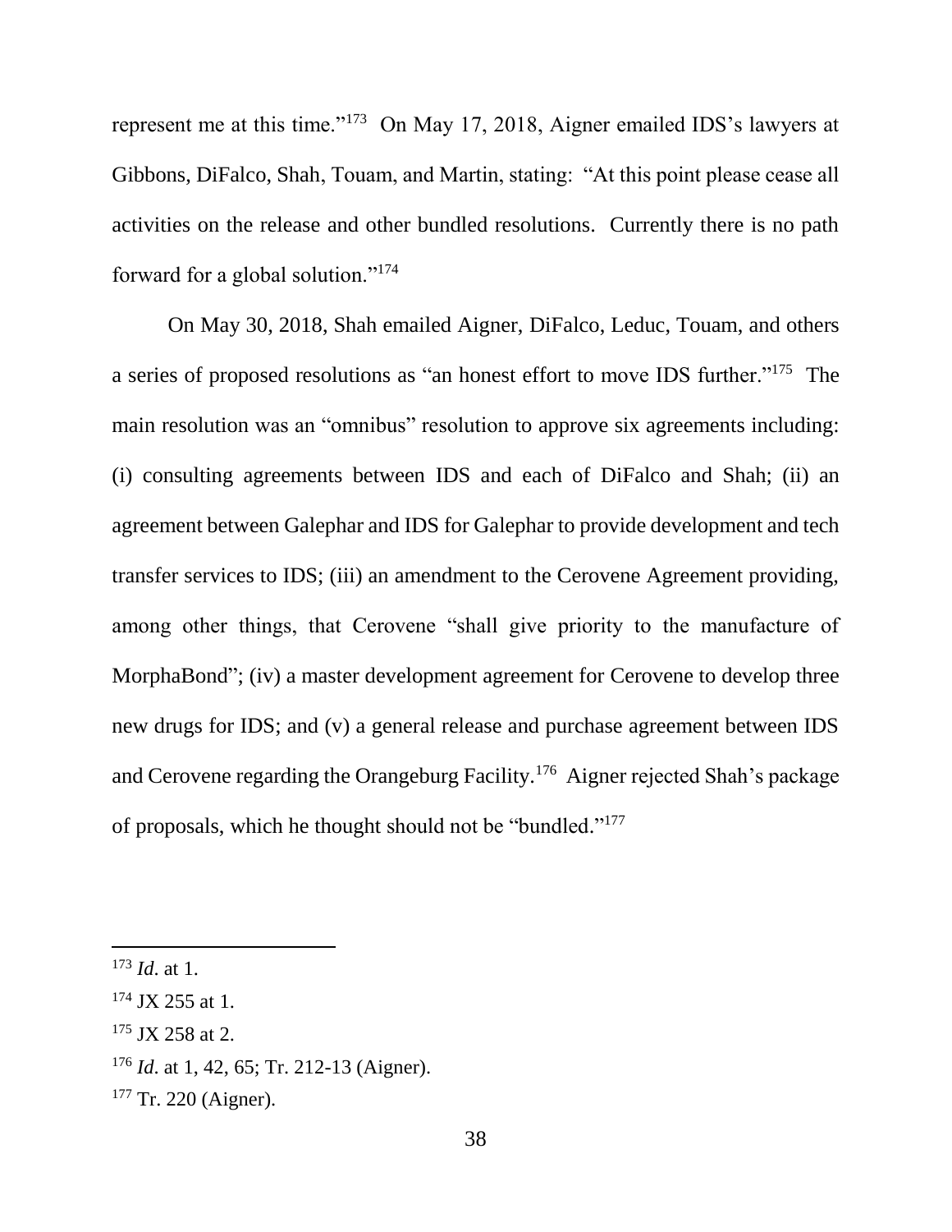represent me at this time."[173] On May 17, 2018, Aigner emailed IDS's lawyers at Gibbons, DiFalco, Shah, Touam, and Martin, stating: "At this point please cease all activities on the release and other bundled resolutions. Currently there is no path forward for a global solution."[174]

On May 30, 2018, Shah emailed Aigner, DiFalco, Leduc, Touam, and others a series of proposed resolutions as "an honest effort to move IDS further."[175] The main resolution was an "omnibus" resolution to approve six agreements including: (i) consulting agreements between IDS and each of DiFalco and Shah; (ii) an agreement between Galephar and IDS for Galephar to provide development and tech transfer services to IDS; (iii) an amendment to the Cerovene Agreement providing, among other things, that Cerovene "shall give priority to the manufacture of MorphaBond"; (iv) a master development agreement for Cerovene to develop three new drugs for IDS; and (v) a general release and purchase agreement between IDS and Cerovene regarding the Orangeburg Facility.[176] Aigner rejected Shah's package of proposals, which he thought should not be "bundled."[177]

---

[173] *Id*. at 1.

[174] JX 255 at 1.

[175] JX 258 at 2.

[176] *Id*. at 1, 42, 65; Tr. 212-13 (Aigner).

[177] Tr. 220 (Aigner).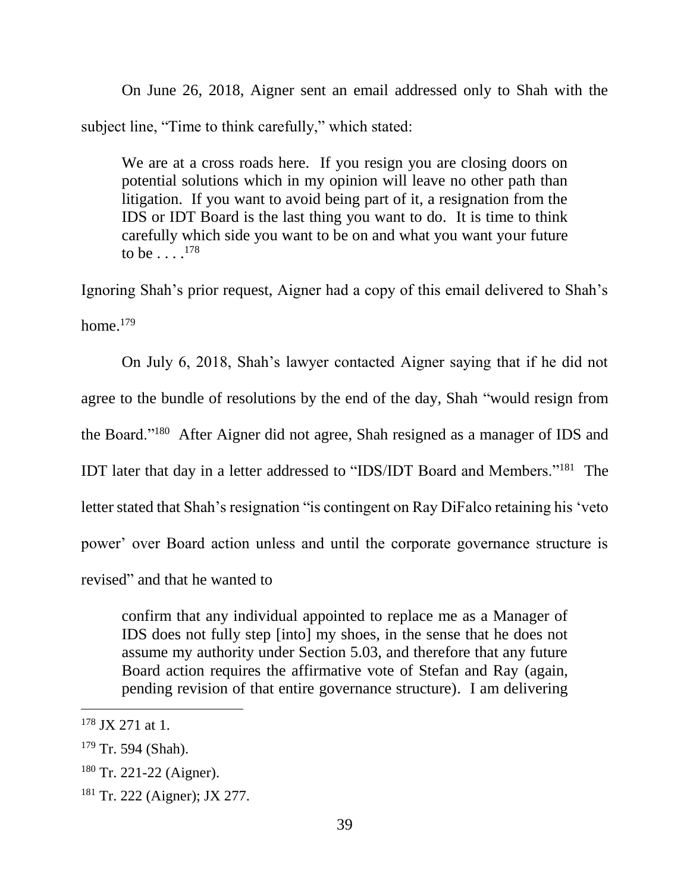On June 26, 2018, Aigner sent an email addressed only to Shah with the subject line, "Time to think carefully," which stated:

> We are at a cross roads here. If you resign you are closing doors on potential solutions which in my opinion will leave no other path than litigation. If you want to avoid being part of it, a resignation from the IDS or IDT Board is the last thing you want to do. It is time to think carefully which side you want to be on and what you want your future to be . . . .[178]

Ignoring Shah's prior request, Aigner had a copy of this email delivered to Shah's home.[179]

On July 6, 2018, Shah's lawyer contacted Aigner saying that if he did not agree to the bundle of resolutions by the end of the day, Shah "would resign from the Board."[180] After Aigner did not agree, Shah resigned as a manager of IDS and IDT later that day in a letter addressed to "IDS/IDT Board and Members."[181] The letter stated that Shah's resignation "is contingent on Ray DiFalco retaining his 'veto power' over Board action unless and until the corporate governance structure is revised" and that he wanted to

> confirm that any individual appointed to replace me as a Manager of IDS does not fully step [into] my shoes, in the sense that he does not assume my authority under Section 5.03, and therefore that any future Board action requires the affirmative vote of Stefan and Ray (again, pending revision of that entire governance structure). I am delivering

---

[178] JX 271 at 1.

[179] Tr. 594 (Shah).

[180] Tr. 221-22 (Aigner).

[181] Tr. 222 (Aigner); JX 277.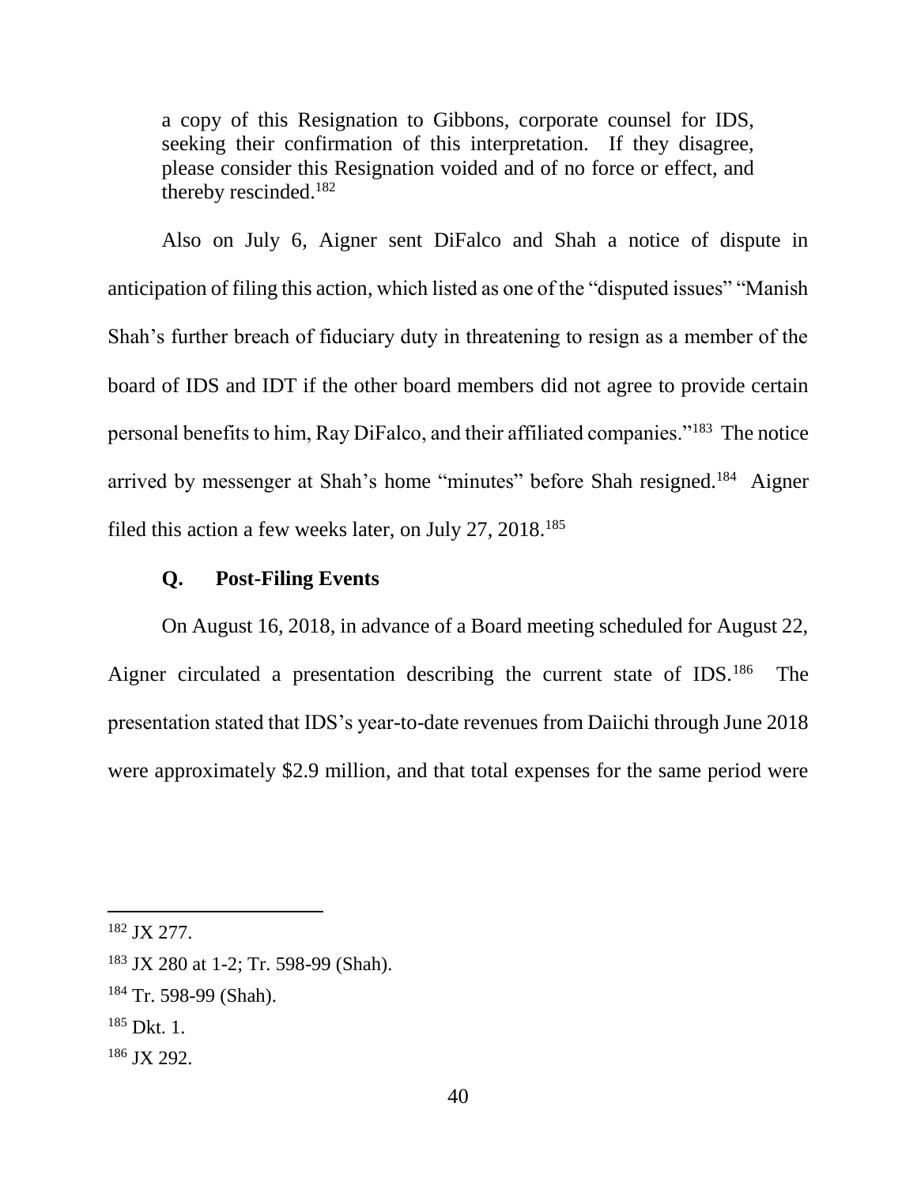> a copy of this Resignation to Gibbons, corporate counsel for IDS, seeking their confirmation of this interpretation. If they disagree, please consider this Resignation voided and of no force or effect, and thereby rescinded.[182]

Also on July 6, Aigner sent DiFalco and Shah a notice of dispute in anticipation of filing this action, which listed as one of the "disputed issues" "Manish Shah's further breach of fiduciary duty in threatening to resign as a member of the board of IDS and IDT if the other board members did not agree to provide certain personal benefits to him, Ray DiFalco, and their affiliated companies."[183] The notice arrived by messenger at Shah's home "minutes" before Shah resigned.[184] Aigner filed this action a few weeks later, on July 27, 2018.[185]

### Q. Post-Filing Events

On August 16, 2018, in advance of a Board meeting scheduled for August 22, Aigner circulated a presentation describing the current state of IDS.[186] The presentation stated that IDS's year-to-date revenues from Daiichi through June 2018 were approximately $2.9 million, and that total expenses for the same period were

---

[182] JX 277.

[183] JX 280 at 1-2; Tr. 598-99 (Shah).

[184] Tr. 598-99 (Shah).

[185] Dkt. 1.

[186] JX 292.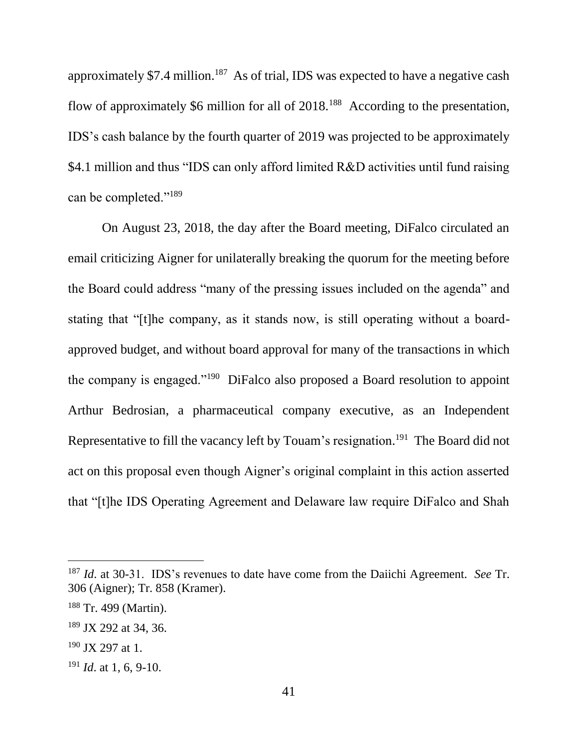approximately $7.4 million.[187] As of trial, IDS was expected to have a negative cash flow of approximately $6 million for all of 2018.[188] According to the presentation, IDS's cash balance by the fourth quarter of 2019 was projected to be approximately $4.1 million and thus "IDS can only afford limited R&D activities until fund raising can be completed."[189]

On August 23, 2018, the day after the Board meeting, DiFalco circulated an email criticizing Aigner for unilaterally breaking the quorum for the meeting before the Board could address "many of the pressing issues included on the agenda" and stating that "[t]he company, as it stands now, is still operating without a board-approved budget, and without board approval for many of the transactions in which the company is engaged."[190] DiFalco also proposed a Board resolution to appoint Arthur Bedrosian, a pharmaceutical company executive, as an Independent Representative to fill the vacancy left by Touam's resignation.[191] The Board did not act on this proposal even though Aigner's original complaint in this action asserted that "[t]he IDS Operating Agreement and Delaware law require DiFalco and Shah

---

[187] *Id*. at 30-31. IDS's revenues to date have come from the Daiichi Agreement. *See* Tr. 306 (Aigner); Tr. 858 (Kramer).

[188] Tr. 499 (Martin).

[189] JX 292 at 34, 36.

[190] JX 297 at 1.

[191] *Id*. at 1, 6, 9-10.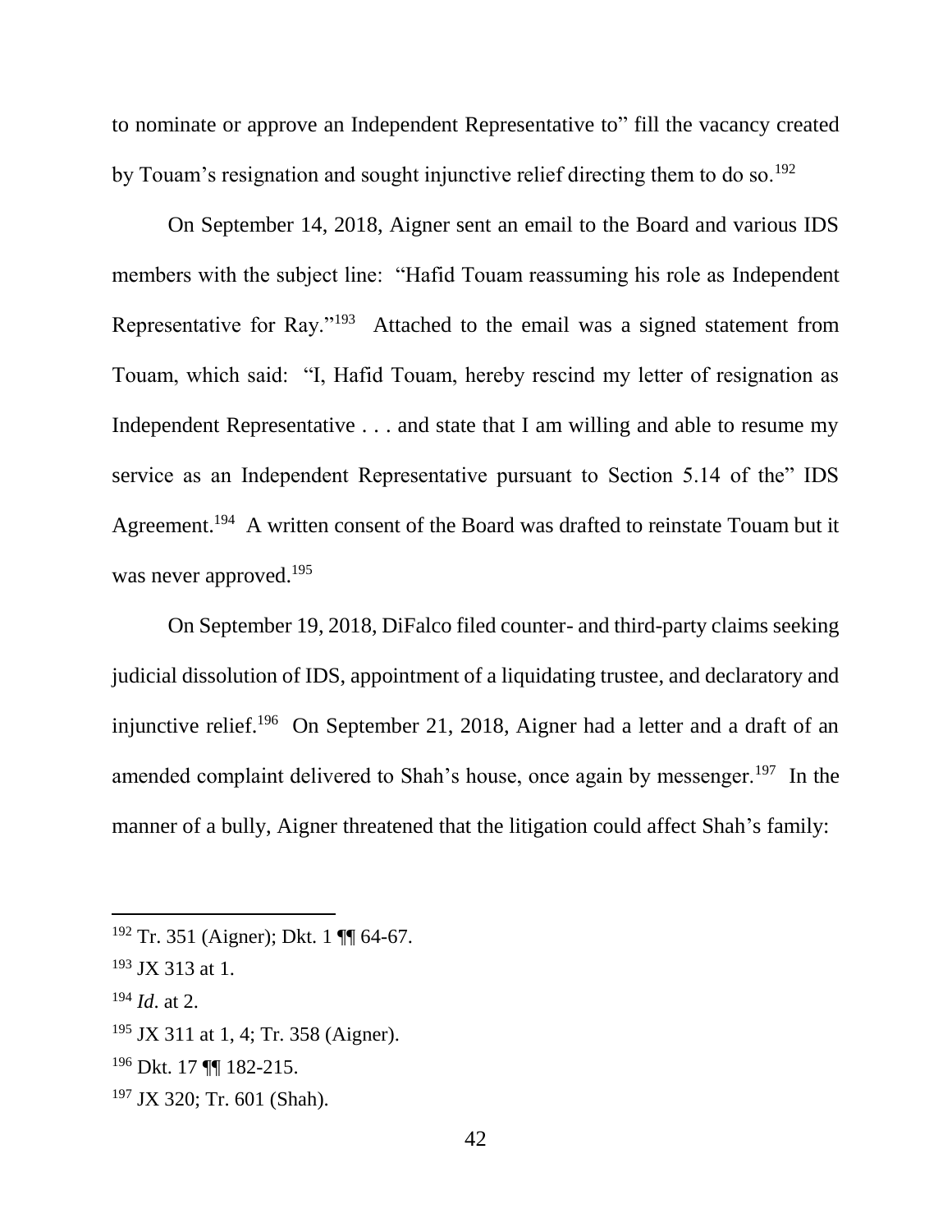to nominate or approve an Independent Representative to" fill the vacancy created by Touam's resignation and sought injunctive relief directing them to do so.[192]

On September 14, 2018, Aigner sent an email to the Board and various IDS members with the subject line: "Hafid Touam reassuming his role as Independent Representative for Ray."[193] Attached to the email was a signed statement from Touam, which said: "I, Hafid Touam, hereby rescind my letter of resignation as Independent Representative . . . and state that I am willing and able to resume my service as an Independent Representative pursuant to Section 5.14 of the" IDS Agreement.[194] A written consent of the Board was drafted to reinstate Touam but it was never approved.[195]

On September 19, 2018, DiFalco filed counter- and third-party claims seeking judicial dissolution of IDS, appointment of a liquidating trustee, and declaratory and injunctive relief.[196] On September 21, 2018, Aigner had a letter and a draft of an amended complaint delivered to Shah's house, once again by messenger.[197] In the manner of a bully, Aigner threatened that the litigation could affect Shah's family:

---

[192] Tr. 351 (Aigner); Dkt. 1 ¶¶ 64-67.

[193] JX 313 at 1.

[194] *Id*. at 2.

[195] JX 311 at 1, 4; Tr. 358 (Aigner).

[196] Dkt. 17 ¶¶ 182-215.

[197] JX 320; Tr. 601 (Shah).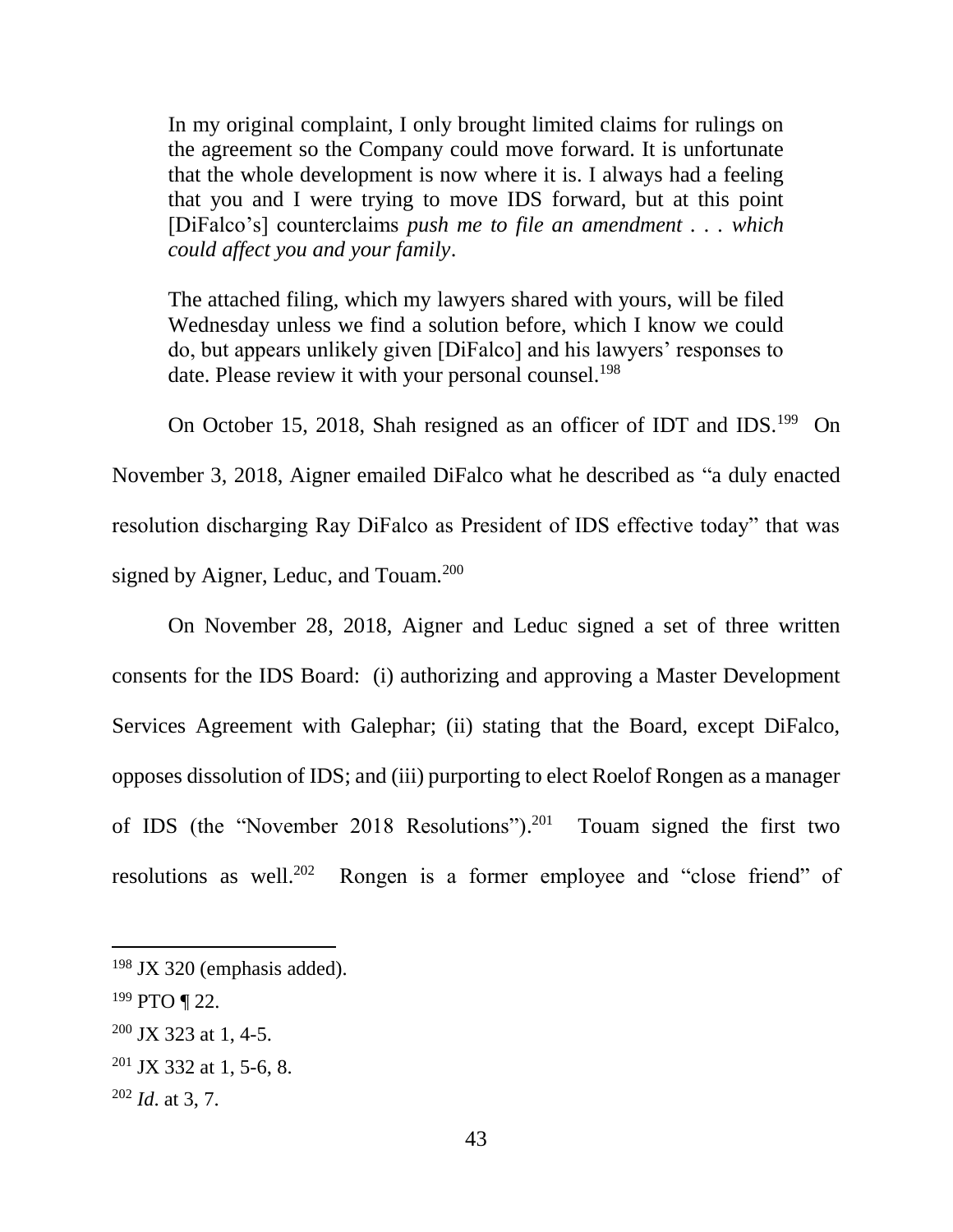> In my original complaint, I only brought limited claims for rulings on the agreement so the Company could move forward. It is unfortunate that the whole development is now where it is. I always had a feeling that you and I were trying to move IDS forward, but at this point [DiFalco's] counterclaims *push me to file an amendment . . . which could affect you and your family*.
>
> The attached filing, which my lawyers shared with yours, will be filed Wednesday unless we find a solution before, which I know we could do, but appears unlikely given [DiFalco] and his lawyers' responses to date. Please review it with your personal counsel.[198]

On October 15, 2018, Shah resigned as an officer of IDT and IDS.[199] On November 3, 2018, Aigner emailed DiFalco what he described as "a duly enacted resolution discharging Ray DiFalco as President of IDS effective today" that was signed by Aigner, Leduc, and Touam.[200]

On November 28, 2018, Aigner and Leduc signed a set of three written consents for the IDS Board: (i) authorizing and approving a Master Development Services Agreement with Galephar; (ii) stating that the Board, except DiFalco, opposes dissolution of IDS; and (iii) purporting to elect Roelof Rongen as a manager of IDS (the "November 2018 Resolutions").[201] Touam signed the first two resolutions as well.[202] Rongen is a former employee and "close friend" of

---

[198] JX 320 (emphasis added).

[199] PTO ¶ 22.

[200] JX 323 at 1, 4-5.

[201] JX 332 at 1, 5-6, 8.

[202] *Id*. at 3, 7.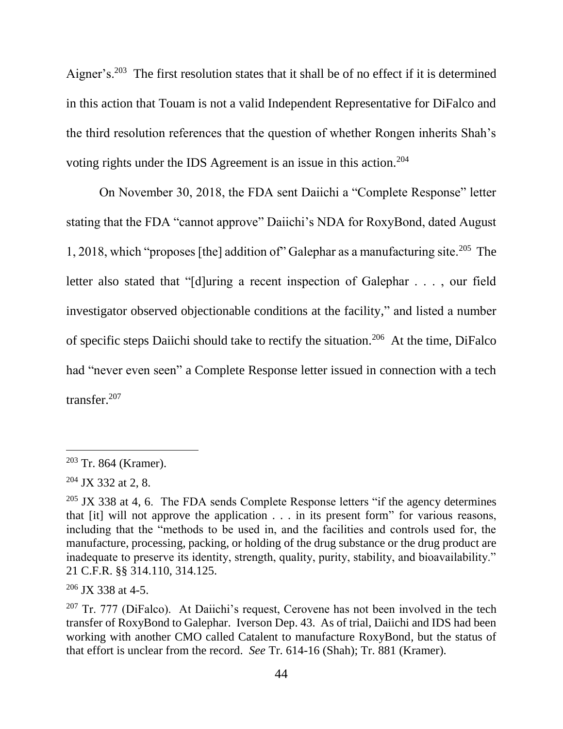Aigner's.[203] The first resolution states that it shall be of no effect if it is determined in this action that Touam is not a valid Independent Representative for DiFalco and the third resolution references that the question of whether Rongen inherits Shah's voting rights under the IDS Agreement is an issue in this action.[204]

On November 30, 2018, the FDA sent Daiichi a "Complete Response" letter stating that the FDA "cannot approve" Daiichi's NDA for RoxyBond, dated August 1, 2018, which "proposes [the] addition of" Galephar as a manufacturing site.[205] The letter also stated that "[d]uring a recent inspection of Galephar . . . , our field investigator observed objectionable conditions at the facility," and listed a number of specific steps Daiichi should take to rectify the situation.[206] At the time, DiFalco had "never even seen" a Complete Response letter issued in connection with a tech transfer.[207]

---

[203] Tr. 864 (Kramer).

[204] JX 332 at 2, 8.

[205] JX 338 at 4, 6. The FDA sends Complete Response letters "if the agency determines that [it] will not approve the application . . . in its present form" for various reasons, including that the "methods to be used in, and the facilities and controls used for, the manufacture, processing, packing, or holding of the drug substance or the drug product are inadequate to preserve its identity, strength, quality, purity, stability, and bioavailability." 21 C.F.R. §§ 314.110, 314.125.

[206] JX 338 at 4-5.

[207] Tr. 777 (DiFalco). At Daiichi's request, Cerovene has not been involved in the tech transfer of RoxyBond to Galephar. Iverson Dep. 43. As of trial, Daiichi and IDS had been working with another CMO called Catalent to manufacture RoxyBond, but the status of that effort is unclear from the record. *See* Tr. 614-16 (Shah); Tr. 881 (Kramer).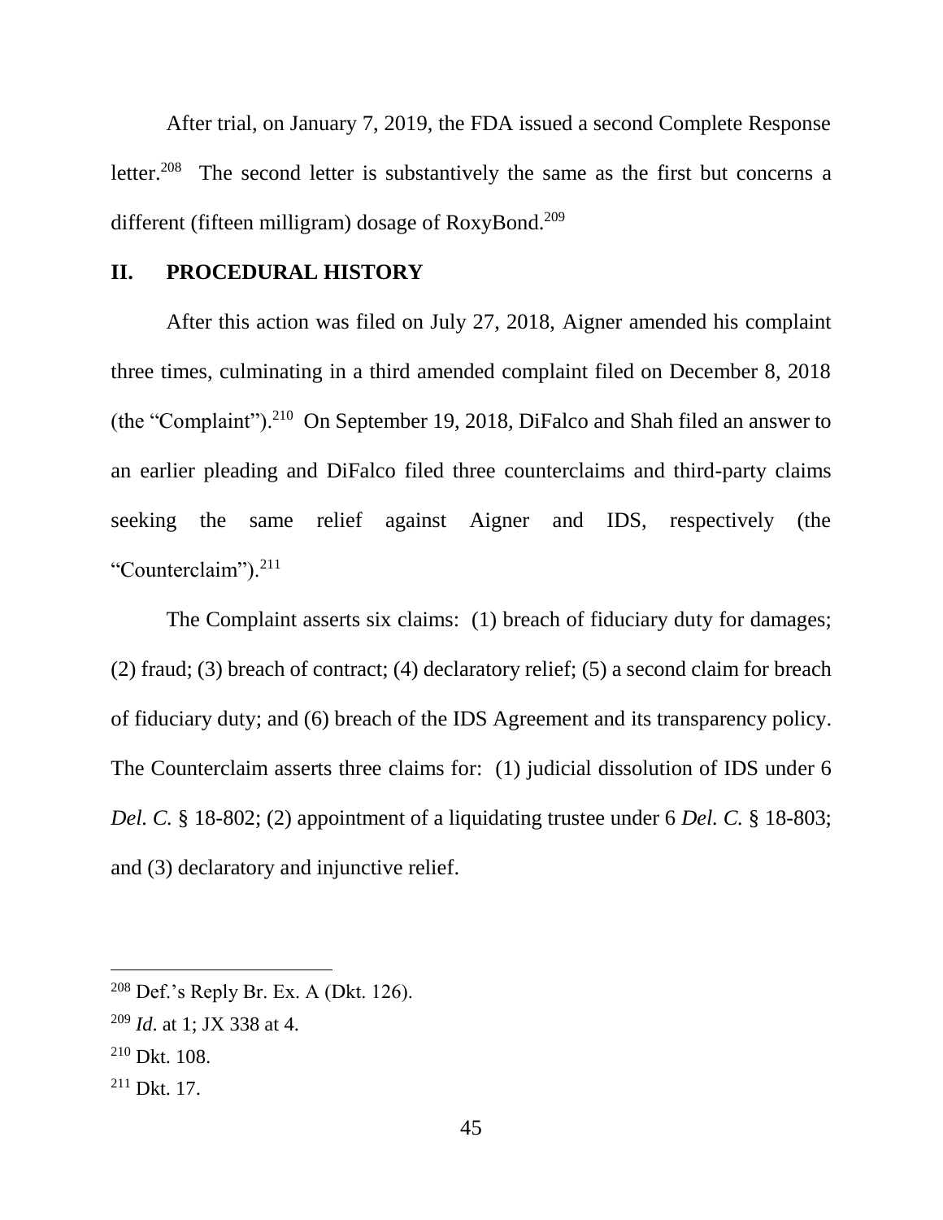After trial, on January 7, 2019, the FDA issued a second Complete Response letter.[208] The second letter is substantively the same as the first but concerns a different (fifteen milligram) dosage of RoxyBond.[209]

## II. PROCEDURAL HISTORY

After this action was filed on July 27, 2018, Aigner amended his complaint three times, culminating in a third amended complaint filed on December 8, 2018 (the "Complaint").[210] On September 19, 2018, DiFalco and Shah filed an answer to an earlier pleading and DiFalco filed three counterclaims and third-party claims seeking the same relief against Aigner and IDS, respectively (the "Counterclaim").[211]

The Complaint asserts six claims: (1) breach of fiduciary duty for damages; (2) fraud; (3) breach of contract; (4) declaratory relief; (5) a second claim for breach of fiduciary duty; and (6) breach of the IDS Agreement and its transparency policy. The Counterclaim asserts three claims for: (1) judicial dissolution of IDS under 6 *Del. C.* § 18-802; (2) appointment of a liquidating trustee under 6 *Del. C.* § 18-803; and (3) declaratory and injunctive relief.

---

[208] Def.'s Reply Br. Ex. A (Dkt. 126).

[209] *Id*. at 1; JX 338 at 4.

[210] Dkt. 108.

[211] Dkt. 17.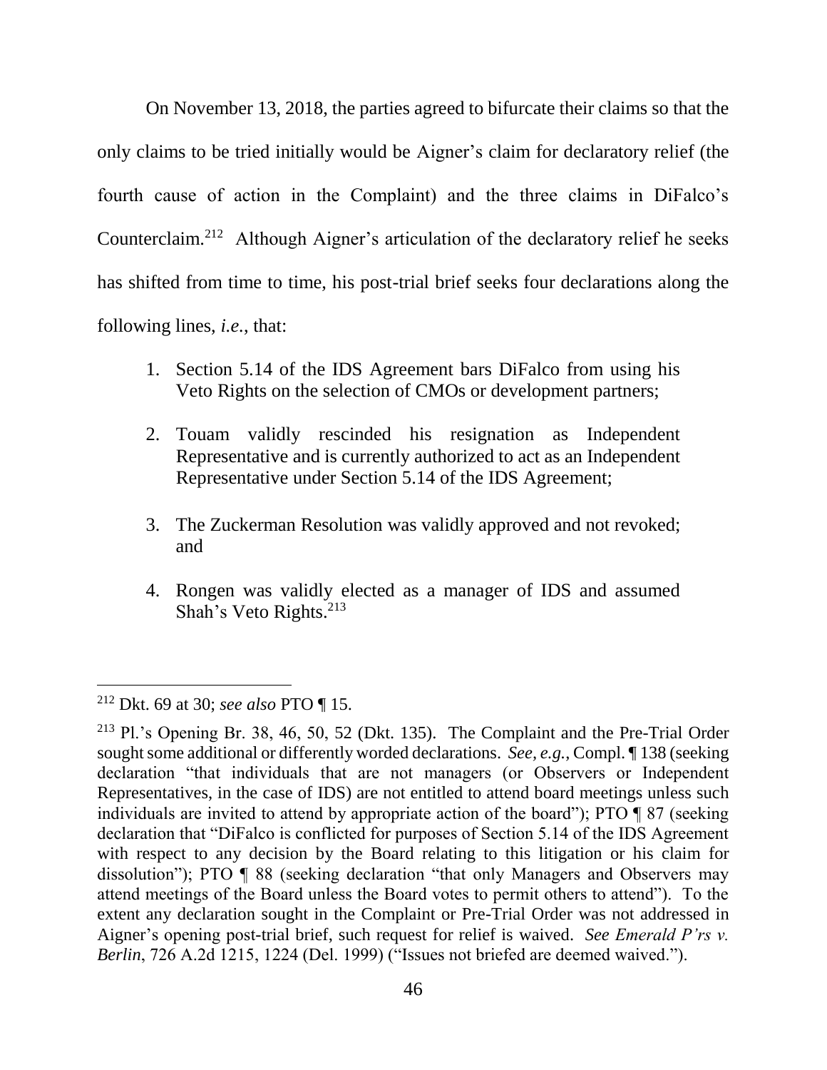On November 13, 2018, the parties agreed to bifurcate their claims so that the only claims to be tried initially would be Aigner's claim for declaratory relief (the fourth cause of action in the Complaint) and the three claims in DiFalco's Counterclaim.[212] Although Aigner's articulation of the declaratory relief he seeks has shifted from time to time, his post-trial brief seeks four declarations along the following lines, *i.e.*, that:

1. Section 5.14 of the IDS Agreement bars DiFalco from using his Veto Rights on the selection of CMOs or development partners;

2. Touam validly rescinded his resignation as Independent Representative and is currently authorized to act as an Independent Representative under Section 5.14 of the IDS Agreement;

3. The Zuckerman Resolution was validly approved and not revoked; and

4. Rongen was validly elected as a manager of IDS and assumed Shah's Veto Rights.[213]

---

[212] Dkt. 69 at 30; *see also* PTO ¶ 15.

[213] Pl.'s Opening Br. 38, 46, 50, 52 (Dkt. 135). The Complaint and the Pre-Trial Order sought some additional or differently worded declarations. *See, e.g.*, Compl. ¶ 138 (seeking declaration "that individuals that are not managers (or Observers or Independent Representatives, in the case of IDS) are not entitled to attend board meetings unless such individuals are invited to attend by appropriate action of the board"); PTO ¶ 87 (seeking declaration that "DiFalco is conflicted for purposes of Section 5.14 of the IDS Agreement with respect to any decision by the Board relating to this litigation or his claim for dissolution"); PTO ¶ 88 (seeking declaration "that only Managers and Observers may attend meetings of the Board unless the Board votes to permit others to attend"). To the extent any declaration sought in the Complaint or Pre-Trial Order was not addressed in Aigner's opening post-trial brief, such request for relief is waived. *See Emerald P'rs v. Berlin*, 726 A.2d 1215, 1224 (Del. 1999) ("Issues not briefed are deemed waived.").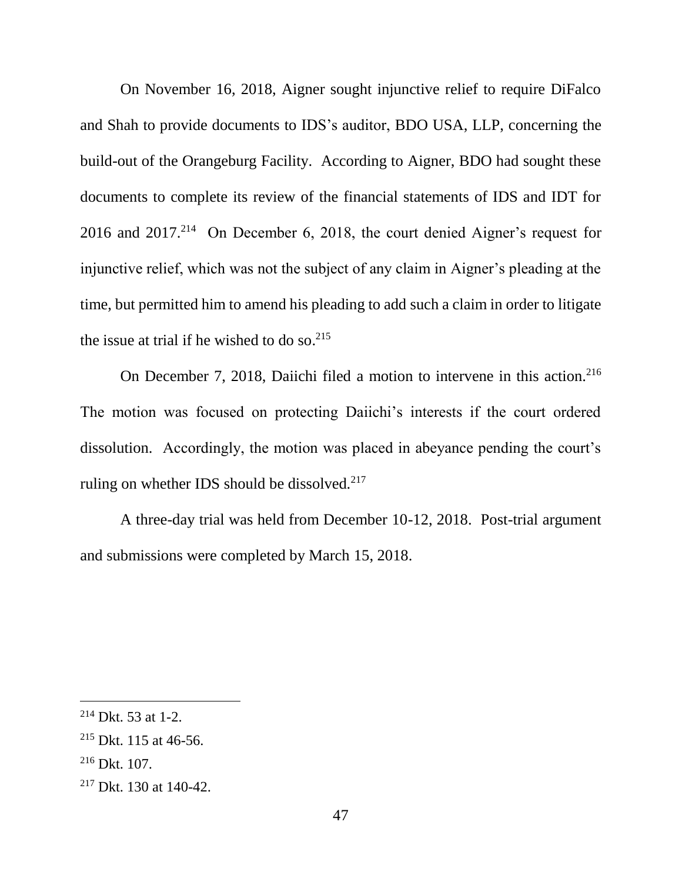On November 16, 2018, Aigner sought injunctive relief to require DiFalco and Shah to provide documents to IDS's auditor, BDO USA, LLP, concerning the build-out of the Orangeburg Facility. According to Aigner, BDO had sought these documents to complete its review of the financial statements of IDS and IDT for 2016 and 2017.[214] On December 6, 2018, the court denied Aigner's request for injunctive relief, which was not the subject of any claim in Aigner's pleading at the time, but permitted him to amend his pleading to add such a claim in order to litigate the issue at trial if he wished to do so.[215]

On December 7, 2018, Daiichi filed a motion to intervene in this action.[216] The motion was focused on protecting Daiichi's interests if the court ordered dissolution. Accordingly, the motion was placed in abeyance pending the court's ruling on whether IDS should be dissolved.[217]

A three-day trial was held from December 10-12, 2018. Post-trial argument and submissions were completed by March 15, 2018.

---

[214] Dkt. 53 at 1-2.

[215] Dkt. 115 at 46-56.

[216] Dkt. 107.

[217] Dkt. 130 at 140-42.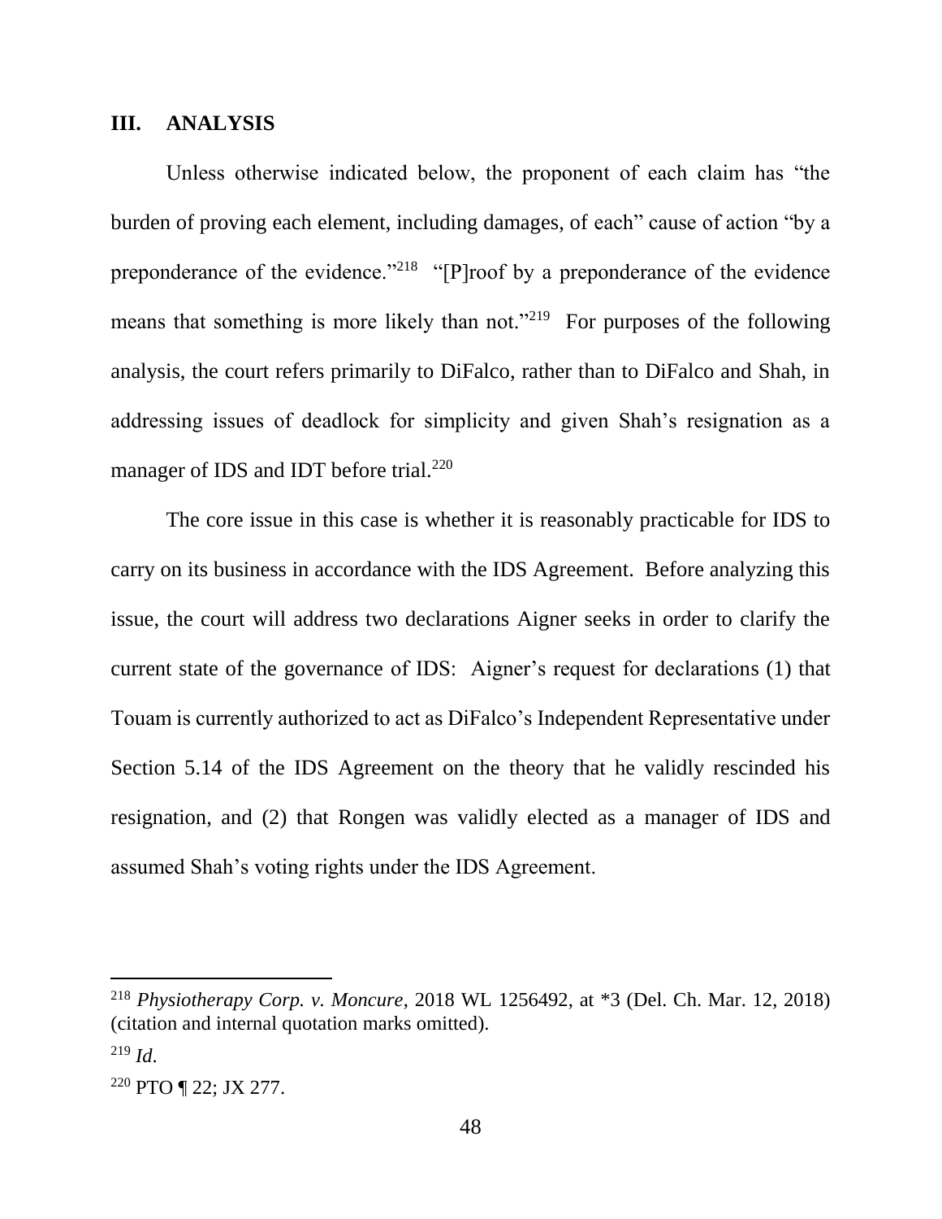## III. ANALYSIS

Unless otherwise indicated below, the proponent of each claim has "the burden of proving each element, including damages, of each" cause of action "by a preponderance of the evidence."[218] "[P]roof by a preponderance of the evidence means that something is more likely than not."[219] For purposes of the following analysis, the court refers primarily to DiFalco, rather than to DiFalco and Shah, in addressing issues of deadlock for simplicity and given Shah's resignation as a manager of IDS and IDT before trial.[220]

The core issue in this case is whether it is reasonably practicable for IDS to carry on its business in accordance with the IDS Agreement. Before analyzing this issue, the court will address two declarations Aigner seeks in order to clarify the current state of the governance of IDS: Aigner's request for declarations (1) that Touam is currently authorized to act as DiFalco's Independent Representative under Section 5.14 of the IDS Agreement on the theory that he validly rescinded his resignation, and (2) that Rongen was validly elected as a manager of IDS and assumed Shah's voting rights under the IDS Agreement.

---

[218] *Physiotherapy Corp. v. Moncure*, 2018 WL 1256492, at *3 (Del. Ch. Mar. 12, 2018) (citation and internal quotation marks omitted).

[219] *Id*.

[220] PTO ¶ 22; JX 277.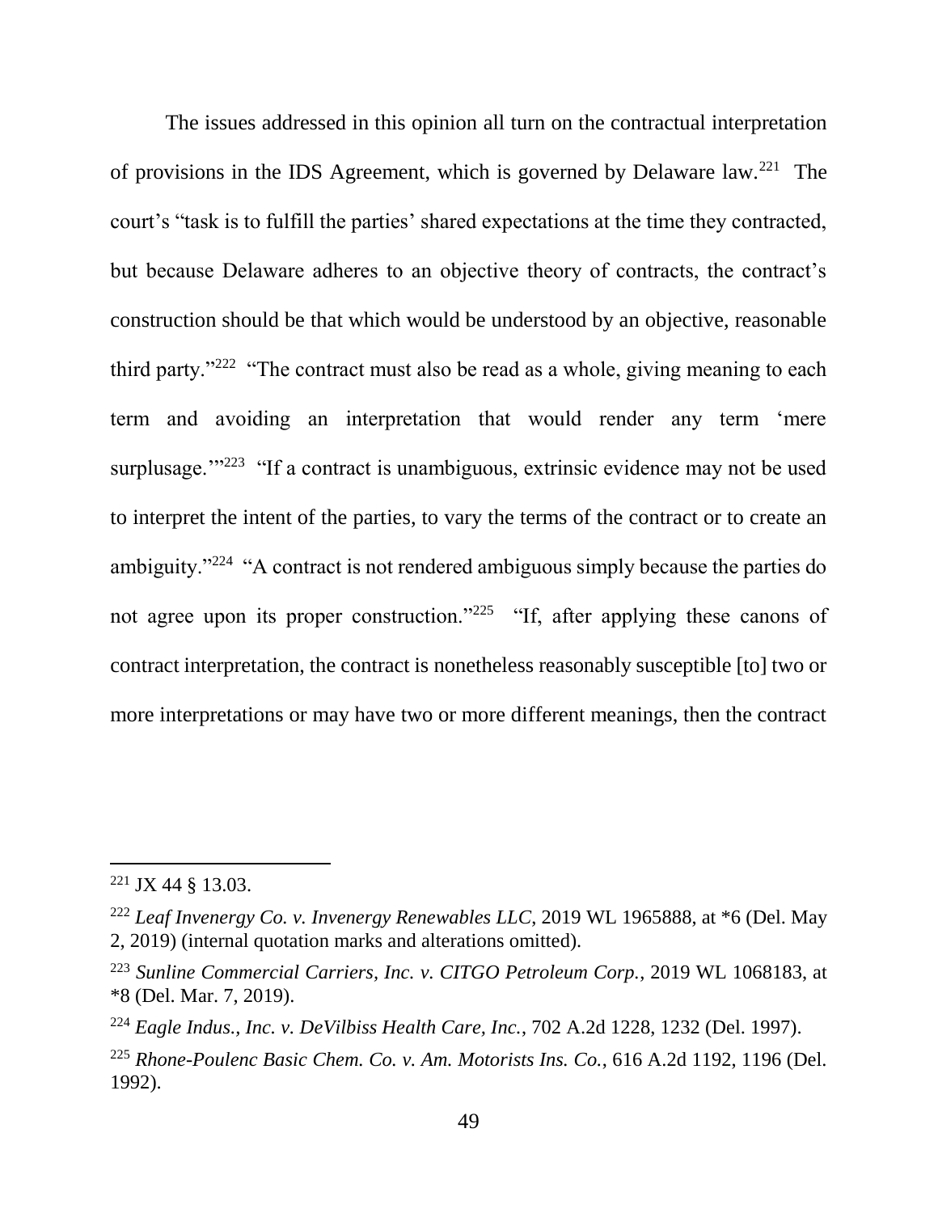The issues addressed in this opinion all turn on the contractual interpretation of provisions in the IDS Agreement, which is governed by Delaware law.[221] The court's "task is to fulfill the parties' shared expectations at the time they contracted, but because Delaware adheres to an objective theory of contracts, the contract's construction should be that which would be understood by an objective, reasonable third party."[222] "The contract must also be read as a whole, giving meaning to each term and avoiding an interpretation that would render any term 'mere surplusage.'"[223] "If a contract is unambiguous, extrinsic evidence may not be used to interpret the intent of the parties, to vary the terms of the contract or to create an ambiguity."[224] "A contract is not rendered ambiguous simply because the parties do not agree upon its proper construction."[225] "If, after applying these canons of contract interpretation, the contract is nonetheless reasonably susceptible [to] two or more interpretations or may have two or more different meanings, then the contract

---

[221] JX 44 § 13.03.

[222] *Leaf Invenergy Co. v. Invenergy Renewables LLC*, 2019 WL 1965888, at *6 (Del. May 2, 2019) (internal quotation marks and alterations omitted).

[223] *Sunline Commercial Carriers, Inc. v. CITGO Petroleum Corp.*, 2019 WL 1068183, at *8 (Del. Mar. 7, 2019).

[224] *Eagle Indus., Inc. v. DeVilbiss Health Care, Inc.*, 702 A.2d 1228, 1232 (Del. 1997).

[225] *Rhone-Poulenc Basic Chem. Co. v. Am. Motorists Ins. Co.*, 616 A.2d 1192, 1196 (Del. 1992).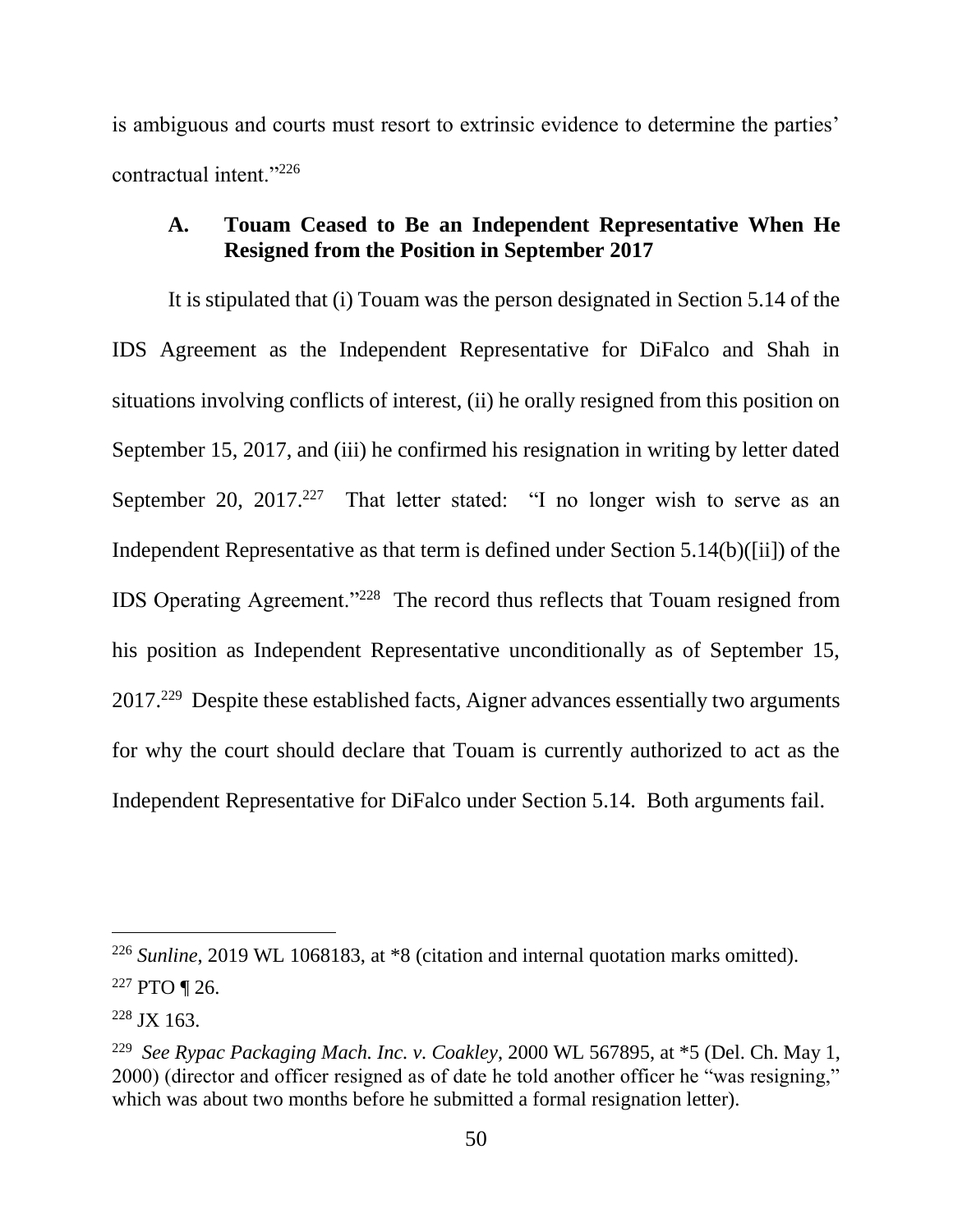is ambiguous and courts must resort to extrinsic evidence to determine the parties' contractual intent."[226]

### A. Touam Ceased to Be an Independent Representative When He Resigned from the Position in September 2017

It is stipulated that (i) Touam was the person designated in Section 5.14 of the IDS Agreement as the Independent Representative for DiFalco and Shah in situations involving conflicts of interest, (ii) he orally resigned from this position on September 15, 2017, and (iii) he confirmed his resignation in writing by letter dated September 20, 2017.[227] That letter stated: "I no longer wish to serve as an Independent Representative as that term is defined under Section 5.14(b)([ii]) of the IDS Operating Agreement."[228] The record thus reflects that Touam resigned from his position as Independent Representative unconditionally as of September 15, 2017.[229] Despite these established facts, Aigner advances essentially two arguments for why the court should declare that Touam is currently authorized to act as the Independent Representative for DiFalco under Section 5.14. Both arguments fail.

---

[226] *Sunline*, 2019 WL 1068183, at *8 (citation and internal quotation marks omitted).

[227] PTO ¶ 26.

[228] JX 163.

[229] *See Rypac Packaging Mach. Inc. v. Coakley*, 2000 WL 567895, at *5 (Del. Ch. May 1, 2000) (director and officer resigned as of date he told another officer he "was resigning," which was about two months before he submitted a formal resignation letter).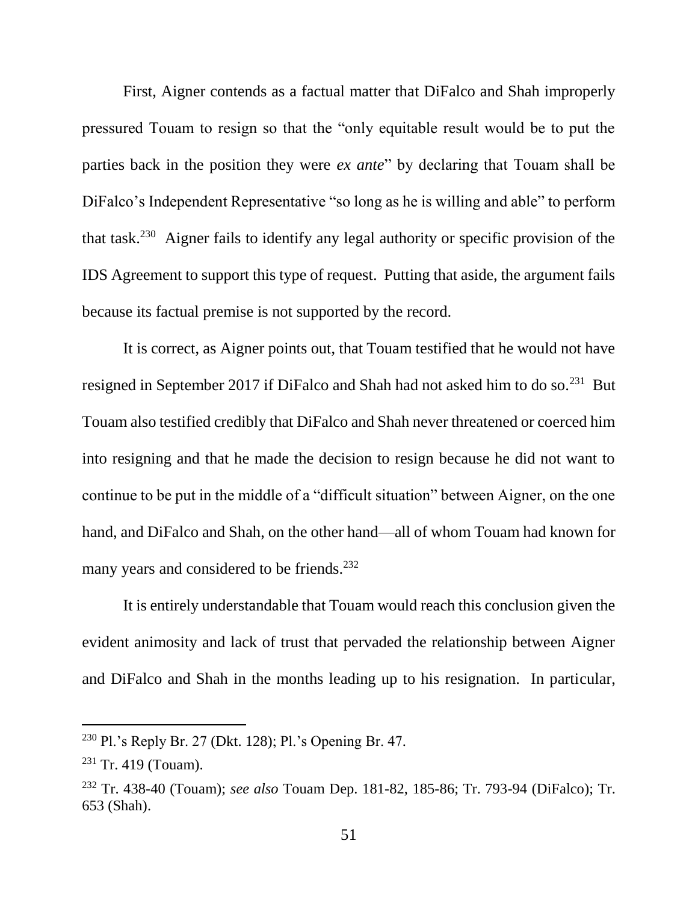First, Aigner contends as a factual matter that DiFalco and Shah improperly pressured Touam to resign so that the "only equitable result would be to put the parties back in the position they were *ex ante*" by declaring that Touam shall be DiFalco's Independent Representative "so long as he is willing and able" to perform that task.[230] Aigner fails to identify any legal authority or specific provision of the IDS Agreement to support this type of request. Putting that aside, the argument fails because its factual premise is not supported by the record.

It is correct, as Aigner points out, that Touam testified that he would not have resigned in September 2017 if DiFalco and Shah had not asked him to do so.[231] But Touam also testified credibly that DiFalco and Shah never threatened or coerced him into resigning and that he made the decision to resign because he did not want to continue to be put in the middle of a "difficult situation" between Aigner, on the one hand, and DiFalco and Shah, on the other hand—all of whom Touam had known for many years and considered to be friends.[232]

It is entirely understandable that Touam would reach this conclusion given the evident animosity and lack of trust that pervaded the relationship between Aigner and DiFalco and Shah in the months leading up to his resignation. In particular,

---

[230] Pl.'s Reply Br. 27 (Dkt. 128); Pl.'s Opening Br. 47.

[231] Tr. 419 (Touam).

[232] Tr. 438-40 (Touam); *see also* Touam Dep. 181-82, 185-86; Tr. 793-94 (DiFalco); Tr. 653 (Shah).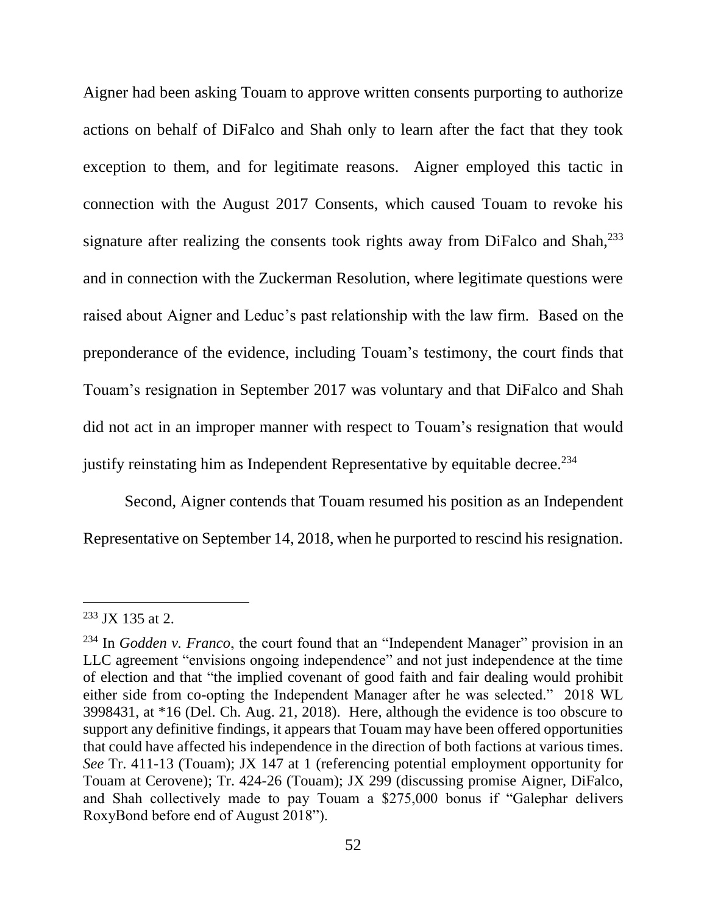Aigner had been asking Touam to approve written consents purporting to authorize actions on behalf of DiFalco and Shah only to learn after the fact that they took exception to them, and for legitimate reasons. Aigner employed this tactic in connection with the August 2017 Consents, which caused Touam to revoke his signature after realizing the consents took rights away from DiFalco and Shah,[233] and in connection with the Zuckerman Resolution, where legitimate questions were raised about Aigner and Leduc's past relationship with the law firm. Based on the preponderance of the evidence, including Touam's testimony, the court finds that Touam's resignation in September 2017 was voluntary and that DiFalco and Shah did not act in an improper manner with respect to Touam's resignation that would justify reinstating him as Independent Representative by equitable decree.[234]

Second, Aigner contends that Touam resumed his position as an Independent Representative on September 14, 2018, when he purported to rescind his resignation.

---

[233] JX 135 at 2.

[234] In *Godden v. Franco*, the court found that an "Independent Manager" provision in an LLC agreement "envisions ongoing independence" and not just independence at the time of election and that "the implied covenant of good faith and fair dealing would prohibit either side from co-opting the Independent Manager after he was selected." 2018 WL 3998431, at *16 (Del. Ch. Aug. 21, 2018). Here, although the evidence is too obscure to support any definitive findings, it appears that Touam may have been offered opportunities that could have affected his independence in the direction of both factions at various times. *See* Tr. 411-13 (Touam); JX 147 at 1 (referencing potential employment opportunity for Touam at Cerovene); Tr. 424-26 (Touam); JX 299 (discussing promise Aigner, DiFalco, and Shah collectively made to pay Touam a $275,000 bonus if "Galephar delivers RoxyBond before end of August 2018").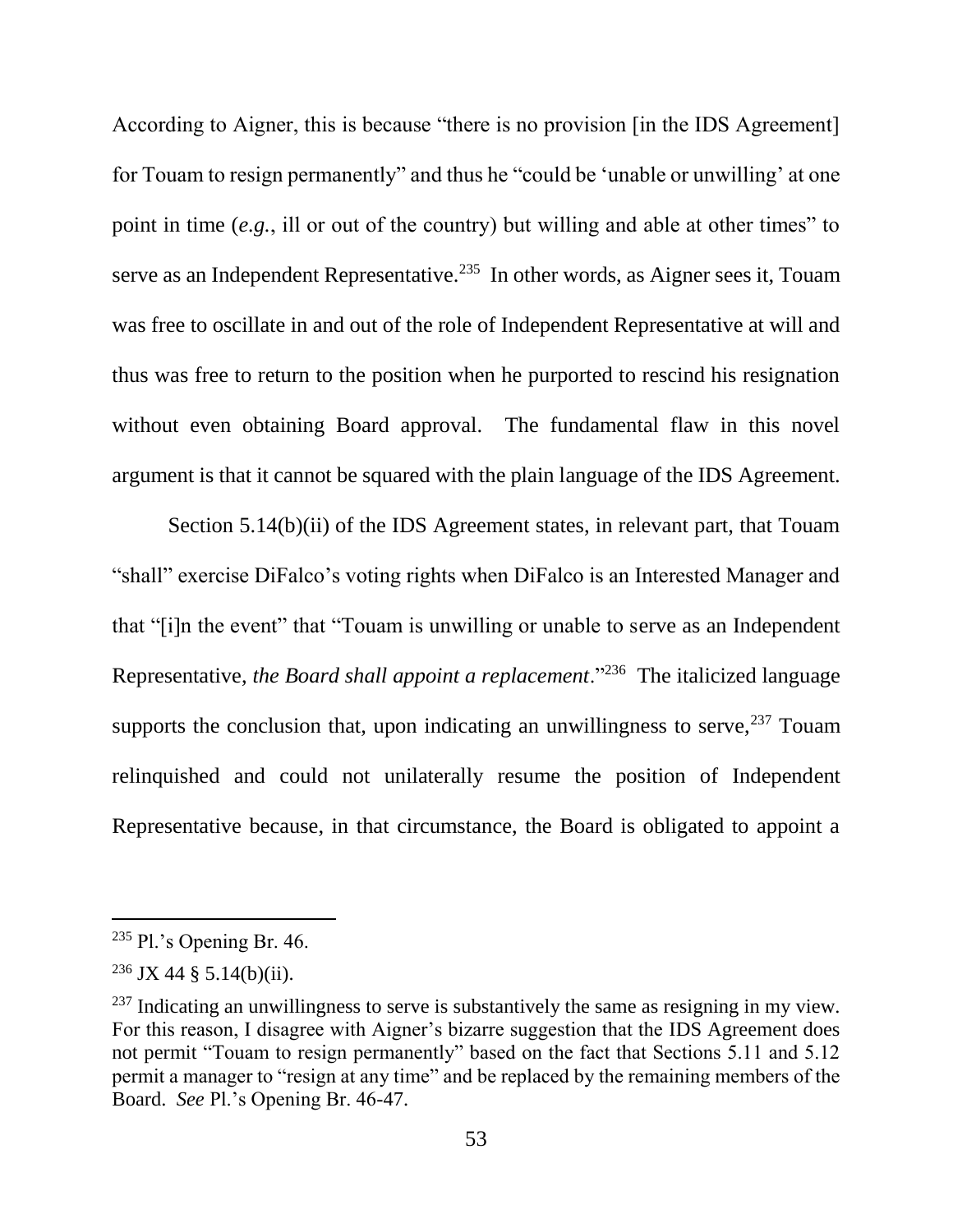According to Aigner, this is because "there is no provision [in the IDS Agreement] for Touam to resign permanently" and thus he "could be 'unable or unwilling' at one point in time (*e.g.*, ill or out of the country) but willing and able at other times" to serve as an Independent Representative.[235] In other words, as Aigner sees it, Touam was free to oscillate in and out of the role of Independent Representative at will and thus was free to return to the position when he purported to rescind his resignation without even obtaining Board approval. The fundamental flaw in this novel argument is that it cannot be squared with the plain language of the IDS Agreement.

Section 5.14(b)(ii) of the IDS Agreement states, in relevant part, that Touam "shall" exercise DiFalco's voting rights when DiFalco is an Interested Manager and that "[i]n the event" that "Touam is unwilling or unable to serve as an Independent Representative, *the Board shall appoint a replacement*."[236] The italicized language supports the conclusion that, upon indicating an unwillingness to serve,[237] Touam relinquished and could not unilaterally resume the position of Independent Representative because, in that circumstance, the Board is obligated to appoint a

---

[235] Pl.'s Opening Br. 46.

[236] JX 44 § 5.14(b)(ii).

[237] Indicating an unwillingness to serve is substantively the same as resigning in my view. For this reason, I disagree with Aigner's bizarre suggestion that the IDS Agreement does not permit "Touam to resign permanently" based on the fact that Sections 5.11 and 5.12 permit a manager to "resign at any time" and be replaced by the remaining members of the Board. *See* Pl.'s Opening Br. 46-47.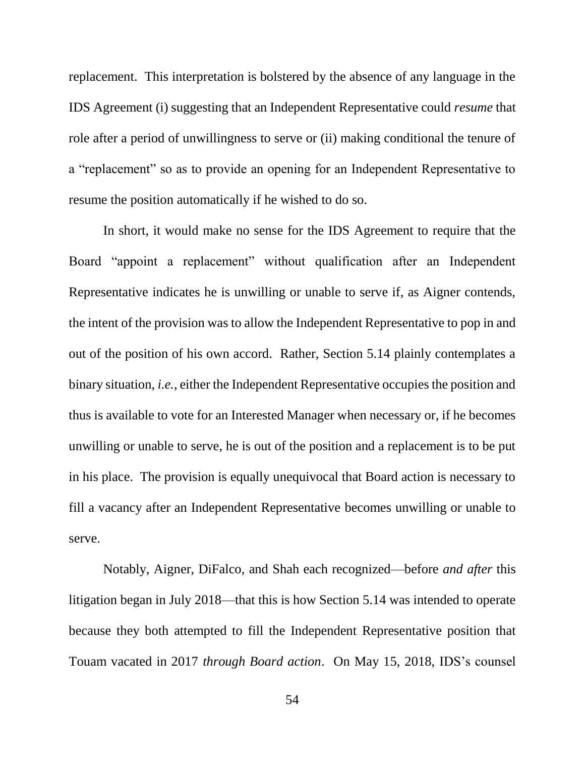replacement. This interpretation is bolstered by the absence of any language in the IDS Agreement (i) suggesting that an Independent Representative could *resume* that role after a period of unwillingness to serve or (ii) making conditional the tenure of a "replacement" so as to provide an opening for an Independent Representative to resume the position automatically if he wished to do so.

In short, it would make no sense for the IDS Agreement to require that the Board "appoint a replacement" without qualification after an Independent Representative indicates he is unwilling or unable to serve if, as Aigner contends, the intent of the provision was to allow the Independent Representative to pop in and out of the position of his own accord. Rather, Section 5.14 plainly contemplates a binary situation, *i.e.*, either the Independent Representative occupies the position and thus is available to vote for an Interested Manager when necessary or, if he becomes unwilling or unable to serve, he is out of the position and a replacement is to be put in his place. The provision is equally unequivocal that Board action is necessary to fill a vacancy after an Independent Representative becomes unwilling or unable to serve.

Notably, Aigner, DiFalco, and Shah each recognized—before *and after* this litigation began in July 2018—that this is how Section 5.14 was intended to operate because they both attempted to fill the Independent Representative position that Touam vacated in 2017 *through Board action*. On May 15, 2018, IDS's counsel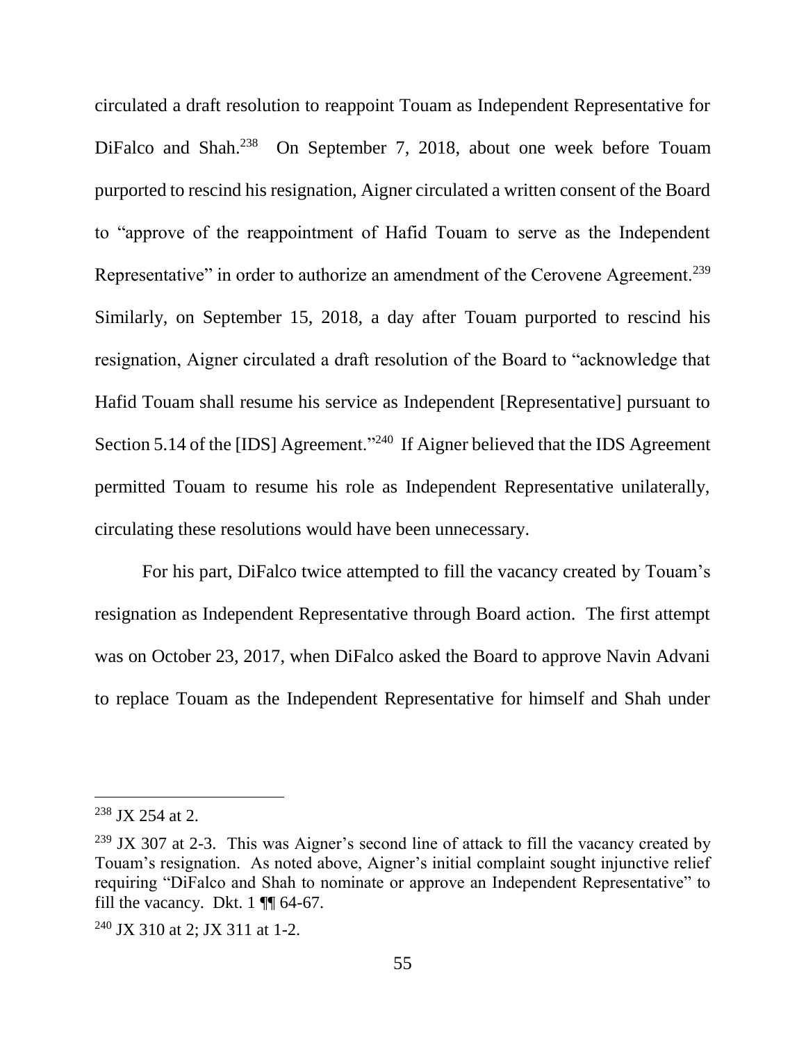circulated a draft resolution to reappoint Touam as Independent Representative for DiFalco and Shah.[238] On September 7, 2018, about one week before Touam purported to rescind his resignation, Aigner circulated a written consent of the Board to "approve of the reappointment of Hafid Touam to serve as the Independent Representative" in order to authorize an amendment of the Cerovene Agreement.[239] Similarly, on September 15, 2018, a day after Touam purported to rescind his resignation, Aigner circulated a draft resolution of the Board to "acknowledge that Hafid Touam shall resume his service as Independent [Representative] pursuant to Section 5.14 of the [IDS] Agreement."[240] If Aigner believed that the IDS Agreement permitted Touam to resume his role as Independent Representative unilaterally, circulating these resolutions would have been unnecessary.

For his part, DiFalco twice attempted to fill the vacancy created by Touam's resignation as Independent Representative through Board action. The first attempt was on October 23, 2017, when DiFalco asked the Board to approve Navin Advani to replace Touam as the Independent Representative for himself and Shah under

---

[238] JX 254 at 2.

[239] JX 307 at 2-3. This was Aigner's second line of attack to fill the vacancy created by Touam's resignation. As noted above, Aigner's initial complaint sought injunctive relief requiring "DiFalco and Shah to nominate or approve an Independent Representative" to fill the vacancy. Dkt. 1 ¶¶ 64-67.

[240] JX 310 at 2; JX 311 at 1-2.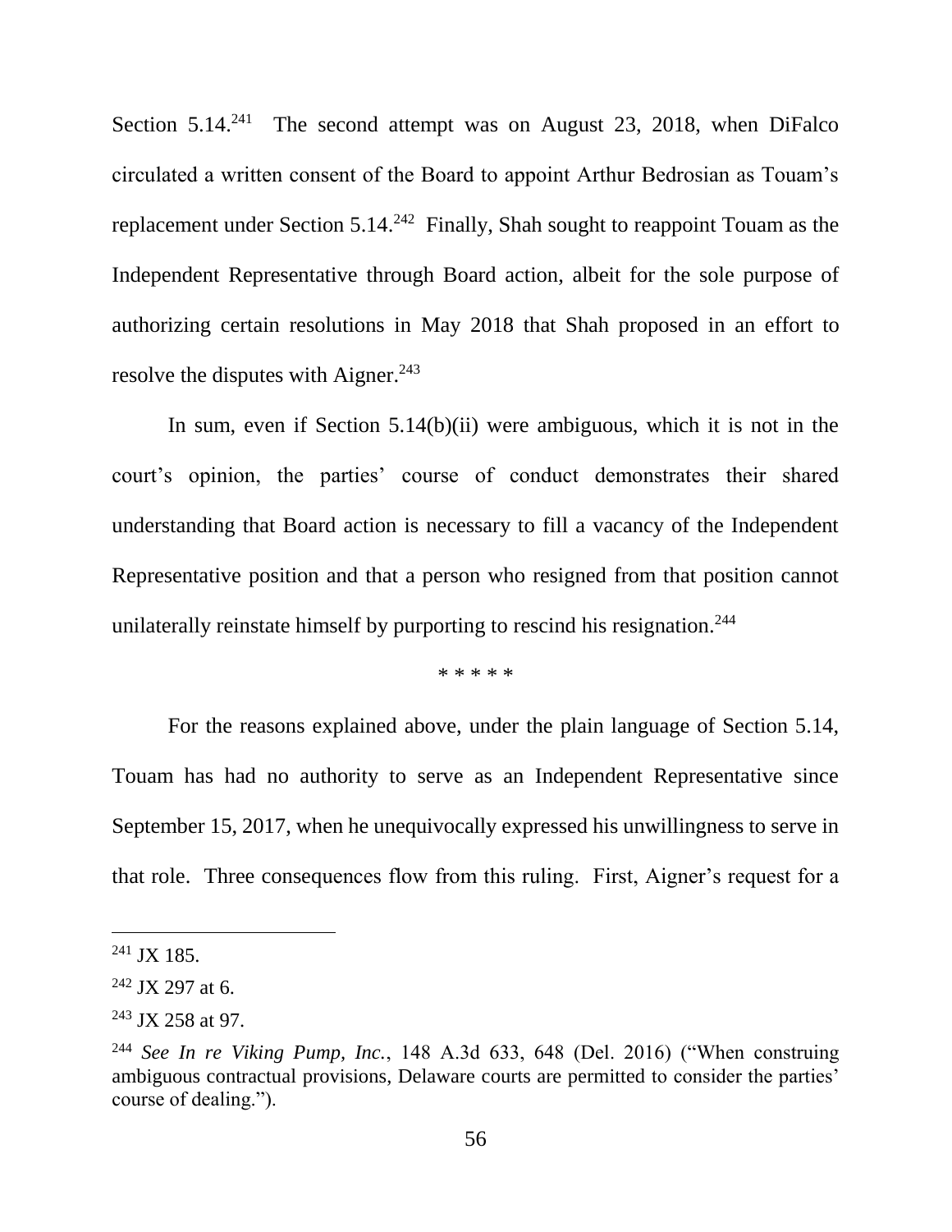Section 5.14.[241] The second attempt was on August 23, 2018, when DiFalco circulated a written consent of the Board to appoint Arthur Bedrosian as Touam's replacement under Section 5.14.[242] Finally, Shah sought to reappoint Touam as the Independent Representative through Board action, albeit for the sole purpose of authorizing certain resolutions in May 2018 that Shah proposed in an effort to resolve the disputes with Aigner.[243]

In sum, even if Section 5.14(b)(ii) were ambiguous, which it is not in the court's opinion, the parties' course of conduct demonstrates their shared understanding that Board action is necessary to fill a vacancy of the Independent Representative position and that a person who resigned from that position cannot unilaterally reinstate himself by purporting to rescind his resignation.[244]

\* \* \* \* \*

For the reasons explained above, under the plain language of Section 5.14, Touam has had no authority to serve as an Independent Representative since September 15, 2017, when he unequivocally expressed his unwillingness to serve in that role. Three consequences flow from this ruling. First, Aigner's request for a

---

[241] JX 185.

[242] JX 297 at 6.

[243] JX 258 at 97.

[244] *See In re Viking Pump, Inc.*, 148 A.3d 633, 648 (Del. 2016) ("When construing ambiguous contractual provisions, Delaware courts are permitted to consider the parties' course of dealing.").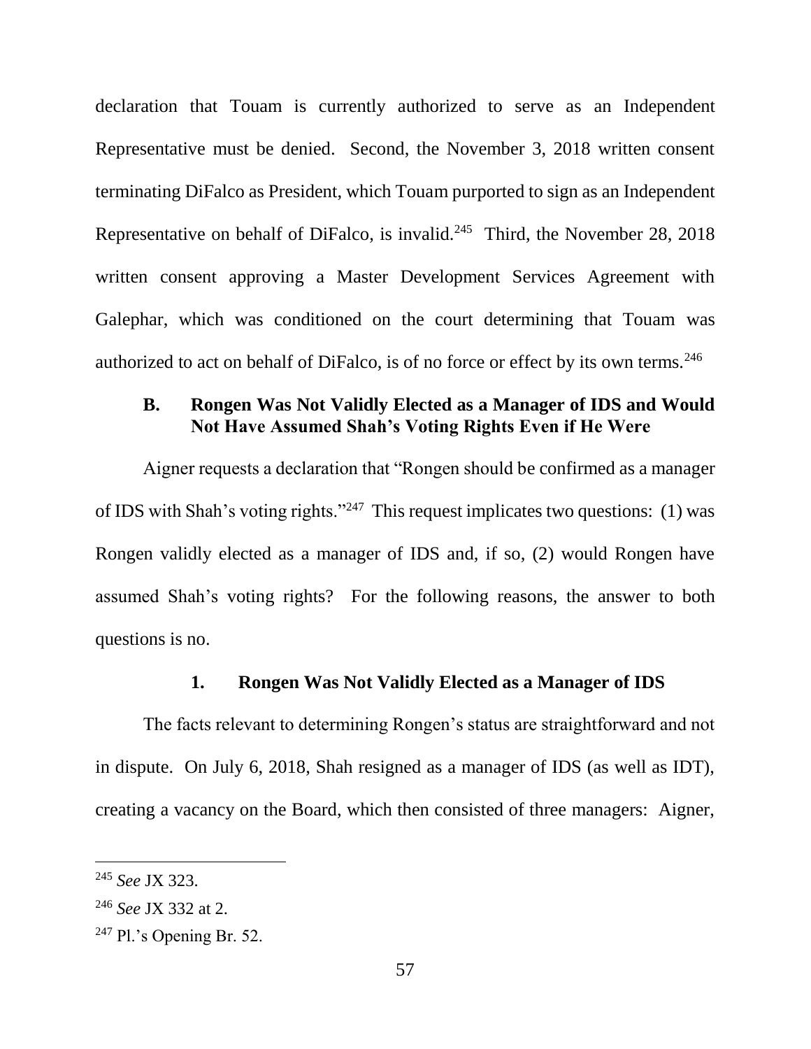declaration that Touam is currently authorized to serve as an Independent Representative must be denied. Second, the November 3, 2018 written consent terminating DiFalco as President, which Touam purported to sign as an Independent Representative on behalf of DiFalco, is invalid.[245] Third, the November 28, 2018 written consent approving a Master Development Services Agreement with Galephar, which was conditioned on the court determining that Touam was authorized to act on behalf of DiFalco, is of no force or effect by its own terms.[246]

### B. Rongen Was Not Validly Elected as a Manager of IDS and Would Not Have Assumed Shah's Voting Rights Even if He Were

Aigner requests a declaration that "Rongen should be confirmed as a manager of IDS with Shah's voting rights."[247] This request implicates two questions: (1) was Rongen validly elected as a manager of IDS and, if so, (2) would Rongen have assumed Shah's voting rights? For the following reasons, the answer to both questions is no.

#### 1. Rongen Was Not Validly Elected as a Manager of IDS

The facts relevant to determining Rongen's status are straightforward and not in dispute. On July 6, 2018, Shah resigned as a manager of IDS (as well as IDT), creating a vacancy on the Board, which then consisted of three managers: Aigner,

---

[245] *See* JX 323.

[246] *See* JX 332 at 2.

[247] Pl.'s Opening Br. 52.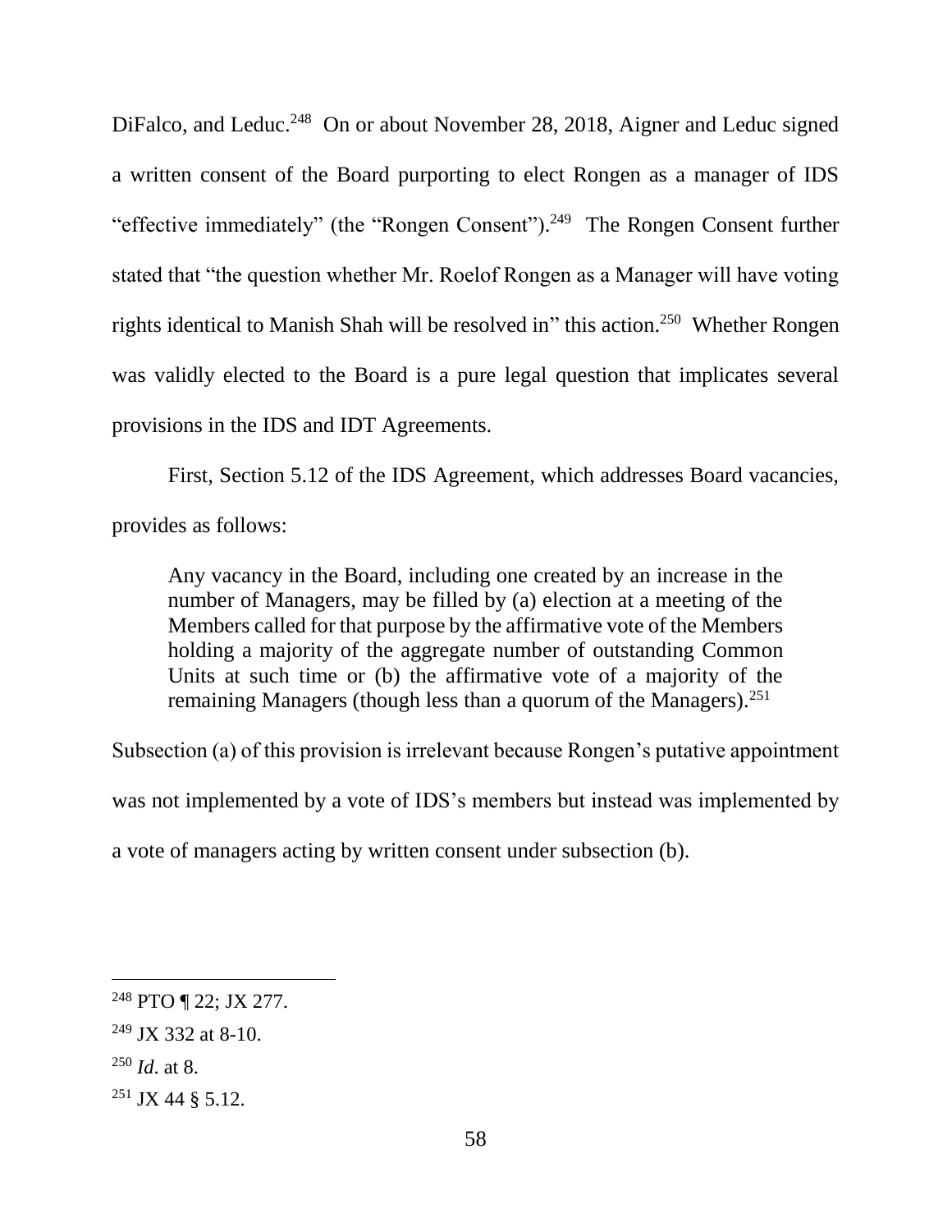DiFalco, and Leduc.[248] On or about November 28, 2018, Aigner and Leduc signed a written consent of the Board purporting to elect Rongen as a manager of IDS "effective immediately" (the "Rongen Consent").[249] The Rongen Consent further stated that "the question whether Mr. Roelof Rongen as a Manager will have voting rights identical to Manish Shah will be resolved in" this action.[250] Whether Rongen was validly elected to the Board is a pure legal question that implicates several provisions in the IDS and IDT Agreements.

First, Section 5.12 of the IDS Agreement, which addresses Board vacancies, provides as follows:

> Any vacancy in the Board, including one created by an increase in the number of Managers, may be filled by (a) election at a meeting of the Members called for that purpose by the affirmative vote of the Members holding a majority of the aggregate number of outstanding Common Units at such time or (b) the affirmative vote of a majority of the remaining Managers (though less than a quorum of the Managers).[251]

Subsection (a) of this provision is irrelevant because Rongen's putative appointment was not implemented by a vote of IDS's members but instead was implemented by a vote of managers acting by written consent under subsection (b).

---

[248] PTO ¶ 22; JX 277.

[249] JX 332 at 8-10.

[250] *Id*. at 8.

[251] JX 44 § 5.12.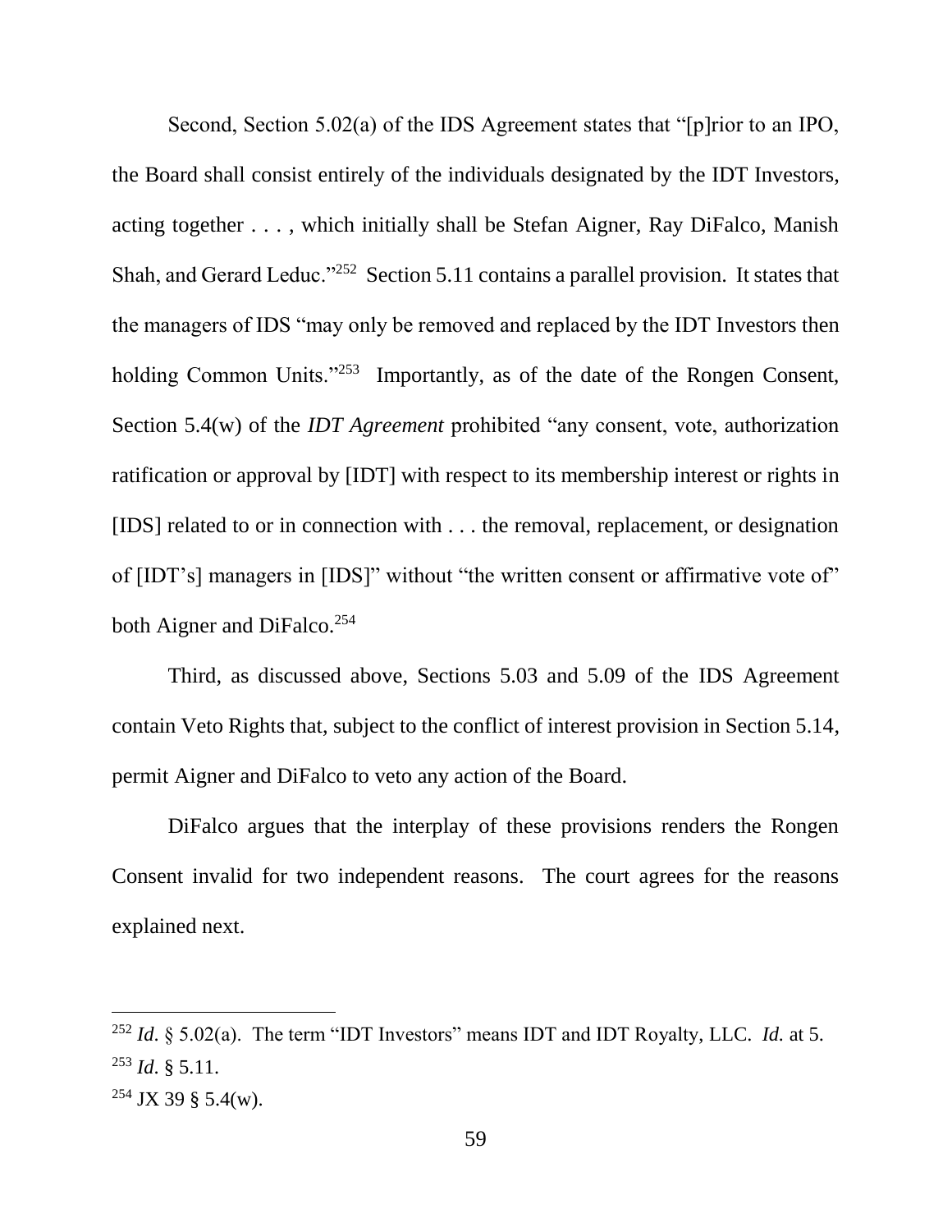Second, Section 5.02(a) of the IDS Agreement states that "[p]rior to an IPO, the Board shall consist entirely of the individuals designated by the IDT Investors, acting together . . . , which initially shall be Stefan Aigner, Ray DiFalco, Manish Shah, and Gerard Leduc."[252] Section 5.11 contains a parallel provision. It states that the managers of IDS "may only be removed and replaced by the IDT Investors then holding Common Units."[253] Importantly, as of the date of the Rongen Consent, Section 5.4(w) of the *IDT Agreement* prohibited "any consent, vote, authorization ratification or approval by [IDT] with respect to its membership interest or rights in [IDS] related to or in connection with . . . the removal, replacement, or designation of [IDT's] managers in [IDS]" without "the written consent or affirmative vote of" both Aigner and DiFalco.[254]

Third, as discussed above, Sections 5.03 and 5.09 of the IDS Agreement contain Veto Rights that, subject to the conflict of interest provision in Section 5.14, permit Aigner and DiFalco to veto any action of the Board.

DiFalco argues that the interplay of these provisions renders the Rongen Consent invalid for two independent reasons. The court agrees for the reasons explained next.

---

[252] *Id*. § 5.02(a). The term "IDT Investors" means IDT and IDT Royalty, LLC. *Id.* at 5.

[253] *Id*. § 5.11.

[254] JX 39 § 5.4(w).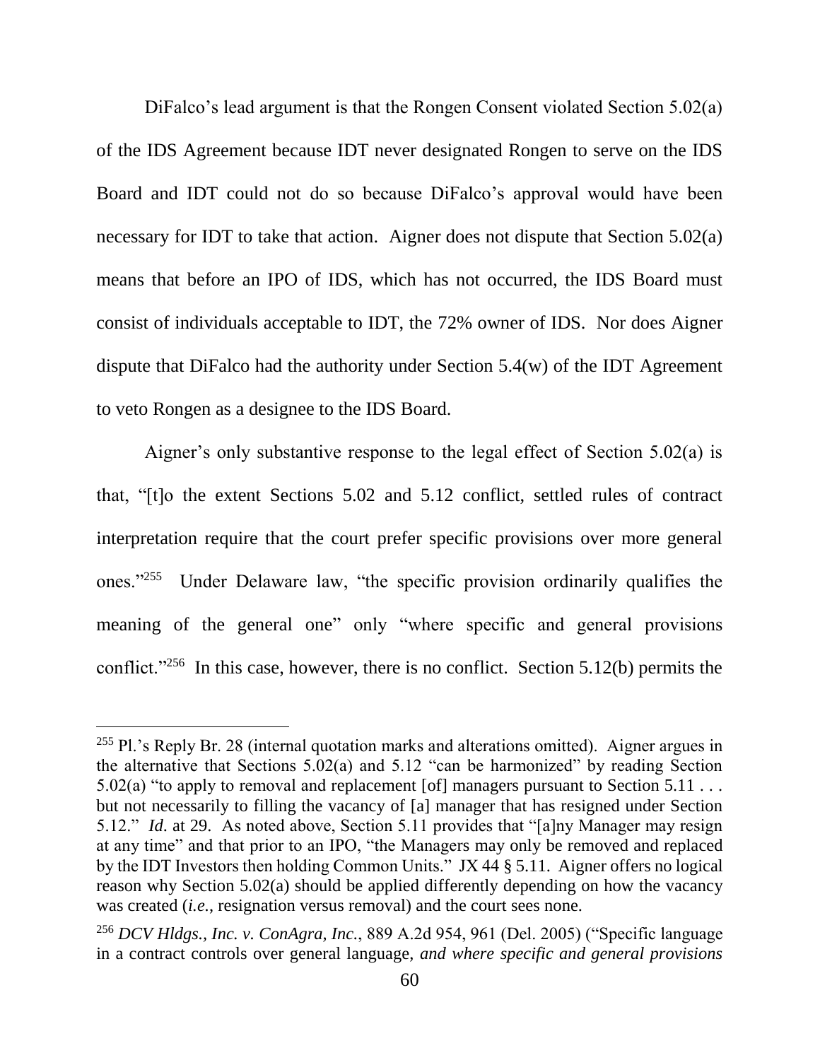DiFalco's lead argument is that the Rongen Consent violated Section 5.02(a) of the IDS Agreement because IDT never designated Rongen to serve on the IDS Board and IDT could not do so because DiFalco's approval would have been necessary for IDT to take that action. Aigner does not dispute that Section 5.02(a) means that before an IPO of IDS, which has not occurred, the IDS Board must consist of individuals acceptable to IDT, the 72% owner of IDS. Nor does Aigner dispute that DiFalco had the authority under Section 5.4(w) of the IDT Agreement to veto Rongen as a designee to the IDS Board.

Aigner's only substantive response to the legal effect of Section 5.02(a) is that, "[t]o the extent Sections 5.02 and 5.12 conflict, settled rules of contract interpretation require that the court prefer specific provisions over more general ones."[255] Under Delaware law, "the specific provision ordinarily qualifies the meaning of the general one" only "where specific and general provisions conflict."[256] In this case, however, there is no conflict. Section 5.12(b) permits the

---

[255] Pl.'s Reply Br. 28 (internal quotation marks and alterations omitted). Aigner argues in the alternative that Sections 5.02(a) and 5.12 "can be harmonized" by reading Section 5.02(a) "to apply to removal and replacement [of] managers pursuant to Section 5.11 . . . but not necessarily to filling the vacancy of [a] manager that has resigned under Section 5.12." *Id*. at 29. As noted above, Section 5.11 provides that "[a]ny Manager may resign at any time" and that prior to an IPO, "the Managers may only be removed and replaced by the IDT Investors then holding Common Units." JX 44 § 5.11. Aigner offers no logical reason why Section 5.02(a) should be applied differently depending on how the vacancy was created (*i.e.*, resignation versus removal) and the court sees none.

[256] *DCV Hldgs., Inc. v. ConAgra, Inc.*, 889 A.2d 954, 961 (Del. 2005) ("Specific language in a contract controls over general language, *and where specific and general provisions*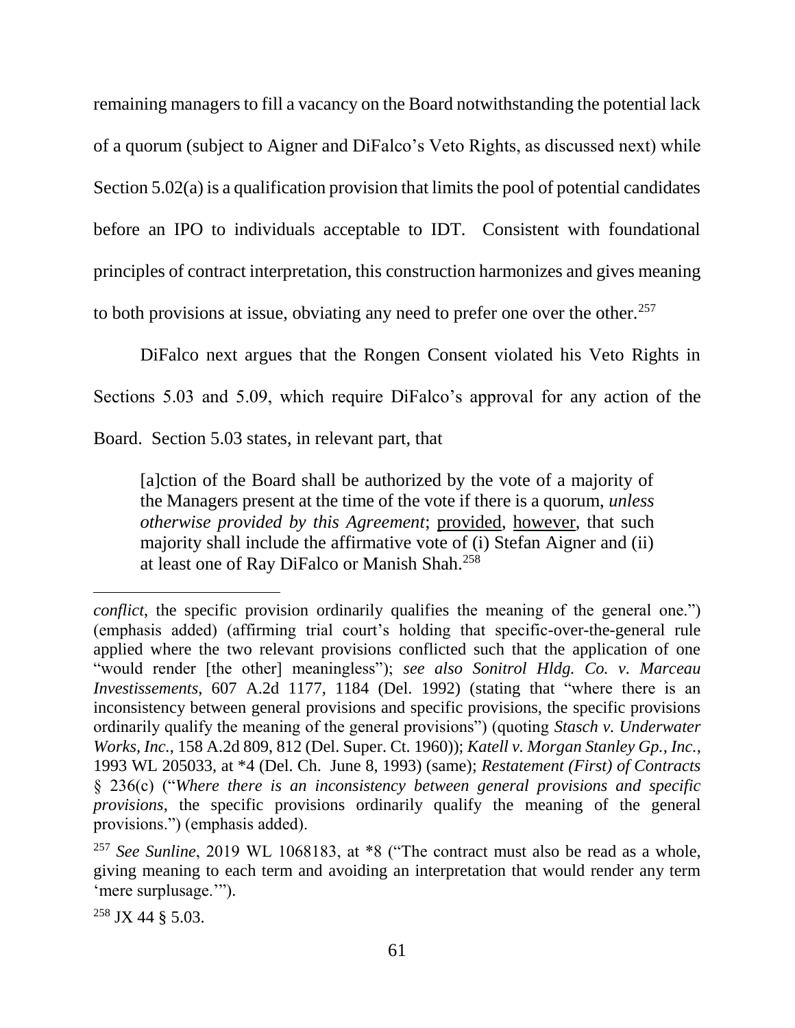remaining managers to fill a vacancy on the Board notwithstanding the potential lack of a quorum (subject to Aigner and DiFalco's Veto Rights, as discussed next) while Section 5.02(a) is a qualification provision that limits the pool of potential candidates before an IPO to individuals acceptable to IDT. Consistent with foundational principles of contract interpretation, this construction harmonizes and gives meaning to both provisions at issue, obviating any need to prefer one over the other.[257]

DiFalco next argues that the Rongen Consent violated his Veto Rights in Sections 5.03 and 5.09, which require DiFalco's approval for any action of the Board. Section 5.03 states, in relevant part, that

> [a]ction of the Board shall be authorized by the vote of a majority of the Managers present at the time of the vote if there is a quorum, *unless otherwise provided by this Agreement*; <u>provided</u>, <u>however</u>, that such majority shall include the affirmative vote of (i) Stefan Aigner and (ii) at least one of Ray DiFalco or Manish Shah.[258]

---

*conflict*, the specific provision ordinarily qualifies the meaning of the general one.") (emphasis added) (affirming trial court's holding that specific-over-the-general rule applied where the two relevant provisions conflicted such that the application of one "would render [the other] meaningless"); *see also Sonitrol Hldg. Co. v. Marceau Investissements*, 607 A.2d 1177, 1184 (Del. 1992) (stating that "where there is an inconsistency between general provisions and specific provisions, the specific provisions ordinarily qualify the meaning of the general provisions") (quoting *Stasch v. Underwater Works, Inc.*, 158 A.2d 809, 812 (Del. Super. Ct. 1960)); *Katell v. Morgan Stanley Gp., Inc.*, 1993 WL 205033, at *4 (Del. Ch. June 8, 1993) (same); *Restatement (First) of Contracts* § 236(c) ("*Where there is an inconsistency between general provisions and specific provisions*, the specific provisions ordinarily qualify the meaning of the general provisions.") (emphasis added).

[257] *See Sunline*, 2019 WL 1068183, at *8 ("The contract must also be read as a whole, giving meaning to each term and avoiding an interpretation that would render any term 'mere surplusage.'").

[258] JX 44 § 5.03.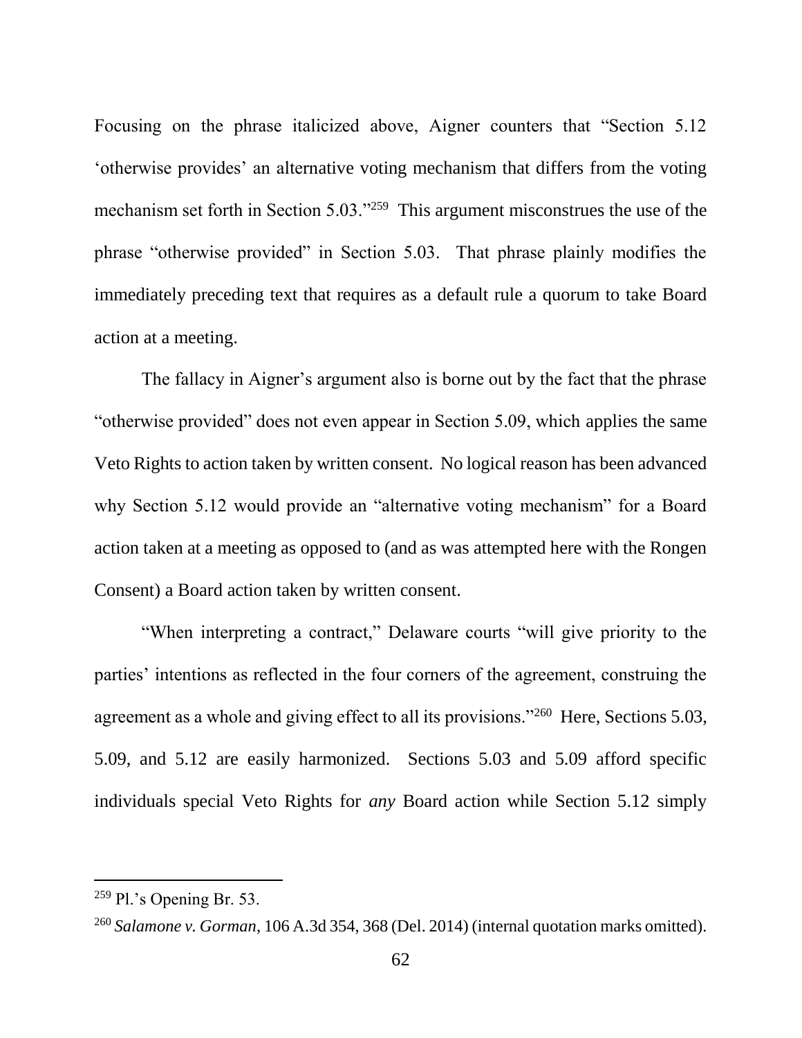Focusing on the phrase italicized above, Aigner counters that "Section 5.12 'otherwise provides' an alternative voting mechanism that differs from the voting mechanism set forth in Section 5.03."[259] This argument misconstrues the use of the phrase "otherwise provided" in Section 5.03. That phrase plainly modifies the immediately preceding text that requires as a default rule a quorum to take Board action at a meeting.

The fallacy in Aigner's argument also is borne out by the fact that the phrase "otherwise provided" does not even appear in Section 5.09, which applies the same Veto Rights to action taken by written consent. No logical reason has been advanced why Section 5.12 would provide an "alternative voting mechanism" for a Board action taken at a meeting as opposed to (and as was attempted here with the Rongen Consent) a Board action taken by written consent.

"When interpreting a contract," Delaware courts "will give priority to the parties' intentions as reflected in the four corners of the agreement, construing the agreement as a whole and giving effect to all its provisions."[260] Here, Sections 5.03, 5.09, and 5.12 are easily harmonized. Sections 5.03 and 5.09 afford specific individuals special Veto Rights for *any* Board action while Section 5.12 simply

---

[259] Pl.'s Opening Br. 53.

[260] *Salamone v. Gorman*, 106 A.3d 354, 368 (Del. 2014) (internal quotation marks omitted).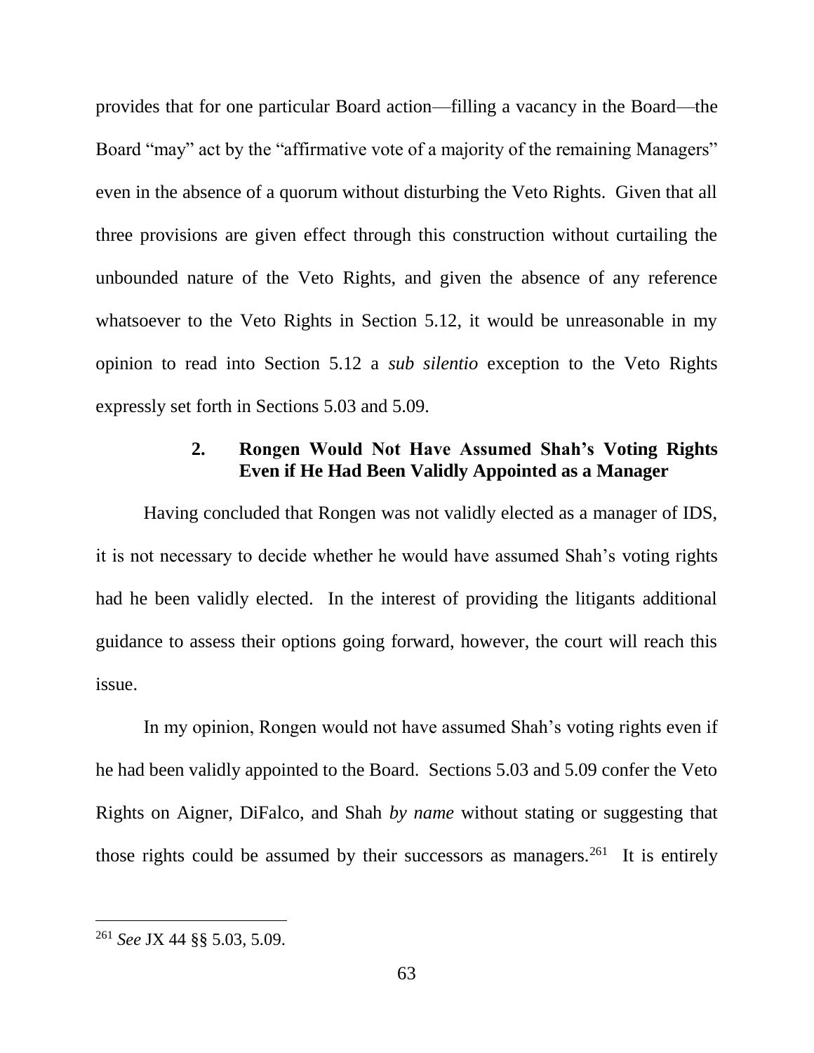provides that for one particular Board action—filling a vacancy in the Board—the Board "may" act by the "affirmative vote of a majority of the remaining Managers" even in the absence of a quorum without disturbing the Veto Rights. Given that all three provisions are given effect through this construction without curtailing the unbounded nature of the Veto Rights, and given the absence of any reference whatsoever to the Veto Rights in Section 5.12, it would be unreasonable in my opinion to read into Section 5.12 a *sub silentio* exception to the Veto Rights expressly set forth in Sections 5.03 and 5.09.

### 2. Rongen Would Not Have Assumed Shah's Voting Rights Even if He Had Been Validly Appointed as a Manager

Having concluded that Rongen was not validly elected as a manager of IDS, it is not necessary to decide whether he would have assumed Shah's voting rights had he been validly elected. In the interest of providing the litigants additional guidance to assess their options going forward, however, the court will reach this issue.

In my opinion, Rongen would not have assumed Shah's voting rights even if he had been validly appointed to the Board. Sections 5.03 and 5.09 confer the Veto Rights on Aigner, DiFalco, and Shah *by name* without stating or suggesting that those rights could be assumed by their successors as managers.[261] It is entirely

[261] *See* JX 44 §§ 5.03, 5.09.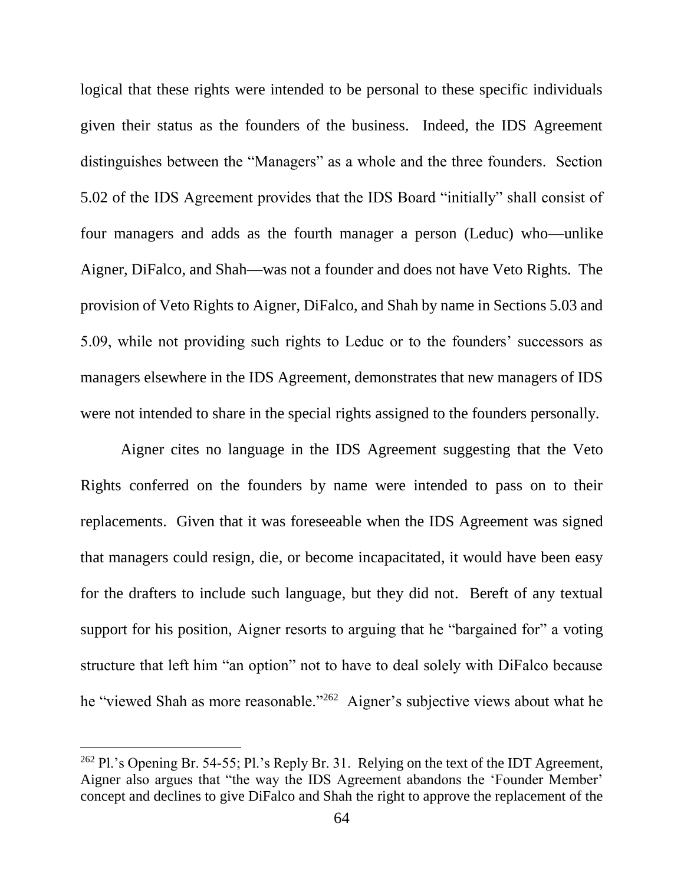logical that these rights were intended to be personal to these specific individuals given their status as the founders of the business. Indeed, the IDS Agreement distinguishes between the "Managers" as a whole and the three founders. Section 5.02 of the IDS Agreement provides that the IDS Board "initially" shall consist of four managers and adds as the fourth manager a person (Leduc) who—unlike Aigner, DiFalco, and Shah—was not a founder and does not have Veto Rights. The provision of Veto Rights to Aigner, DiFalco, and Shah by name in Sections 5.03 and 5.09, while not providing such rights to Leduc or to the founders' successors as managers elsewhere in the IDS Agreement, demonstrates that new managers of IDS were not intended to share in the special rights assigned to the founders personally.

Aigner cites no language in the IDS Agreement suggesting that the Veto Rights conferred on the founders by name were intended to pass on to their replacements. Given that it was foreseeable when the IDS Agreement was signed that managers could resign, die, or become incapacitated, it would have been easy for the drafters to include such language, but they did not. Bereft of any textual support for his position, Aigner resorts to arguing that he "bargained for" a voting structure that left him "an option" not to have to deal solely with DiFalco because he "viewed Shah as more reasonable."[262] Aigner's subjective views about what he

[262] Pl.'s Opening Br. 54-55; Pl.'s Reply Br. 31. Relying on the text of the IDT Agreement, Aigner also argues that "the way the IDS Agreement abandons the 'Founder Member' concept and declines to give DiFalco and Shah the right to approve the replacement of the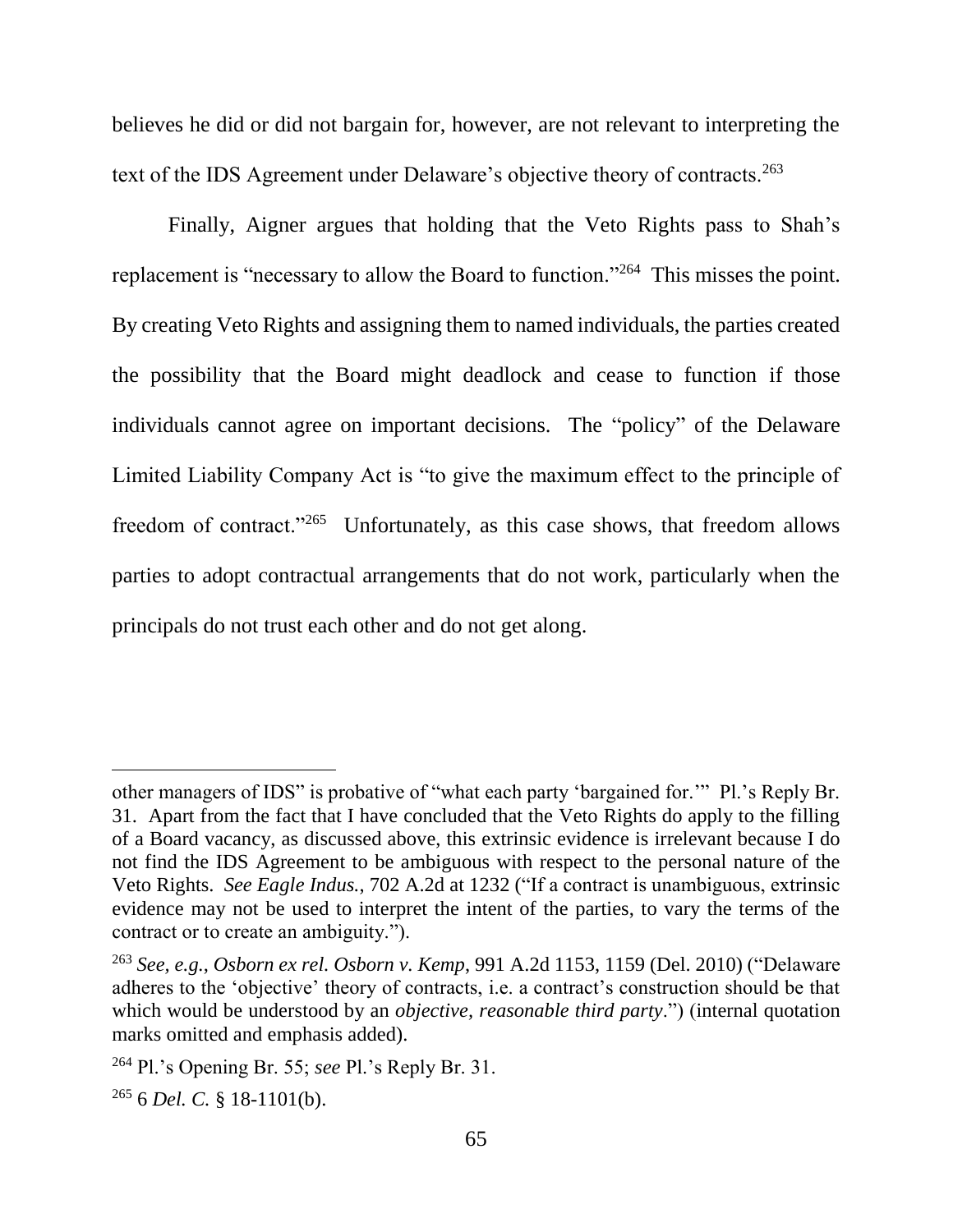believes he did or did not bargain for, however, are not relevant to interpreting the text of the IDS Agreement under Delaware's objective theory of contracts.[263]

Finally, Aigner argues that holding that the Veto Rights pass to Shah's replacement is "necessary to allow the Board to function."[264] This misses the point. By creating Veto Rights and assigning them to named individuals, the parties created the possibility that the Board might deadlock and cease to function if those individuals cannot agree on important decisions. The "policy" of the Delaware Limited Liability Company Act is "to give the maximum effect to the principle of freedom of contract."[265] Unfortunately, as this case shows, that freedom allows parties to adopt contractual arrangements that do not work, particularly when the principals do not trust each other and do not get along.

---

other managers of IDS" is probative of "what each party 'bargained for.'" Pl.'s Reply Br. 31. Apart from the fact that I have concluded that the Veto Rights do apply to the filling of a Board vacancy, as discussed above, this extrinsic evidence is irrelevant because I do not find the IDS Agreement to be ambiguous with respect to the personal nature of the Veto Rights. *See Eagle Indus.*, 702 A.2d at 1232 ("If a contract is unambiguous, extrinsic evidence may not be used to interpret the intent of the parties, to vary the terms of the contract or to create an ambiguity.").

[263] *See, e.g.*, *Osborn ex rel. Osborn v. Kemp*, 991 A.2d 1153, 1159 (Del. 2010) ("Delaware adheres to the 'objective' theory of contracts, i.e. a contract's construction should be that which would be understood by an *objective, reasonable third party*.") (internal quotation marks omitted and emphasis added).

[264] Pl.'s Opening Br. 55; *see* Pl.'s Reply Br. 31.

[265] 6 *Del. C.* § 18-1101(b).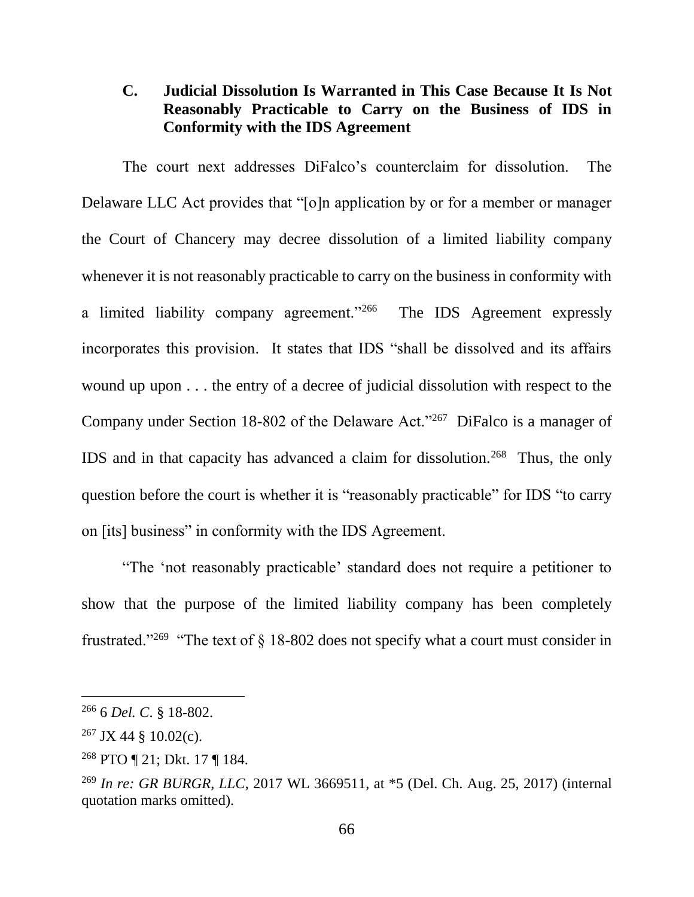### C. Judicial Dissolution Is Warranted in This Case Because It Is Not Reasonably Practicable to Carry on the Business of IDS in Conformity with the IDS Agreement

The court next addresses DiFalco's counterclaim for dissolution. The Delaware LLC Act provides that "[o]n application by or for a member or manager the Court of Chancery may decree dissolution of a limited liability company whenever it is not reasonably practicable to carry on the business in conformity with a limited liability company agreement."[266] The IDS Agreement expressly incorporates this provision. It states that IDS "shall be dissolved and its affairs wound up upon . . . the entry of a decree of judicial dissolution with respect to the Company under Section 18-802 of the Delaware Act."[267] DiFalco is a manager of IDS and in that capacity has advanced a claim for dissolution.[268] Thus, the only question before the court is whether it is "reasonably practicable" for IDS "to carry on [its] business" in conformity with the IDS Agreement.

"The 'not reasonably practicable' standard does not require a petitioner to show that the purpose of the limited liability company has been completely frustrated."[269] "The text of § 18-802 does not specify what a court must consider in

---

[266] 6 *Del. C*. § 18-802.

[267] JX 44 § 10.02(c).

[268] PTO ¶ 21; Dkt. 17 ¶ 184.

[269] *In re: GR BURGR, LLC*, 2017 WL 3669511, at *5 (Del. Ch. Aug. 25, 2017) (internal quotation marks omitted).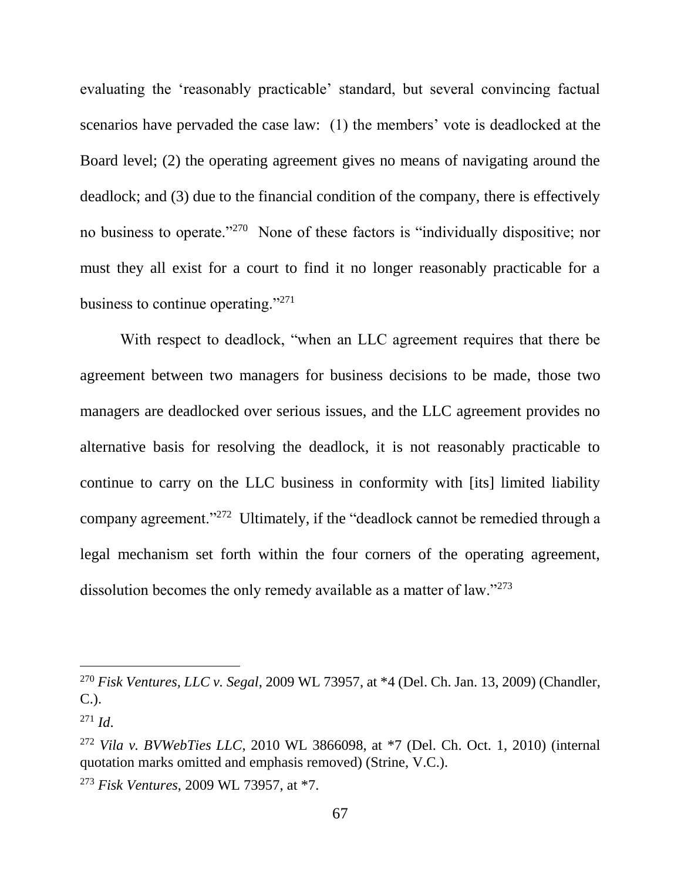evaluating the 'reasonably practicable' standard, but several convincing factual scenarios have pervaded the case law: (1) the members' vote is deadlocked at the Board level; (2) the operating agreement gives no means of navigating around the deadlock; and (3) due to the financial condition of the company, there is effectively no business to operate."[270] None of these factors is "individually dispositive; nor must they all exist for a court to find it no longer reasonably practicable for a business to continue operating."[271]

With respect to deadlock, "when an LLC agreement requires that there be agreement between two managers for business decisions to be made, those two managers are deadlocked over serious issues, and the LLC agreement provides no alternative basis for resolving the deadlock, it is not reasonably practicable to continue to carry on the LLC business in conformity with [its] limited liability company agreement."[272] Ultimately, if the "deadlock cannot be remedied through a legal mechanism set forth within the four corners of the operating agreement, dissolution becomes the only remedy available as a matter of law."[273]

---

[270] *Fisk Ventures, LLC v. Segal*, 2009 WL 73957, at *4 (Del. Ch. Jan. 13, 2009) (Chandler, C.).

[271] *Id*.

[272] *Vila v. BVWebTies LLC*, 2010 WL 3866098, at *7 (Del. Ch. Oct. 1, 2010) (internal quotation marks omitted and emphasis removed) (Strine, V.C.).

[273] *Fisk Ventures*, 2009 WL 73957, at *7.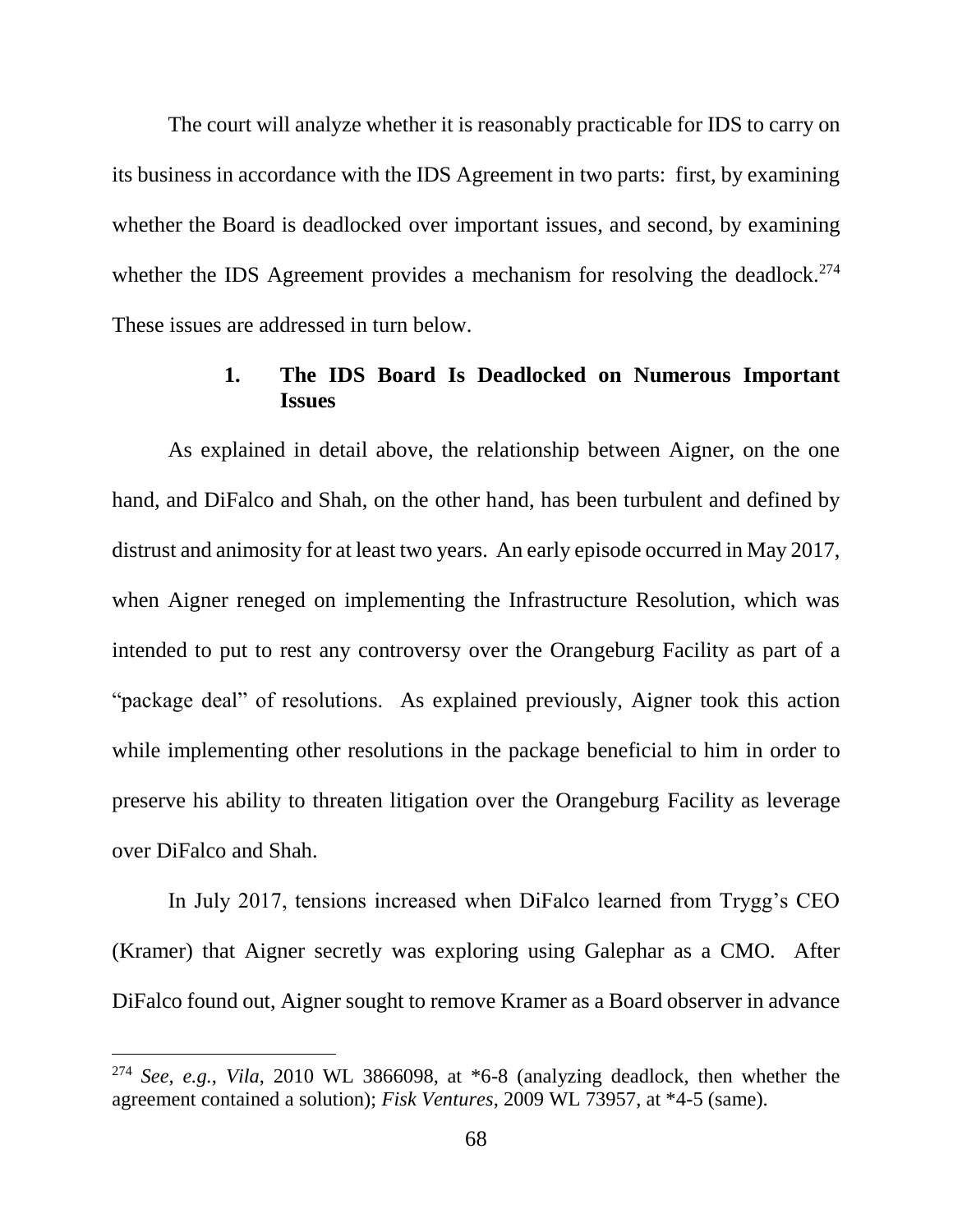The court will analyze whether it is reasonably practicable for IDS to carry on its business in accordance with the IDS Agreement in two parts: first, by examining whether the Board is deadlocked over important issues, and second, by examining whether the IDS Agreement provides a mechanism for resolving the deadlock.[274] These issues are addressed in turn below.

### 1. The IDS Board Is Deadlocked on Numerous Important Issues

As explained in detail above, the relationship between Aigner, on the one hand, and DiFalco and Shah, on the other hand, has been turbulent and defined by distrust and animosity for at least two years. An early episode occurred in May 2017, when Aigner reneged on implementing the Infrastructure Resolution, which was intended to put to rest any controversy over the Orangeburg Facility as part of a "package deal" of resolutions. As explained previously, Aigner took this action while implementing other resolutions in the package beneficial to him in order to preserve his ability to threaten litigation over the Orangeburg Facility as leverage over DiFalco and Shah.

In July 2017, tensions increased when DiFalco learned from Trygg's CEO (Kramer) that Aigner secretly was exploring using Galephar as a CMO. After DiFalco found out, Aigner sought to remove Kramer as a Board observer in advance

---

[274] *See, e.g.*, *Vila*, 2010 WL 3866098, at *6-8 (analyzing deadlock, then whether the agreement contained a solution); *Fisk Ventures*, 2009 WL 73957, at *4-5 (same).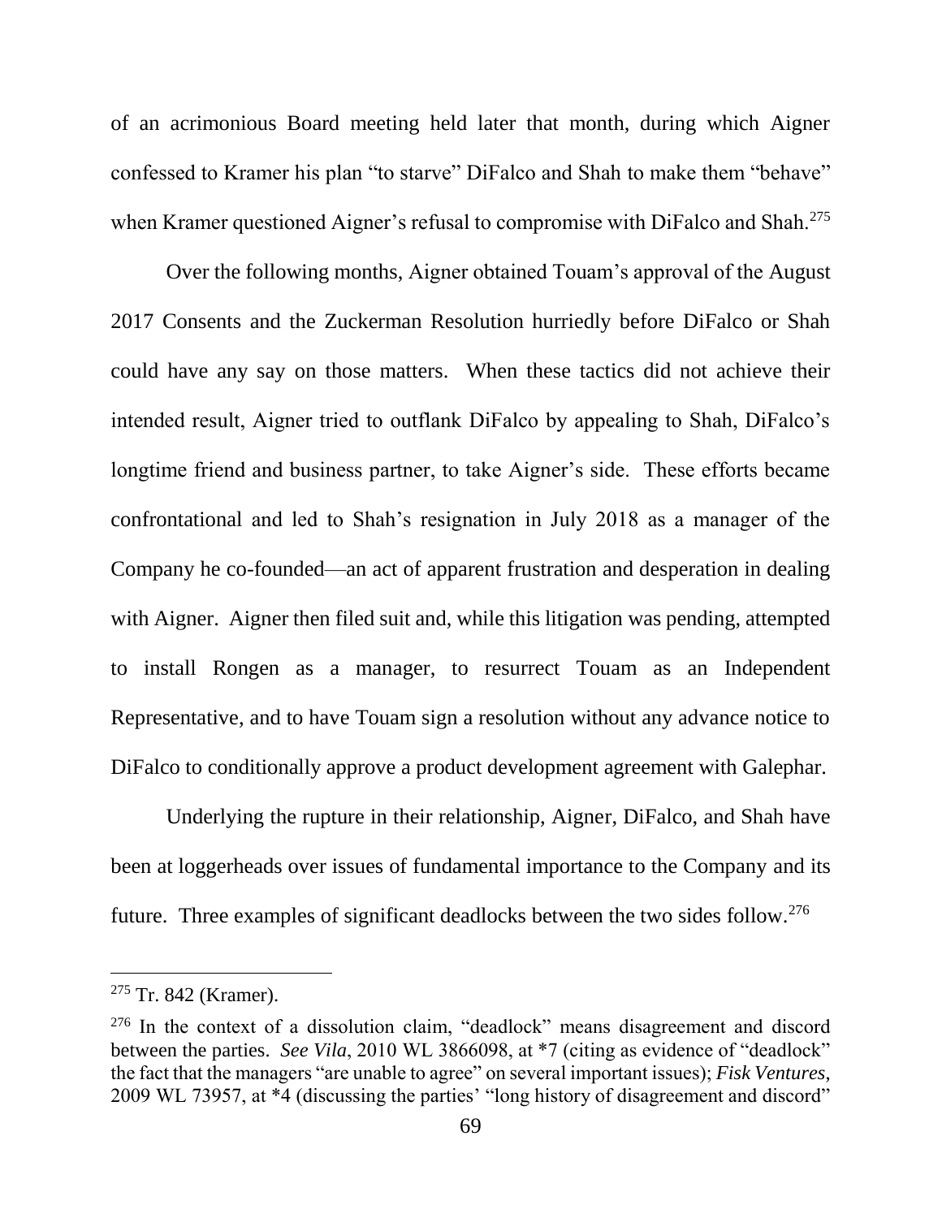of an acrimonious Board meeting held later that month, during which Aigner confessed to Kramer his plan "to starve" DiFalco and Shah to make them "behave" when Kramer questioned Aigner's refusal to compromise with DiFalco and Shah.[275]

Over the following months, Aigner obtained Touam's approval of the August 2017 Consents and the Zuckerman Resolution hurriedly before DiFalco or Shah could have any say on those matters. When these tactics did not achieve their intended result, Aigner tried to outflank DiFalco by appealing to Shah, DiFalco's longtime friend and business partner, to take Aigner's side. These efforts became confrontational and led to Shah's resignation in July 2018 as a manager of the Company he co-founded—an act of apparent frustration and desperation in dealing with Aigner. Aigner then filed suit and, while this litigation was pending, attempted to install Rongen as a manager, to resurrect Touam as an Independent Representative, and to have Touam sign a resolution without any advance notice to DiFalco to conditionally approve a product development agreement with Galephar.

Underlying the rupture in their relationship, Aigner, DiFalco, and Shah have been at loggerheads over issues of fundamental importance to the Company and its future. Three examples of significant deadlocks between the two sides follow.[276]

---

[275] Tr. 842 (Kramer).

[276] In the context of a dissolution claim, "deadlock" means disagreement and discord between the parties. *See Vila*, 2010 WL 3866098, at *7 (citing as evidence of "deadlock" the fact that the managers "are unable to agree" on several important issues); *Fisk Ventures*, 2009 WL 73957, at *4 (discussing the parties' "long history of disagreement and discord"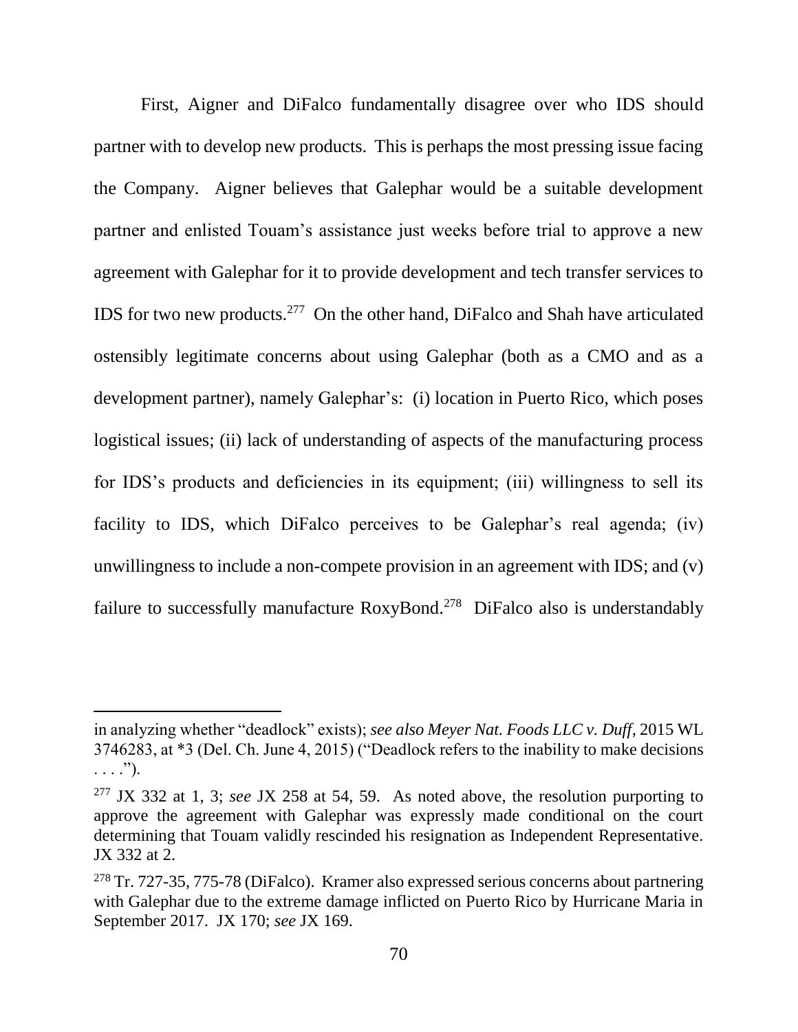First, Aigner and DiFalco fundamentally disagree over who IDS should partner with to develop new products. This is perhaps the most pressing issue facing the Company. Aigner believes that Galephar would be a suitable development partner and enlisted Touam's assistance just weeks before trial to approve a new agreement with Galephar for it to provide development and tech transfer services to IDS for two new products.[277] On the other hand, DiFalco and Shah have articulated ostensibly legitimate concerns about using Galephar (both as a CMO and as a development partner), namely Galephar's: (i) location in Puerto Rico, which poses logistical issues; (ii) lack of understanding of aspects of the manufacturing process for IDS's products and deficiencies in its equipment; (iii) willingness to sell its facility to IDS, which DiFalco perceives to be Galephar's real agenda; (iv) unwillingness to include a non-compete provision in an agreement with IDS; and (v) failure to successfully manufacture RoxyBond.[278] DiFalco also is understandably

---

in analyzing whether "deadlock" exists); *see also Meyer Nat. Foods LLC v. Duff*, 2015 WL 3746283, at *3 (Del. Ch. June 4, 2015) ("Deadlock refers to the inability to make decisions . . . .").

[277] JX 332 at 1, 3; *see* JX 258 at 54, 59. As noted above, the resolution purporting to approve the agreement with Galephar was expressly made conditional on the court determining that Touam validly rescinded his resignation as Independent Representative. JX 332 at 2.

[278] Tr. 727-35, 775-78 (DiFalco). Kramer also expressed serious concerns about partnering with Galephar due to the extreme damage inflicted on Puerto Rico by Hurricane Maria in September 2017. JX 170; *see* JX 169.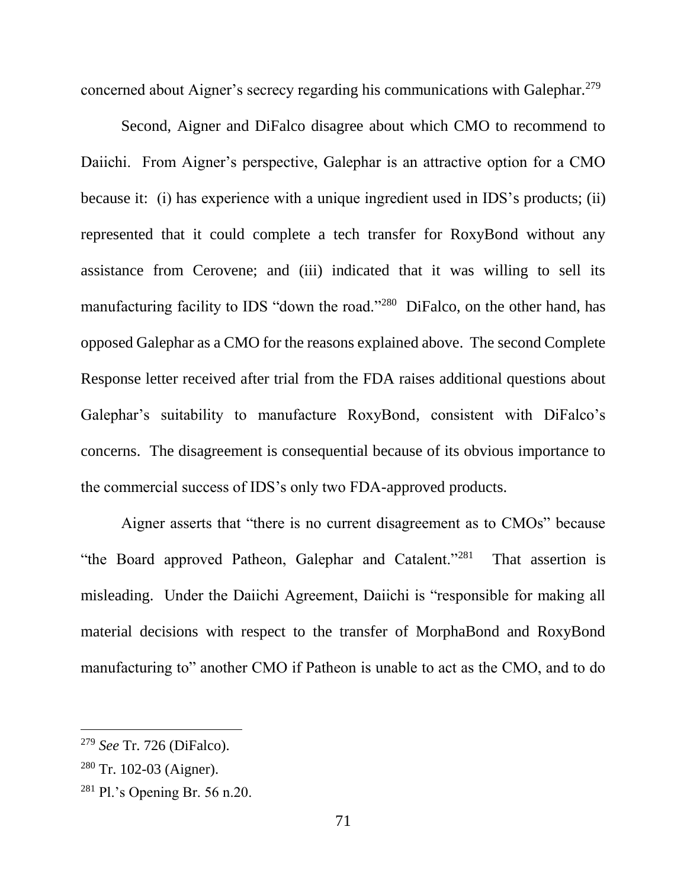concerned about Aigner's secrecy regarding his communications with Galephar.[279]

Second, Aigner and DiFalco disagree about which CMO to recommend to Daiichi. From Aigner's perspective, Galephar is an attractive option for a CMO because it: (i) has experience with a unique ingredient used in IDS's products; (ii) represented that it could complete a tech transfer for RoxyBond without any assistance from Cerovene; and (iii) indicated that it was willing to sell its manufacturing facility to IDS "down the road."[280] DiFalco, on the other hand, has opposed Galephar as a CMO for the reasons explained above. The second Complete Response letter received after trial from the FDA raises additional questions about Galephar's suitability to manufacture RoxyBond, consistent with DiFalco's concerns. The disagreement is consequential because of its obvious importance to the commercial success of IDS's only two FDA-approved products.

Aigner asserts that "there is no current disagreement as to CMOs" because "the Board approved Patheon, Galephar and Catalent."[281] That assertion is misleading. Under the Daiichi Agreement, Daiichi is "responsible for making all material decisions with respect to the transfer of MorphaBond and RoxyBond manufacturing to" another CMO if Patheon is unable to act as the CMO, and to do

---

[279] *See* Tr. 726 (DiFalco).

[280] Tr. 102-03 (Aigner).

[281] Pl.'s Opening Br. 56 n.20.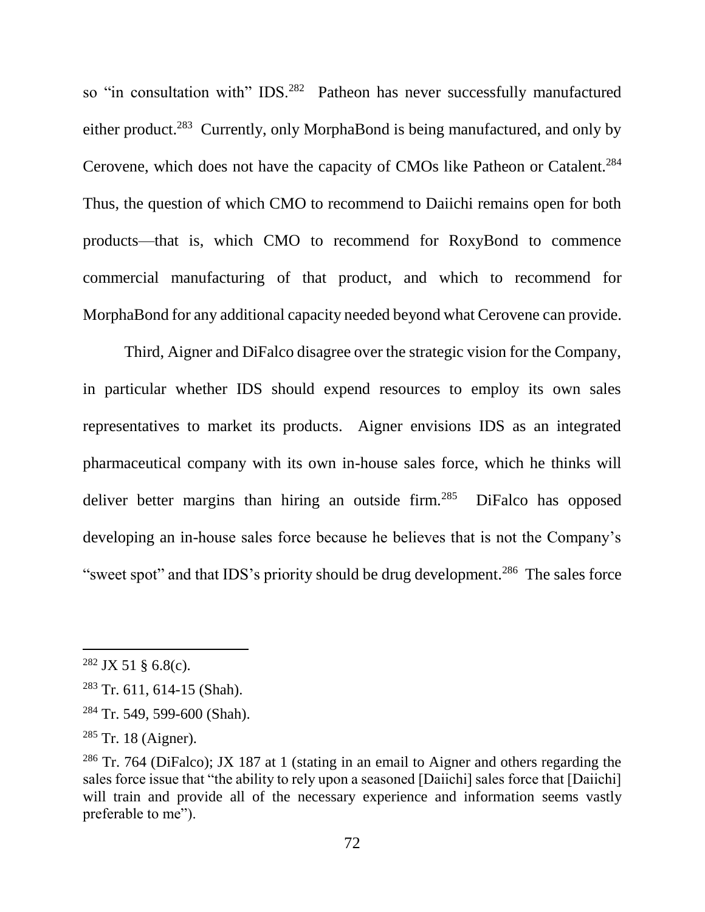so "in consultation with" IDS.[282] Patheon has never successfully manufactured either product.[283] Currently, only MorphaBond is being manufactured, and only by Cerovene, which does not have the capacity of CMOs like Patheon or Catalent.[284] Thus, the question of which CMO to recommend to Daiichi remains open for both products—that is, which CMO to recommend for RoxyBond to commence commercial manufacturing of that product, and which to recommend for MorphaBond for any additional capacity needed beyond what Cerovene can provide.

Third, Aigner and DiFalco disagree over the strategic vision for the Company, in particular whether IDS should expend resources to employ its own sales representatives to market its products. Aigner envisions IDS as an integrated pharmaceutical company with its own in-house sales force, which he thinks will deliver better margins than hiring an outside firm.[285] DiFalco has opposed developing an in-house sales force because he believes that is not the Company's "sweet spot" and that IDS's priority should be drug development.[286] The sales force

---

[282] JX 51 § 6.8(c).

[283] Tr. 611, 614-15 (Shah).

[284] Tr. 549, 599-600 (Shah).

[285] Tr. 18 (Aigner).

[286] Tr. 764 (DiFalco); JX 187 at 1 (stating in an email to Aigner and others regarding the sales force issue that "the ability to rely upon a seasoned [Daiichi] sales force that [Daiichi] will train and provide all of the necessary experience and information seems vastly preferable to me").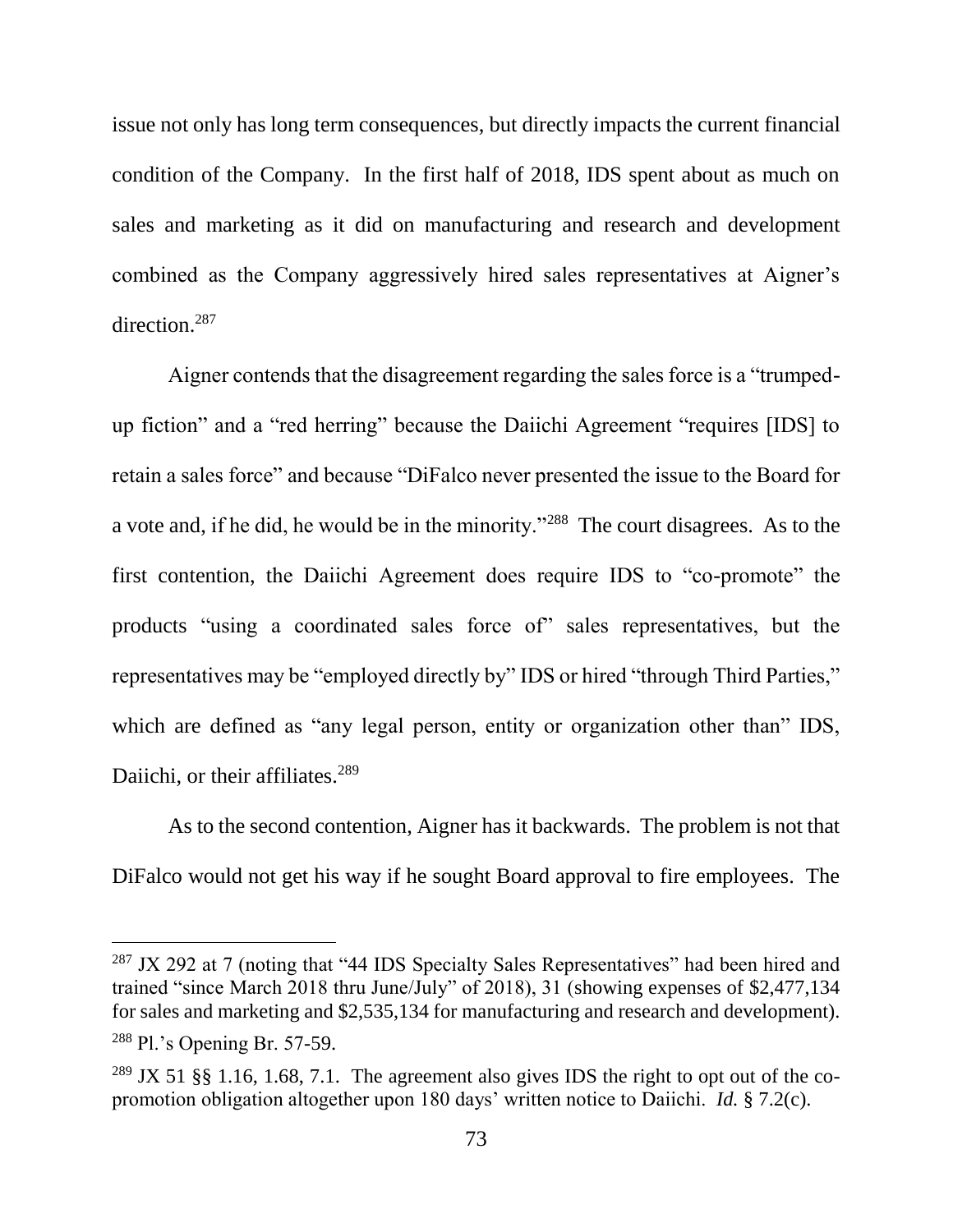issue not only has long term consequences, but directly impacts the current financial condition of the Company. In the first half of 2018, IDS spent about as much on sales and marketing as it did on manufacturing and research and development combined as the Company aggressively hired sales representatives at Aigner's direction.[287]

Aigner contends that the disagreement regarding the sales force is a "trumped-up fiction" and a "red herring" because the Daiichi Agreement "requires [IDS] to retain a sales force" and because "DiFalco never presented the issue to the Board for a vote and, if he did, he would be in the minority."[288] The court disagrees. As to the first contention, the Daiichi Agreement does require IDS to "co-promote" the products "using a coordinated sales force of" sales representatives, but the representatives may be "employed directly by" IDS or hired "through Third Parties," which are defined as "any legal person, entity or organization other than" IDS, Daiichi, or their affiliates.[289]

As to the second contention, Aigner has it backwards. The problem is not that DiFalco would not get his way if he sought Board approval to fire employees. The

---

[287] JX 292 at 7 (noting that "44 IDS Specialty Sales Representatives" had been hired and trained "since March 2018 thru June/July" of 2018), 31 (showing expenses of $2,477,134 for sales and marketing and $2,535,134 for manufacturing and research and development).

[288] Pl.'s Opening Br. 57-59.

[289] JX 51 §§ 1.16, 1.68, 7.1. The agreement also gives IDS the right to opt out of the co-promotion obligation altogether upon 180 days' written notice to Daiichi. *Id.* § 7.2(c).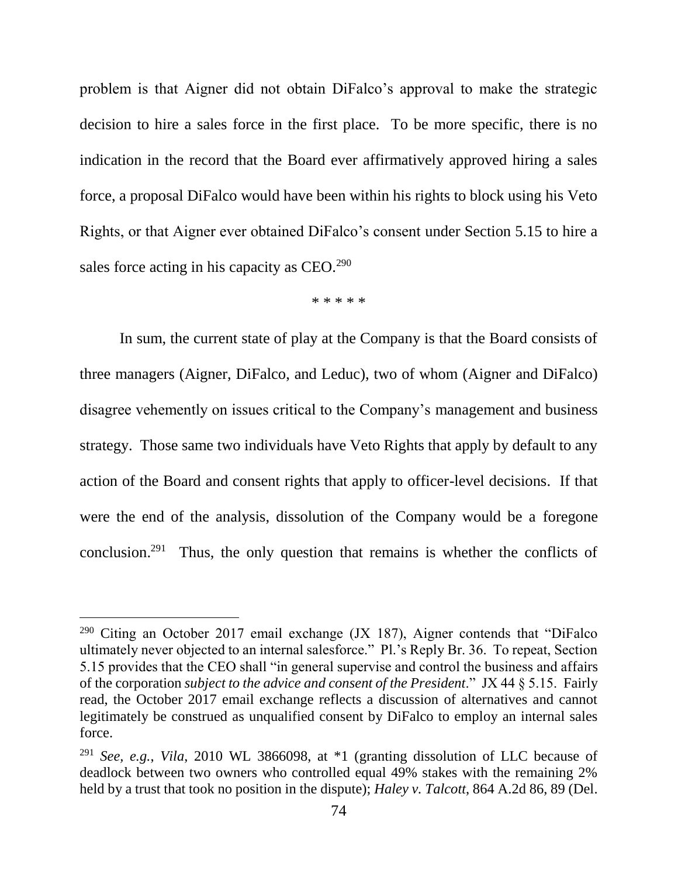problem is that Aigner did not obtain DiFalco's approval to make the strategic decision to hire a sales force in the first place. To be more specific, there is no indication in the record that the Board ever affirmatively approved hiring a sales force, a proposal DiFalco would have been within his rights to block using his Veto Rights, or that Aigner ever obtained DiFalco's consent under Section 5.15 to hire a sales force acting in his capacity as CEO.[290]

\* \* \* \* \*

In sum, the current state of play at the Company is that the Board consists of three managers (Aigner, DiFalco, and Leduc), two of whom (Aigner and DiFalco) disagree vehemently on issues critical to the Company's management and business strategy. Those same two individuals have Veto Rights that apply by default to any action of the Board and consent rights that apply to officer-level decisions. If that were the end of the analysis, dissolution of the Company would be a foregone conclusion.[291] Thus, the only question that remains is whether the conflicts of

---

[290] Citing an October 2017 email exchange (JX 187), Aigner contends that "DiFalco ultimately never objected to an internal salesforce." Pl.'s Reply Br. 36. To repeat, Section 5.15 provides that the CEO shall "in general supervise and control the business and affairs of the corporation *subject to the advice and consent of the President*." JX 44 § 5.15. Fairly read, the October 2017 email exchange reflects a discussion of alternatives and cannot legitimately be construed as unqualified consent by DiFalco to employ an internal sales force.

[291] *See, e.g.*, *Vila*, 2010 WL 3866098, at \*1 (granting dissolution of LLC because of deadlock between two owners who controlled equal 49% stakes with the remaining 2% held by a trust that took no position in the dispute); *Haley v. Talcott*, 864 A.2d 86, 89 (Del.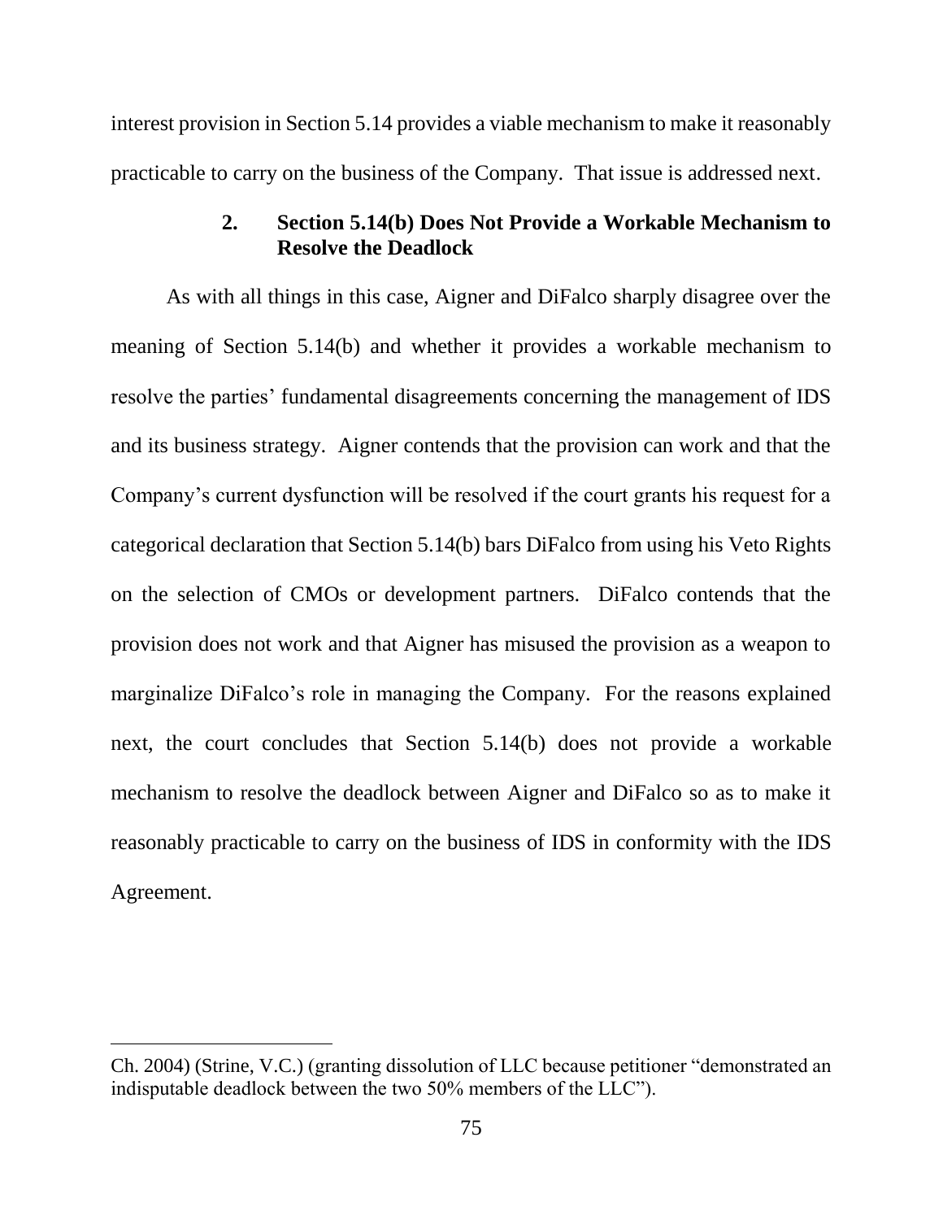interest provision in Section 5.14 provides a viable mechanism to make it reasonably practicable to carry on the business of the Company. That issue is addressed next.

### 2. Section 5.14(b) Does Not Provide a Workable Mechanism to Resolve the Deadlock

As with all things in this case, Aigner and DiFalco sharply disagree over the meaning of Section 5.14(b) and whether it provides a workable mechanism to resolve the parties' fundamental disagreements concerning the management of IDS and its business strategy. Aigner contends that the provision can work and that the Company's current dysfunction will be resolved if the court grants his request for a categorical declaration that Section 5.14(b) bars DiFalco from using his Veto Rights on the selection of CMOs or development partners. DiFalco contends that the provision does not work and that Aigner has misused the provision as a weapon to marginalize DiFalco's role in managing the Company. For the reasons explained next, the court concludes that Section 5.14(b) does not provide a workable mechanism to resolve the deadlock between Aigner and DiFalco so as to make it reasonably practicable to carry on the business of IDS in conformity with the IDS Agreement.

---

Ch. 2004) (Strine, V.C.) (granting dissolution of LLC because petitioner "demonstrated an indisputable deadlock between the two 50% members of the LLC").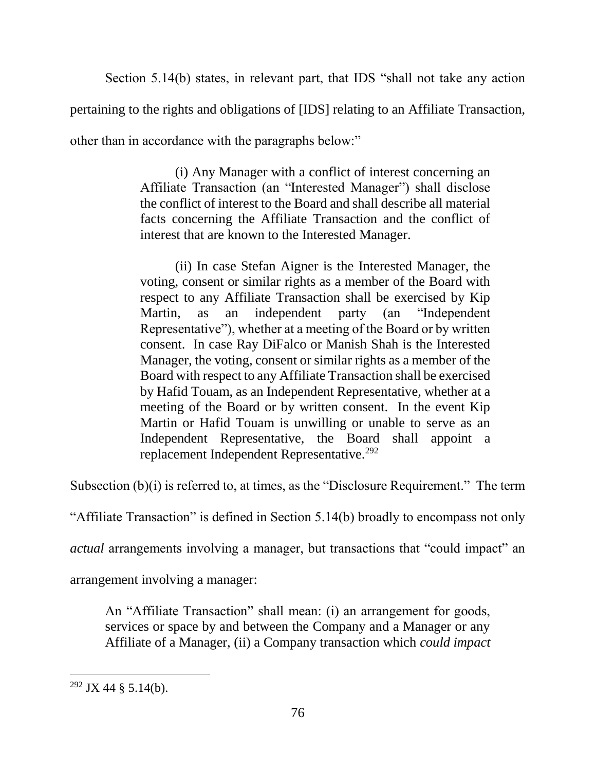Section 5.14(b) states, in relevant part, that IDS "shall not take any action pertaining to the rights and obligations of [IDS] relating to an Affiliate Transaction, other than in accordance with the paragraphs below:"

> (i) Any Manager with a conflict of interest concerning an Affiliate Transaction (an "Interested Manager") shall disclose the conflict of interest to the Board and shall describe all material facts concerning the Affiliate Transaction and the conflict of interest that are known to the Interested Manager.
>
> (ii) In case Stefan Aigner is the Interested Manager, the voting, consent or similar rights as a member of the Board with respect to any Affiliate Transaction shall be exercised by Kip Martin, as an independent party (an "Independent Representative"), whether at a meeting of the Board or by written consent. In case Ray DiFalco or Manish Shah is the Interested Manager, the voting, consent or similar rights as a member of the Board with respect to any Affiliate Transaction shall be exercised by Hafid Touam, as an Independent Representative, whether at a meeting of the Board or by written consent. In the event Kip Martin or Hafid Touam is unwilling or unable to serve as an Independent Representative, the Board shall appoint a replacement Independent Representative.[292]

Subsection (b)(i) is referred to, at times, as the "Disclosure Requirement." The term "Affiliate Transaction" is defined in Section 5.14(b) broadly to encompass not only *actual* arrangements involving a manager, but transactions that "could impact" an arrangement involving a manager:

> An "Affiliate Transaction" shall mean: (i) an arrangement for goods, services or space by and between the Company and a Manager or any Affiliate of a Manager, (ii) a Company transaction which *could impact*

---

[292] JX 44 § 5.14(b).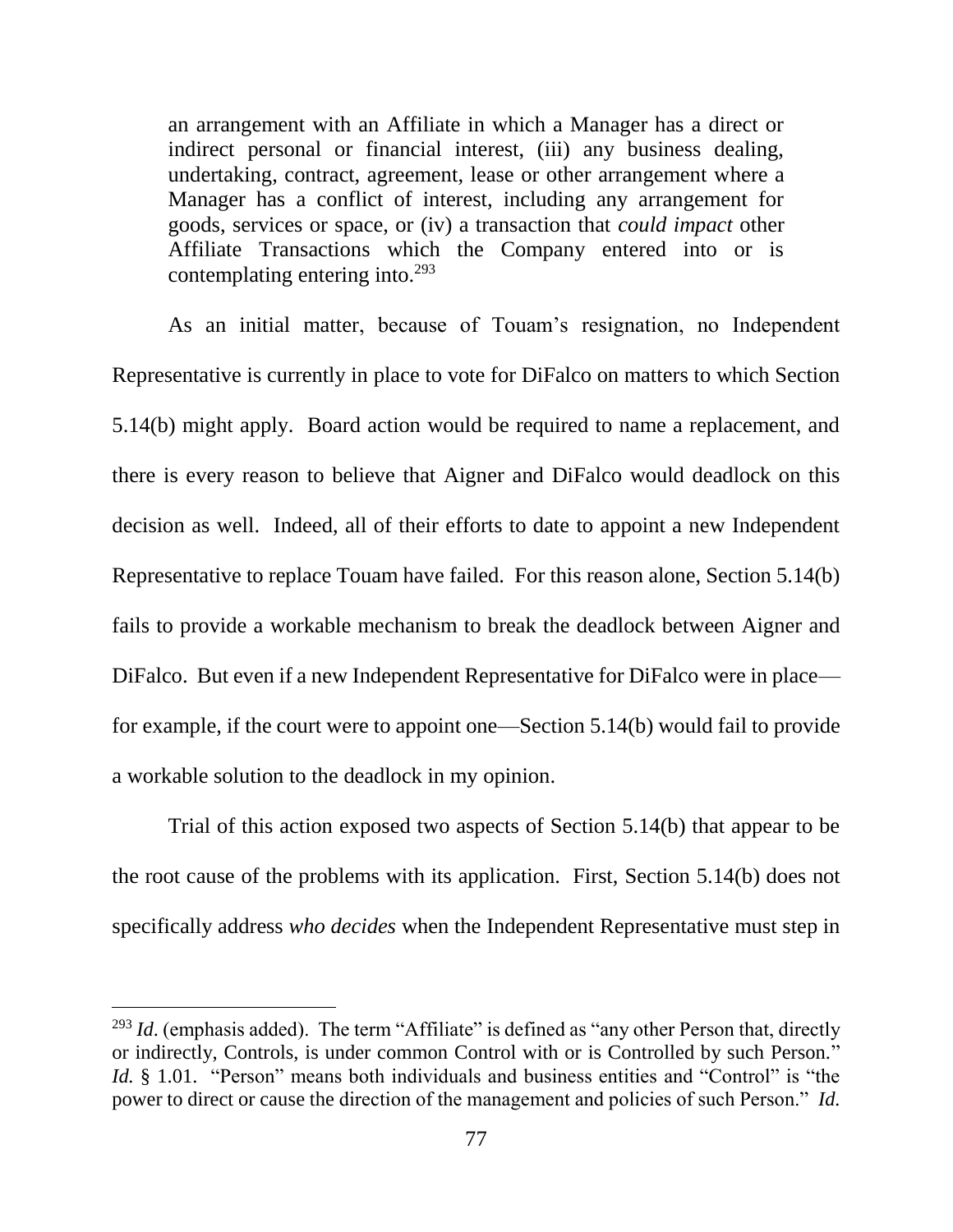an arrangement with an Affiliate in which a Manager has a direct or indirect personal or financial interest, (iii) any business dealing, undertaking, contract, agreement, lease or other arrangement where a Manager has a conflict of interest, including any arrangement for goods, services or space, or (iv) a transaction that *could impact* other Affiliate Transactions which the Company entered into or is contemplating entering into.[293]

As an initial matter, because of Touam's resignation, no Independent Representative is currently in place to vote for DiFalco on matters to which Section 5.14(b) might apply. Board action would be required to name a replacement, and there is every reason to believe that Aigner and DiFalco would deadlock on this decision as well. Indeed, all of their efforts to date to appoint a new Independent Representative to replace Touam have failed. For this reason alone, Section 5.14(b) fails to provide a workable mechanism to break the deadlock between Aigner and DiFalco. But even if a new Independent Representative for DiFalco were in place—for example, if the court were to appoint one—Section 5.14(b) would fail to provide a workable solution to the deadlock in my opinion.

Trial of this action exposed two aspects of Section 5.14(b) that appear to be the root cause of the problems with its application. First, Section 5.14(b) does not specifically address *who decides* when the Independent Representative must step in

---

[293] *Id*. (emphasis added). The term "Affiliate" is defined as "any other Person that, directly or indirectly, Controls, is under common Control with or is Controlled by such Person." *Id.* § 1.01. "Person" means both individuals and business entities and "Control" is "the power to direct or cause the direction of the management and policies of such Person." *Id.*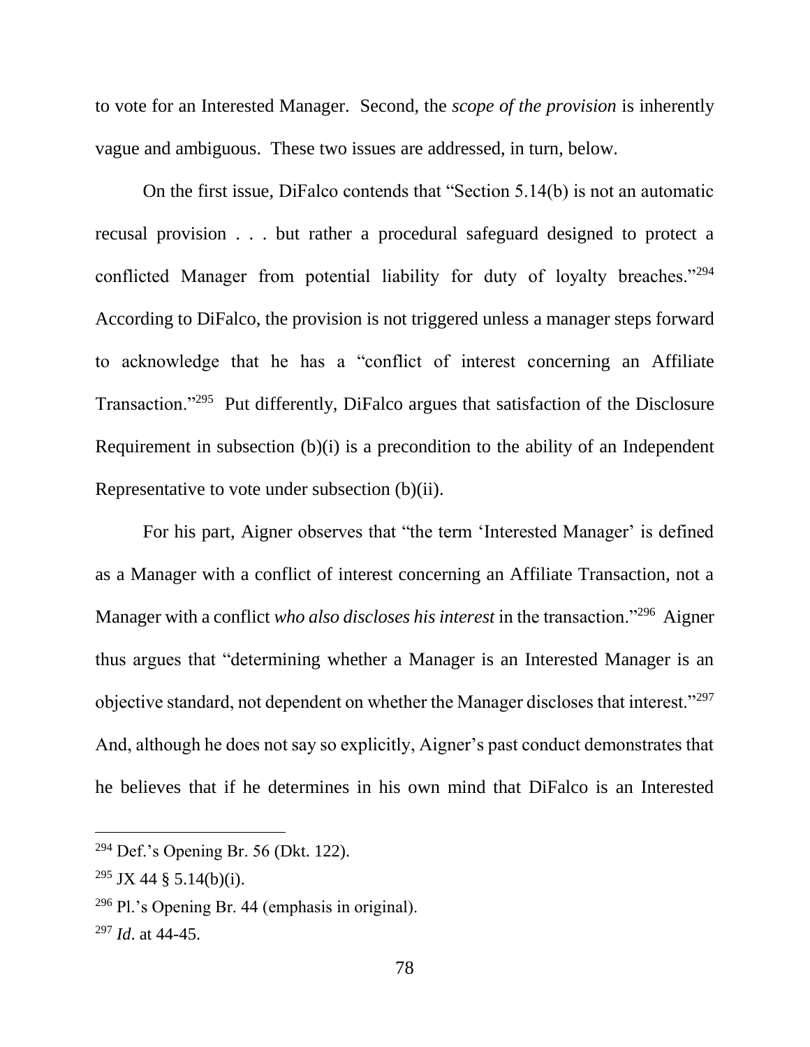to vote for an Interested Manager. Second, the *scope of the provision* is inherently vague and ambiguous. These two issues are addressed, in turn, below.

On the first issue, DiFalco contends that "Section 5.14(b) is not an automatic recusal provision . . . but rather a procedural safeguard designed to protect a conflicted Manager from potential liability for duty of loyalty breaches."[294] According to DiFalco, the provision is not triggered unless a manager steps forward to acknowledge that he has a "conflict of interest concerning an Affiliate Transaction."[295] Put differently, DiFalco argues that satisfaction of the Disclosure Requirement in subsection (b)(i) is a precondition to the ability of an Independent Representative to vote under subsection (b)(ii).

For his part, Aigner observes that "the term 'Interested Manager' is defined as a Manager with a conflict of interest concerning an Affiliate Transaction, not a Manager with a conflict *who also discloses his interest* in the transaction."[296] Aigner thus argues that "determining whether a Manager is an Interested Manager is an objective standard, not dependent on whether the Manager discloses that interest."[297] And, although he does not say so explicitly, Aigner's past conduct demonstrates that he believes that if he determines in his own mind that DiFalco is an Interested

---

[294] Def.'s Opening Br. 56 (Dkt. 122).

[295] JX 44 § 5.14(b)(i).

[296] Pl.'s Opening Br. 44 (emphasis in original).

[297] *Id*. at 44-45.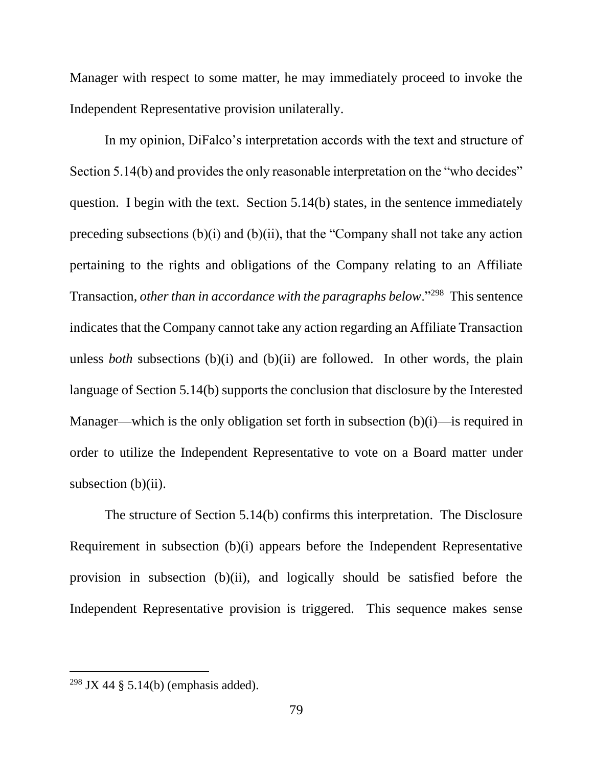Manager with respect to some matter, he may immediately proceed to invoke the Independent Representative provision unilaterally.

In my opinion, DiFalco's interpretation accords with the text and structure of Section 5.14(b) and provides the only reasonable interpretation on the "who decides" question. I begin with the text. Section 5.14(b) states, in the sentence immediately preceding subsections (b)(i) and (b)(ii), that the "Company shall not take any action pertaining to the rights and obligations of the Company relating to an Affiliate Transaction, *other than in accordance with the paragraphs below*."[298] This sentence indicates that the Company cannot take any action regarding an Affiliate Transaction unless *both* subsections (b)(i) and (b)(ii) are followed. In other words, the plain language of Section 5.14(b) supports the conclusion that disclosure by the Interested Manager—which is the only obligation set forth in subsection (b)(i)—is required in order to utilize the Independent Representative to vote on a Board matter under subsection (b)(ii).

The structure of Section 5.14(b) confirms this interpretation. The Disclosure Requirement in subsection (b)(i) appears before the Independent Representative provision in subsection (b)(ii), and logically should be satisfied before the Independent Representative provision is triggered. This sequence makes sense

---

[298] JX 44 § 5.14(b) (emphasis added).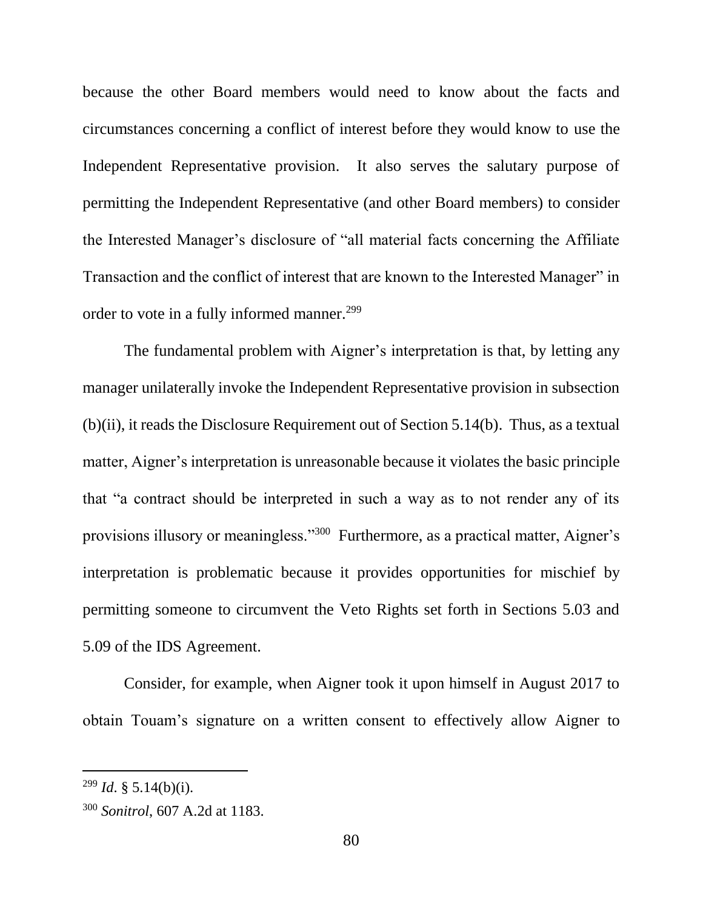because the other Board members would need to know about the facts and circumstances concerning a conflict of interest before they would know to use the Independent Representative provision. It also serves the salutary purpose of permitting the Independent Representative (and other Board members) to consider the Interested Manager's disclosure of "all material facts concerning the Affiliate Transaction and the conflict of interest that are known to the Interested Manager" in order to vote in a fully informed manner.[299]

The fundamental problem with Aigner's interpretation is that, by letting any manager unilaterally invoke the Independent Representative provision in subsection (b)(ii), it reads the Disclosure Requirement out of Section 5.14(b). Thus, as a textual matter, Aigner's interpretation is unreasonable because it violates the basic principle that "a contract should be interpreted in such a way as to not render any of its provisions illusory or meaningless."[300] Furthermore, as a practical matter, Aigner's interpretation is problematic because it provides opportunities for mischief by permitting someone to circumvent the Veto Rights set forth in Sections 5.03 and 5.09 of the IDS Agreement.

Consider, for example, when Aigner took it upon himself in August 2017 to obtain Touam's signature on a written consent to effectively allow Aigner to

---

[299] *Id*. § 5.14(b)(i).

[300] *Sonitrol*, 607 A.2d at 1183.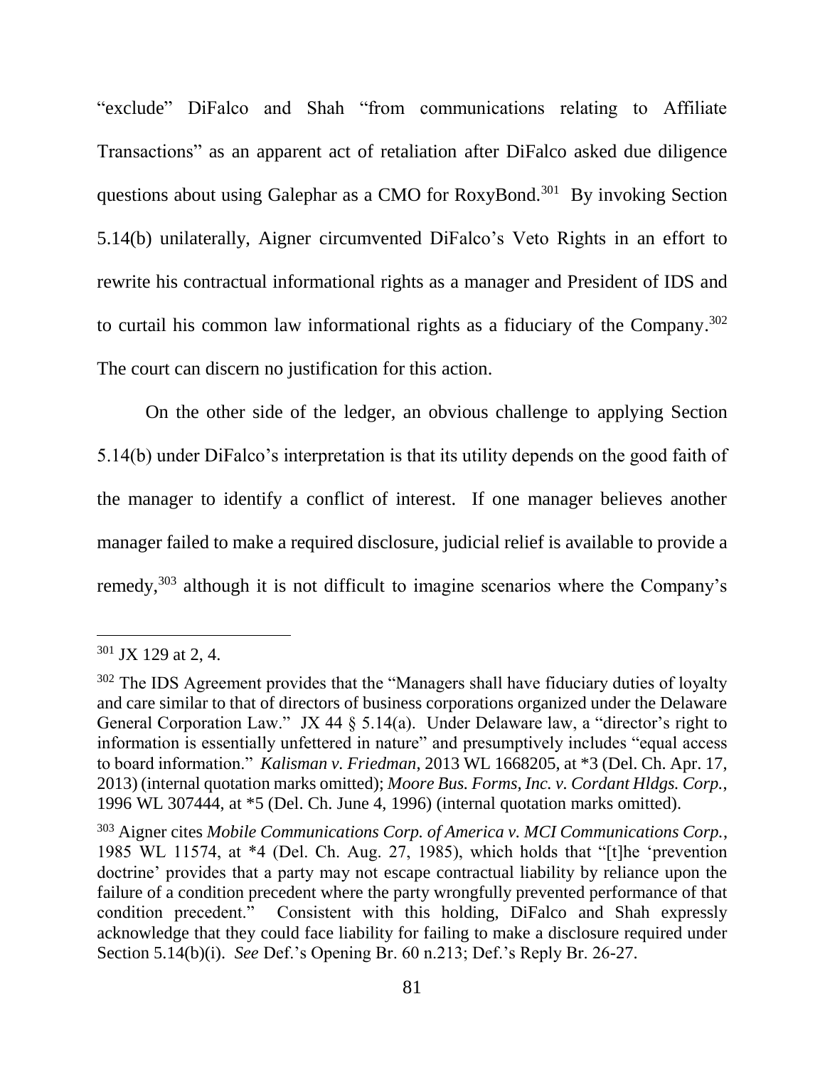"exclude" DiFalco and Shah "from communications relating to Affiliate Transactions" as an apparent act of retaliation after DiFalco asked due diligence questions about using Galephar as a CMO for RoxyBond.[301] By invoking Section 5.14(b) unilaterally, Aigner circumvented DiFalco's Veto Rights in an effort to rewrite his contractual informational rights as a manager and President of IDS and to curtail his common law informational rights as a fiduciary of the Company.[302] The court can discern no justification for this action.

On the other side of the ledger, an obvious challenge to applying Section 5.14(b) under DiFalco's interpretation is that its utility depends on the good faith of the manager to identify a conflict of interest. If one manager believes another manager failed to make a required disclosure, judicial relief is available to provide a remedy,[303] although it is not difficult to imagine scenarios where the Company's

---

[301] JX 129 at 2, 4.

[302] The IDS Agreement provides that the "Managers shall have fiduciary duties of loyalty and care similar to that of directors of business corporations organized under the Delaware General Corporation Law." JX 44 § 5.14(a). Under Delaware law, a "director's right to information is essentially unfettered in nature" and presumptively includes "equal access to board information." *Kalisman v. Friedman*, 2013 WL 1668205, at *3 (Del. Ch. Apr. 17, 2013) (internal quotation marks omitted); *Moore Bus. Forms, Inc. v. Cordant Hldgs. Corp.*, 1996 WL 307444, at *5 (Del. Ch. June 4, 1996) (internal quotation marks omitted).

[303] Aigner cites *Mobile Communications Corp. of America v. MCI Communications Corp.*, 1985 WL 11574, at *4 (Del. Ch. Aug. 27, 1985), which holds that "[t]he 'prevention doctrine' provides that a party may not escape contractual liability by reliance upon the failure of a condition precedent where the party wrongfully prevented performance of that condition precedent." Consistent with this holding, DiFalco and Shah expressly acknowledge that they could face liability for failing to make a disclosure required under Section 5.14(b)(i). *See* Def.'s Opening Br. 60 n.213; Def.'s Reply Br. 26-27.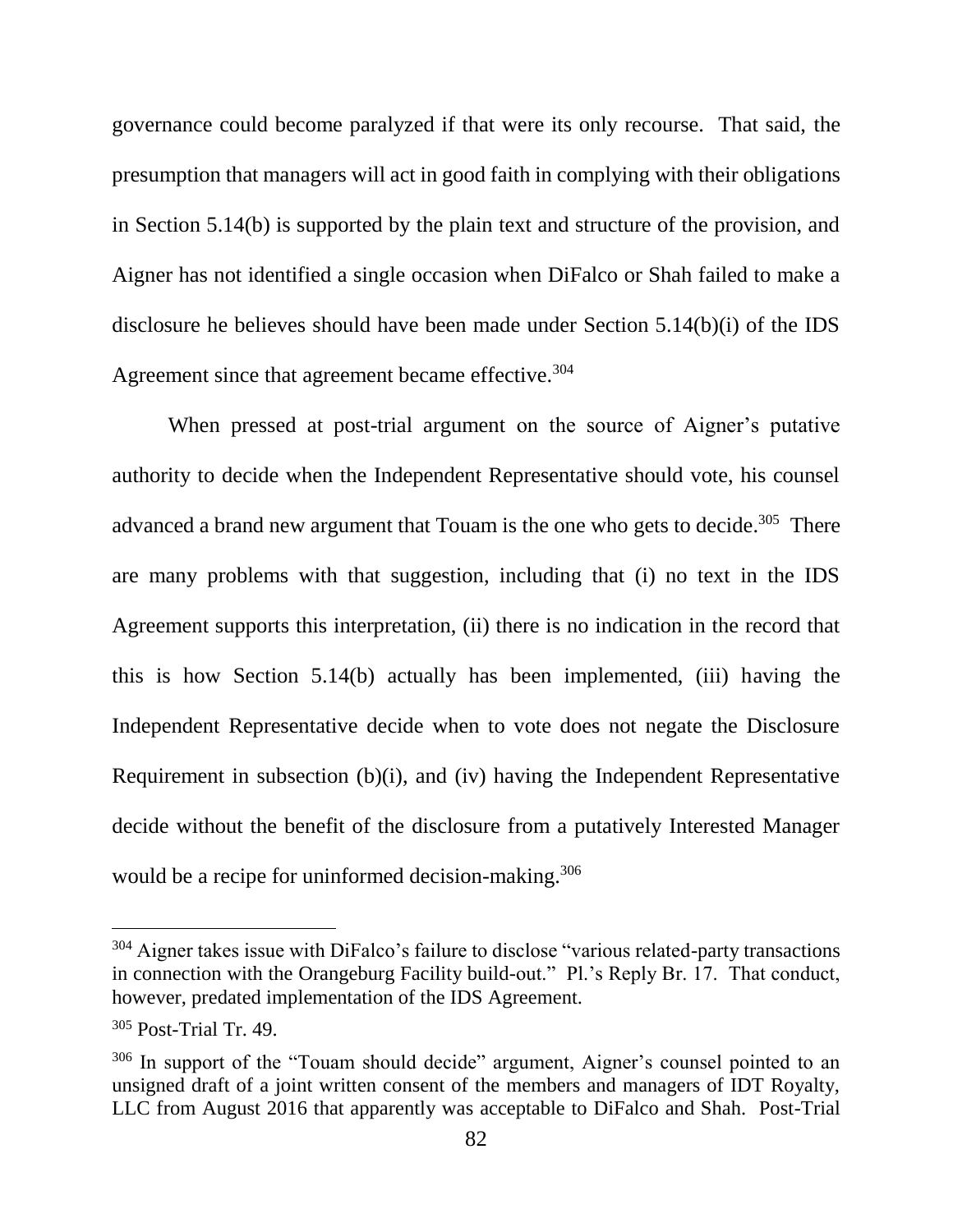governance could become paralyzed if that were its only recourse. That said, the presumption that managers will act in good faith in complying with their obligations in Section 5.14(b) is supported by the plain text and structure of the provision, and Aigner has not identified a single occasion when DiFalco or Shah failed to make a disclosure he believes should have been made under Section 5.14(b)(i) of the IDS Agreement since that agreement became effective.[304]

When pressed at post-trial argument on the source of Aigner's putative authority to decide when the Independent Representative should vote, his counsel advanced a brand new argument that Touam is the one who gets to decide.[305] There are many problems with that suggestion, including that (i) no text in the IDS Agreement supports this interpretation, (ii) there is no indication in the record that this is how Section 5.14(b) actually has been implemented, (iii) having the Independent Representative decide when to vote does not negate the Disclosure Requirement in subsection (b)(i), and (iv) having the Independent Representative decide without the benefit of the disclosure from a putatively Interested Manager would be a recipe for uninformed decision-making.[306]

---

[304] Aigner takes issue with DiFalco's failure to disclose "various related-party transactions in connection with the Orangeburg Facility build-out." Pl.'s Reply Br. 17. That conduct, however, predated implementation of the IDS Agreement.

[305] Post-Trial Tr. 49.

[306] In support of the "Touam should decide" argument, Aigner's counsel pointed to an unsigned draft of a joint written consent of the members and managers of IDT Royalty, LLC from August 2016 that apparently was acceptable to DiFalco and Shah. Post-Trial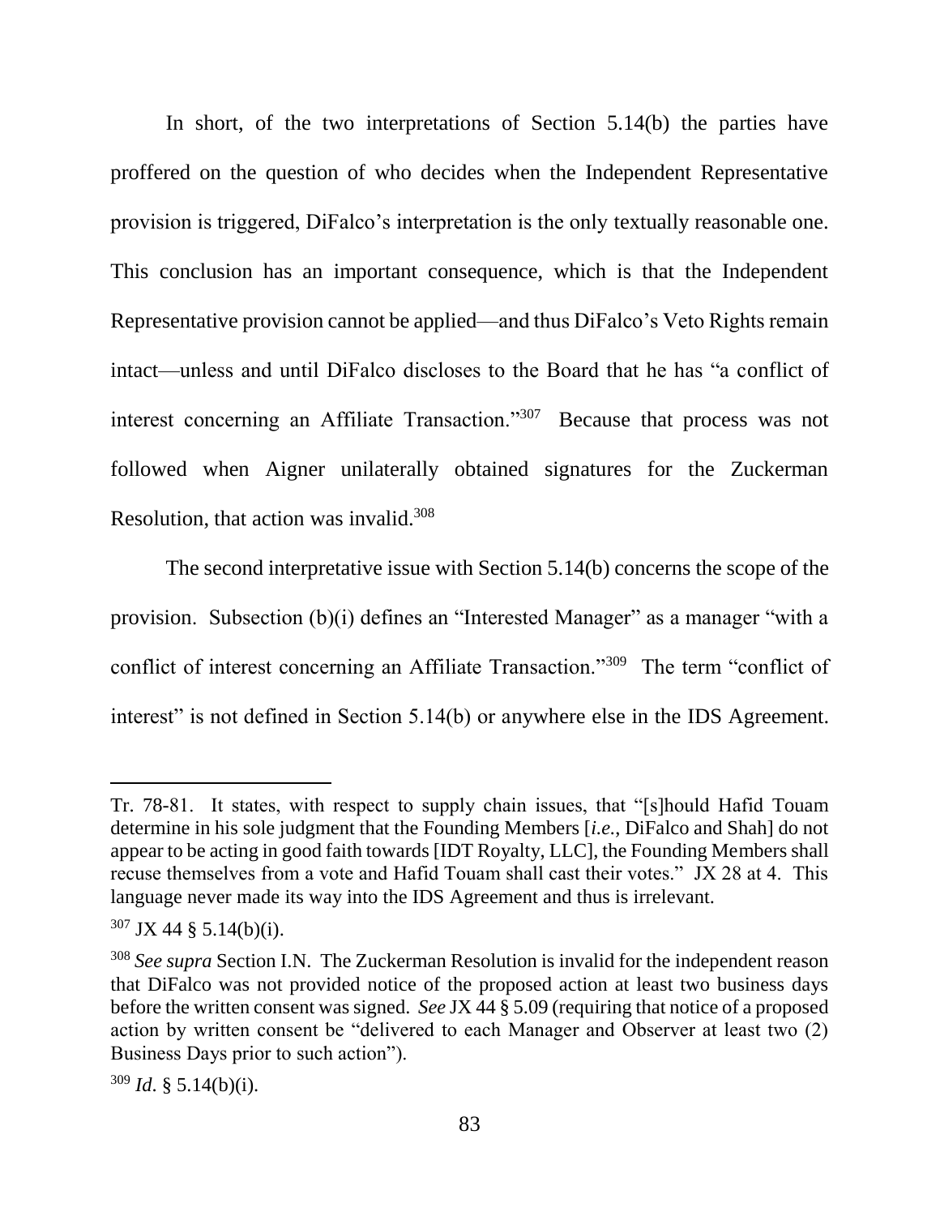In short, of the two interpretations of Section 5.14(b) the parties have proffered on the question of who decides when the Independent Representative provision is triggered, DiFalco's interpretation is the only textually reasonable one. This conclusion has an important consequence, which is that the Independent Representative provision cannot be applied—and thus DiFalco's Veto Rights remain intact—unless and until DiFalco discloses to the Board that he has "a conflict of interest concerning an Affiliate Transaction."[307] Because that process was not followed when Aigner unilaterally obtained signatures for the Zuckerman Resolution, that action was invalid.[308]

The second interpretative issue with Section 5.14(b) concerns the scope of the provision. Subsection (b)(i) defines an "Interested Manager" as a manager "with a conflict of interest concerning an Affiliate Transaction."[309] The term "conflict of interest" is not defined in Section 5.14(b) or anywhere else in the IDS Agreement.

---

Tr. 78-81. It states, with respect to supply chain issues, that "[s]hould Hafid Touam determine in his sole judgment that the Founding Members [*i.e.*, DiFalco and Shah] do not appear to be acting in good faith towards [IDT Royalty, LLC], the Founding Members shall recuse themselves from a vote and Hafid Touam shall cast their votes." JX 28 at 4. This language never made its way into the IDS Agreement and thus is irrelevant.

[307] JX 44 § 5.14(b)(i).

[308] *See supra* Section I.N. The Zuckerman Resolution is invalid for the independent reason that DiFalco was not provided notice of the proposed action at least two business days before the written consent was signed. *See* JX 44 § 5.09 (requiring that notice of a proposed action by written consent be "delivered to each Manager and Observer at least two (2) Business Days prior to such action").

[309] *Id*. § 5.14(b)(i).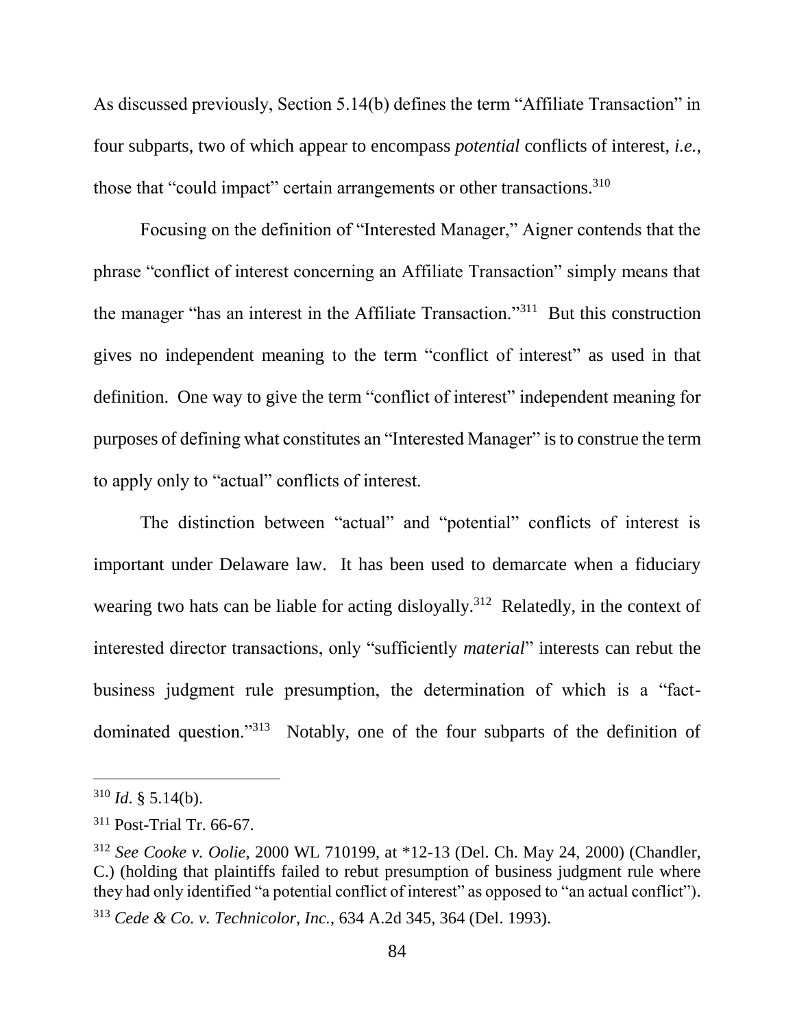As discussed previously, Section 5.14(b) defines the term "Affiliate Transaction" in four subparts, two of which appear to encompass *potential* conflicts of interest, *i.e.*, those that "could impact" certain arrangements or other transactions.[310]

Focusing on the definition of "Interested Manager," Aigner contends that the phrase "conflict of interest concerning an Affiliate Transaction" simply means that the manager "has an interest in the Affiliate Transaction."[311] But this construction gives no independent meaning to the term "conflict of interest" as used in that definition. One way to give the term "conflict of interest" independent meaning for purposes of defining what constitutes an "Interested Manager" is to construe the term to apply only to "actual" conflicts of interest.

The distinction between "actual" and "potential" conflicts of interest is important under Delaware law. It has been used to demarcate when a fiduciary wearing two hats can be liable for acting disloyally.[312] Relatedly, in the context of interested director transactions, only "sufficiently *material*" interests can rebut the business judgment rule presumption, the determination of which is a "fact-dominated question."[313] Notably, one of the four subparts of the definition of

---

[310] *Id*. § 5.14(b).

[311] Post-Trial Tr. 66-67.

[312] *See Cooke v. Oolie*, 2000 WL 710199, at *12-13 (Del. Ch. May 24, 2000) (Chandler, C.) (holding that plaintiffs failed to rebut presumption of business judgment rule where they had only identified "a potential conflict of interest" as opposed to "an actual conflict").

[313] *Cede & Co. v. Technicolor, Inc.*, 634 A.2d 345, 364 (Del. 1993).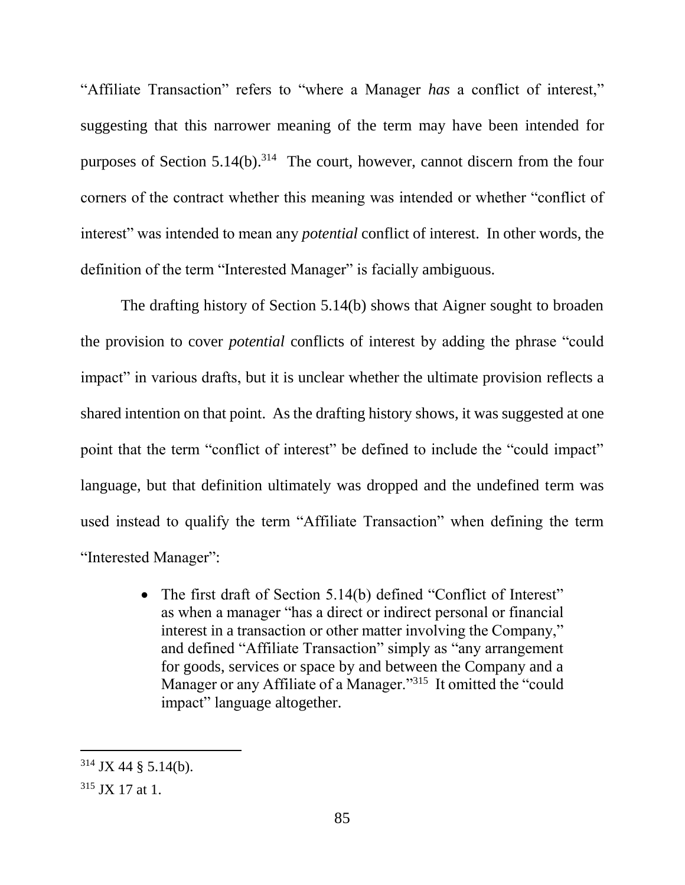"Affiliate Transaction" refers to "where a Manager *has* a conflict of interest," suggesting that this narrower meaning of the term may have been intended for purposes of Section 5.14(b).[314] The court, however, cannot discern from the four corners of the contract whether this meaning was intended or whether "conflict of interest" was intended to mean any *potential* conflict of interest. In other words, the definition of the term "Interested Manager" is facially ambiguous.

The drafting history of Section 5.14(b) shows that Aigner sought to broaden the provision to cover *potential* conflicts of interest by adding the phrase "could impact" in various drafts, but it is unclear whether the ultimate provision reflects a shared intention on that point. As the drafting history shows, it was suggested at one point that the term "conflict of interest" be defined to include the "could impact" language, but that definition ultimately was dropped and the undefined term was used instead to qualify the term "Affiliate Transaction" when defining the term "Interested Manager":

- The first draft of Section 5.14(b) defined "Conflict of Interest" as when a manager "has a direct or indirect personal or financial interest in a transaction or other matter involving the Company," and defined "Affiliate Transaction" simply as "any arrangement for goods, services or space by and between the Company and a Manager or any Affiliate of a Manager."[315] It omitted the "could impact" language altogether.

---

[314] JX 44 § 5.14(b).

[315] JX 17 at 1.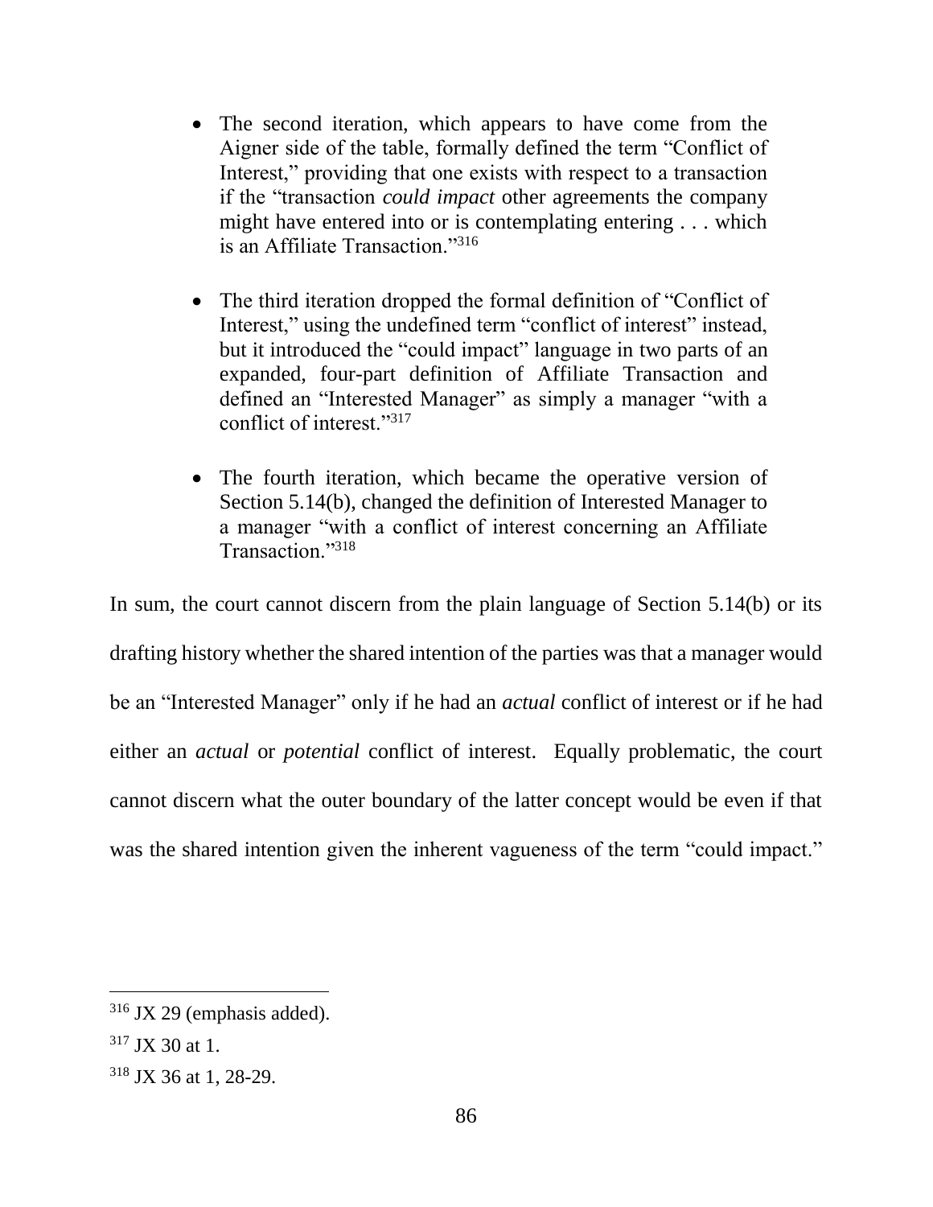- The second iteration, which appears to have come from the Aigner side of the table, formally defined the term "Conflict of Interest," providing that one exists with respect to a transaction if the "transaction *could impact* other agreements the company might have entered into or is contemplating entering . . . which is an Affiliate Transaction."[316]

- The third iteration dropped the formal definition of "Conflict of Interest," using the undefined term "conflict of interest" instead, but it introduced the "could impact" language in two parts of an expanded, four-part definition of Affiliate Transaction and defined an "Interested Manager" as simply a manager "with a conflict of interest."[317]

- The fourth iteration, which became the operative version of Section 5.14(b), changed the definition of Interested Manager to a manager "with a conflict of interest concerning an Affiliate Transaction."[318]

In sum, the court cannot discern from the plain language of Section 5.14(b) or its drafting history whether the shared intention of the parties was that a manager would be an "Interested Manager" only if he had an *actual* conflict of interest or if he had either an *actual* or *potential* conflict of interest. Equally problematic, the court cannot discern what the outer boundary of the latter concept would be even if that was the shared intention given the inherent vagueness of the term "could impact."

---

[316] JX 29 (emphasis added).

[317] JX 30 at 1.

[318] JX 36 at 1, 28-29.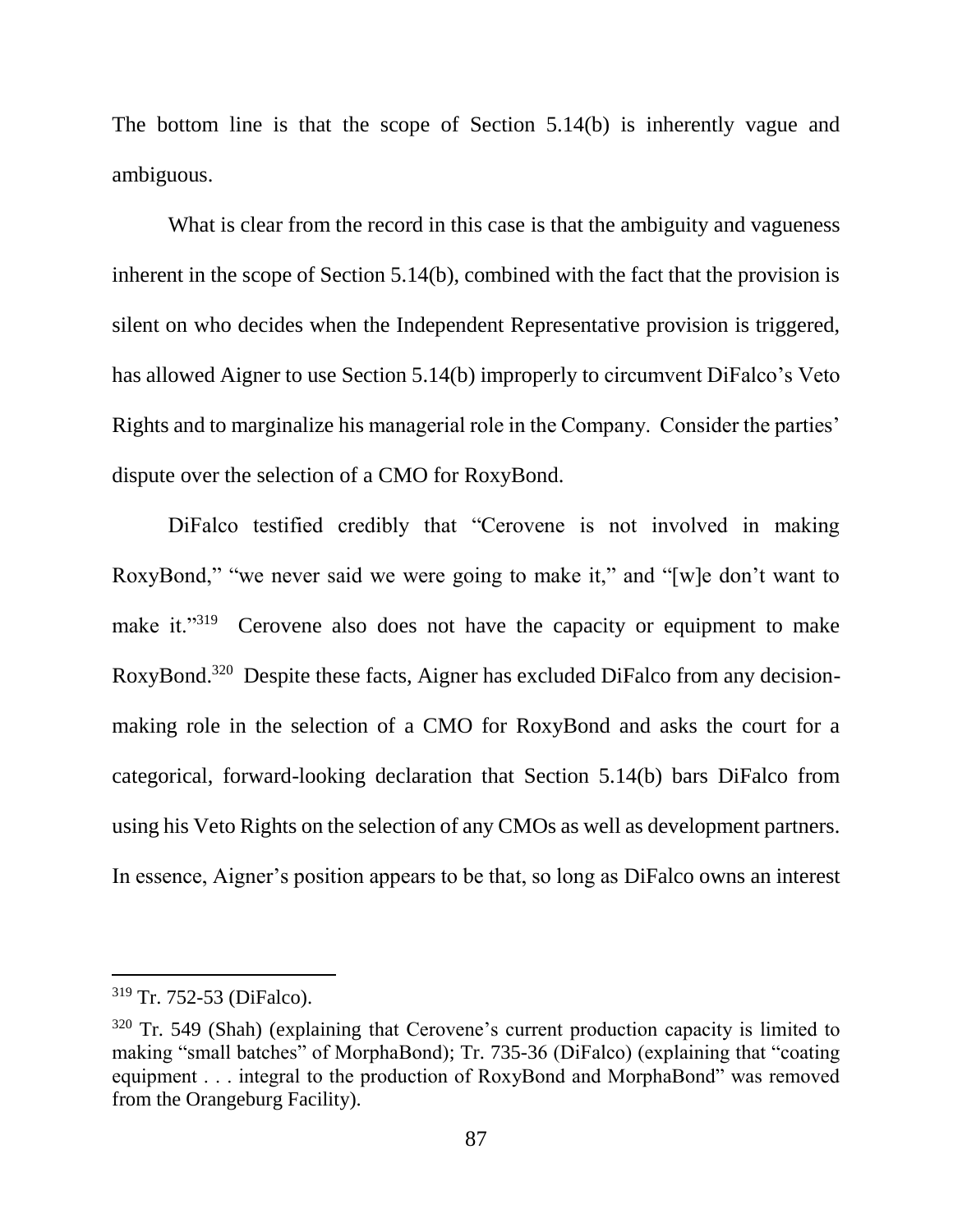The bottom line is that the scope of Section 5.14(b) is inherently vague and ambiguous.

What is clear from the record in this case is that the ambiguity and vagueness inherent in the scope of Section 5.14(b), combined with the fact that the provision is silent on who decides when the Independent Representative provision is triggered, has allowed Aigner to use Section 5.14(b) improperly to circumvent DiFalco's Veto Rights and to marginalize his managerial role in the Company. Consider the parties' dispute over the selection of a CMO for RoxyBond.

DiFalco testified credibly that "Cerovene is not involved in making RoxyBond," "we never said we were going to make it," and "[w]e don't want to make it."[319] Cerovene also does not have the capacity or equipment to make RoxyBond.[320] Despite these facts, Aigner has excluded DiFalco from any decision-making role in the selection of a CMO for RoxyBond and asks the court for a categorical, forward-looking declaration that Section 5.14(b) bars DiFalco from using his Veto Rights on the selection of any CMOs as well as development partners. In essence, Aigner's position appears to be that, so long as DiFalco owns an interest

---

[319] Tr. 752-53 (DiFalco).

[320] Tr. 549 (Shah) (explaining that Cerovene's current production capacity is limited to making "small batches" of MorphaBond); Tr. 735-36 (DiFalco) (explaining that "coating equipment . . . integral to the production of RoxyBond and MorphaBond" was removed from the Orangeburg Facility).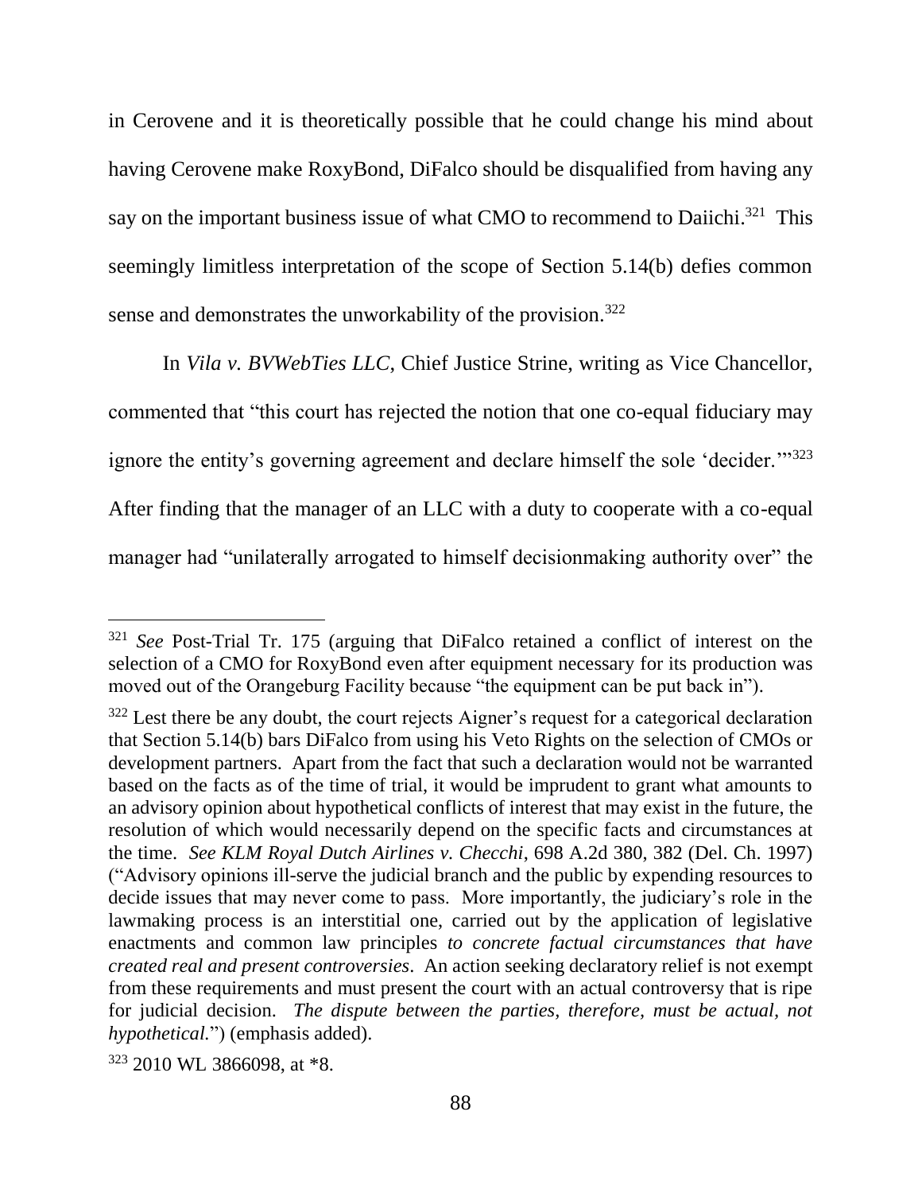in Cerovene and it is theoretically possible that he could change his mind about having Cerovene make RoxyBond, DiFalco should be disqualified from having any say on the important business issue of what CMO to recommend to Daiichi.[321] This seemingly limitless interpretation of the scope of Section 5.14(b) defies common sense and demonstrates the unworkability of the provision.[322]

In *Vila v. BVWebTies LLC*, Chief Justice Strine, writing as Vice Chancellor, commented that "this court has rejected the notion that one co-equal fiduciary may ignore the entity's governing agreement and declare himself the sole 'decider.'"[323] After finding that the manager of an LLC with a duty to cooperate with a co-equal manager had "unilaterally arrogated to himself decisionmaking authority over" the

---

[321] *See* Post-Trial Tr. 175 (arguing that DiFalco retained a conflict of interest on the selection of a CMO for RoxyBond even after equipment necessary for its production was moved out of the Orangeburg Facility because "the equipment can be put back in").

[322] Lest there be any doubt, the court rejects Aigner's request for a categorical declaration that Section 5.14(b) bars DiFalco from using his Veto Rights on the selection of CMOs or development partners. Apart from the fact that such a declaration would not be warranted based on the facts as of the time of trial, it would be imprudent to grant what amounts to an advisory opinion about hypothetical conflicts of interest that may exist in the future, the resolution of which would necessarily depend on the specific facts and circumstances at the time. *See KLM Royal Dutch Airlines v. Checchi*, 698 A.2d 380, 382 (Del. Ch. 1997) ("Advisory opinions ill-serve the judicial branch and the public by expending resources to decide issues that may never come to pass. More importantly, the judiciary's role in the lawmaking process is an interstitial one, carried out by the application of legislative enactments and common law principles *to concrete factual circumstances that have created real and present controversies*. An action seeking declaratory relief is not exempt from these requirements and must present the court with an actual controversy that is ripe for judicial decision. *The dispute between the parties, therefore, must be actual, not hypothetical.*") (emphasis added).

[323] 2010 WL 3866098, at *8.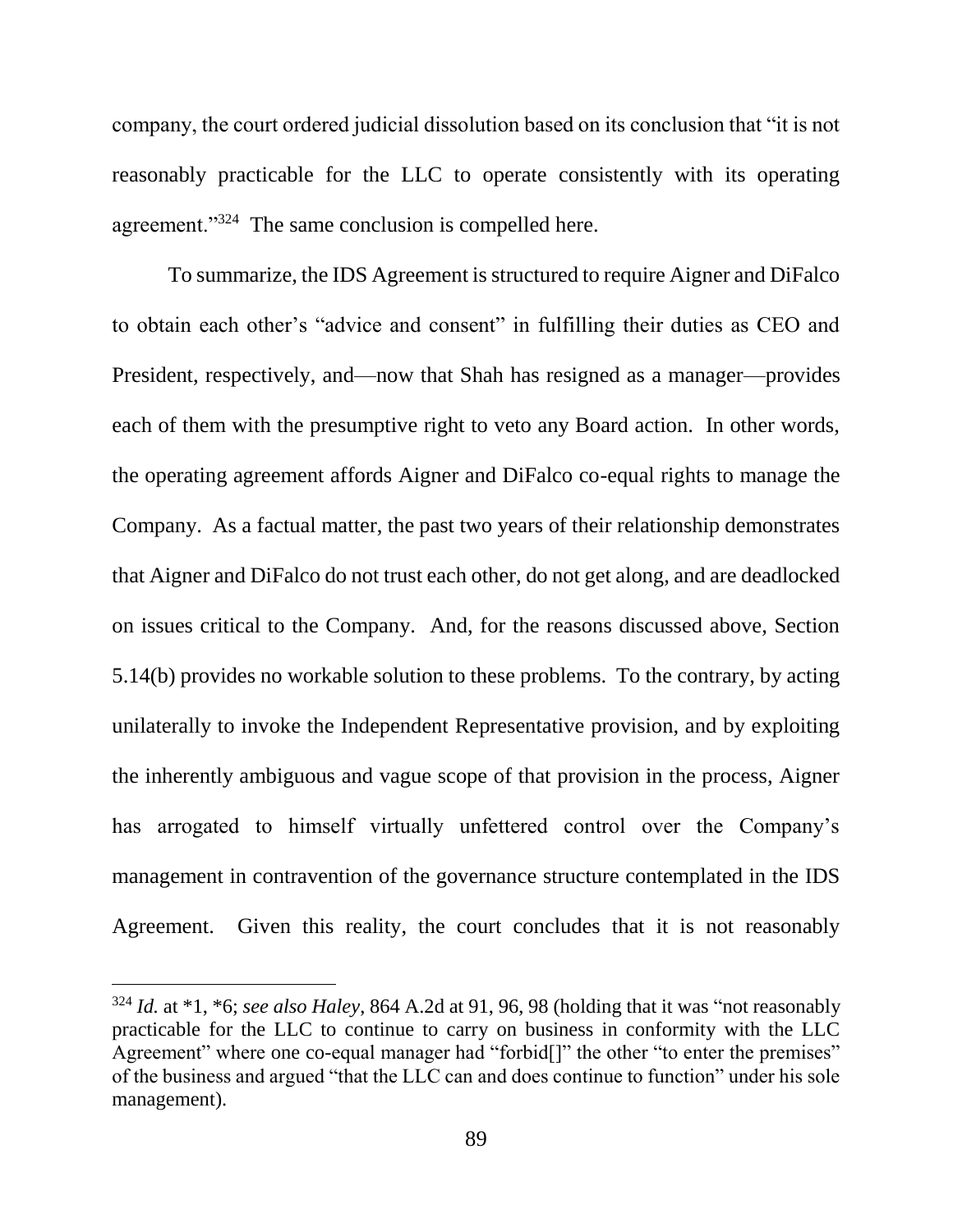company, the court ordered judicial dissolution based on its conclusion that "it is not reasonably practicable for the LLC to operate consistently with its operating agreement."[324] The same conclusion is compelled here.

To summarize, the IDS Agreement is structured to require Aigner and DiFalco to obtain each other's "advice and consent" in fulfilling their duties as CEO and President, respectively, and—now that Shah has resigned as a manager—provides each of them with the presumptive right to veto any Board action. In other words, the operating agreement affords Aigner and DiFalco co-equal rights to manage the Company. As a factual matter, the past two years of their relationship demonstrates that Aigner and DiFalco do not trust each other, do not get along, and are deadlocked on issues critical to the Company. And, for the reasons discussed above, Section 5.14(b) provides no workable solution to these problems. To the contrary, by acting unilaterally to invoke the Independent Representative provision, and by exploiting the inherently ambiguous and vague scope of that provision in the process, Aigner has arrogated to himself virtually unfettered control over the Company's management in contravention of the governance structure contemplated in the IDS Agreement. Given this reality, the court concludes that it is not reasonably

---

[324] *Id.* at *1, *6; *see also Haley*, 864 A.2d at 91, 96, 98 (holding that it was "not reasonably practicable for the LLC to continue to carry on business in conformity with the LLC Agreement" where one co-equal manager had "forbid[]" the other "to enter the premises" of the business and argued "that the LLC can and does continue to function" under his sole management).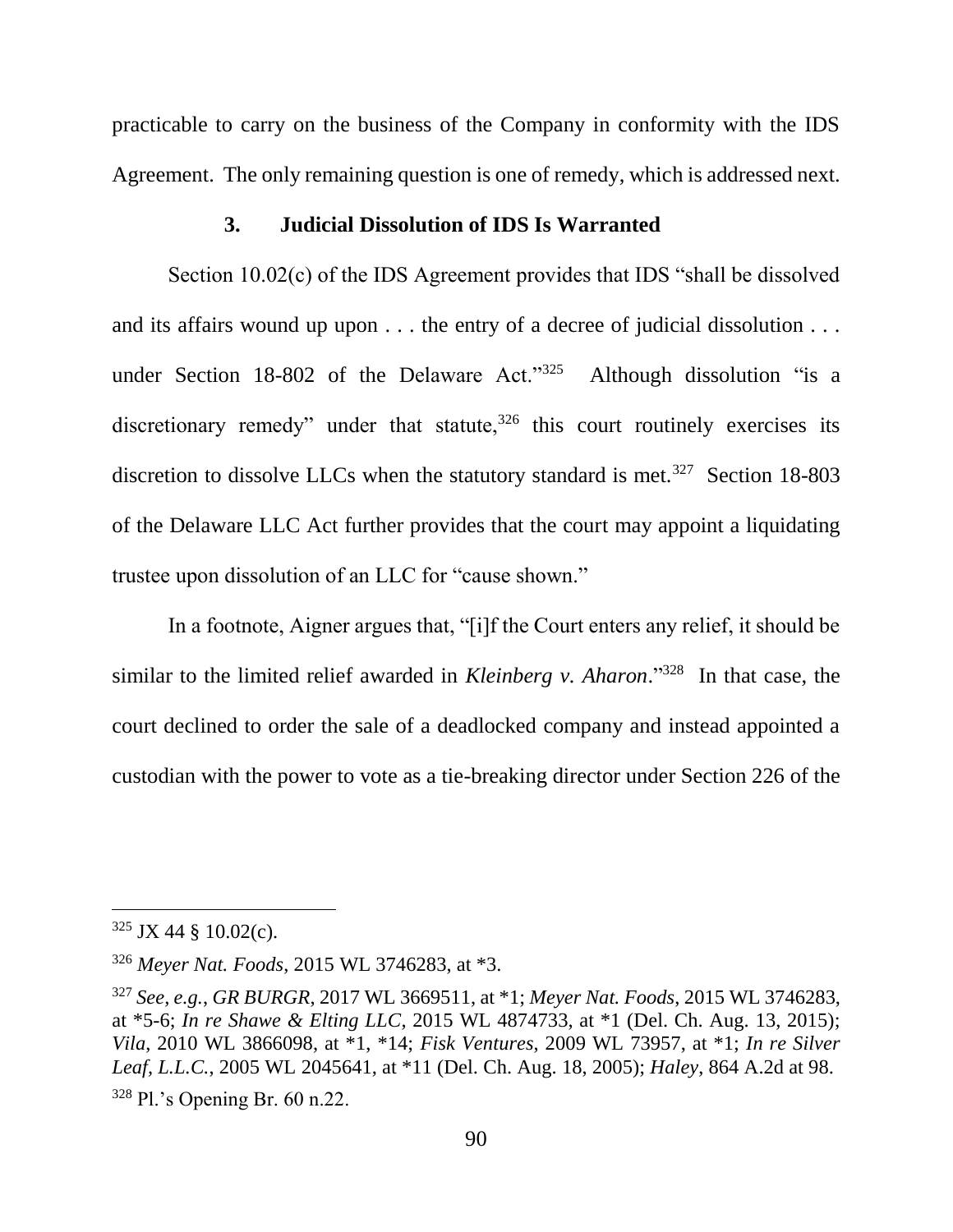practicable to carry on the business of the Company in conformity with the IDS Agreement. The only remaining question is one of remedy, which is addressed next.

### 3. Judicial Dissolution of IDS Is Warranted

Section 10.02(c) of the IDS Agreement provides that IDS "shall be dissolved and its affairs wound up upon . . . the entry of a decree of judicial dissolution . . . under Section 18-802 of the Delaware Act."[325] Although dissolution "is a discretionary remedy" under that statute,[326] this court routinely exercises its discretion to dissolve LLCs when the statutory standard is met.[327] Section 18-803 of the Delaware LLC Act further provides that the court may appoint a liquidating trustee upon dissolution of an LLC for "cause shown."

In a footnote, Aigner argues that, "[i]f the Court enters any relief, it should be similar to the limited relief awarded in *Kleinberg v. Aharon*."[328] In that case, the court declined to order the sale of a deadlocked company and instead appointed a custodian with the power to vote as a tie-breaking director under Section 226 of the

---

[325] JX 44 § 10.02(c).

[326] *Meyer Nat. Foods*, 2015 WL 3746283, at *3.

[327] *See, e.g.*, *GR BURGR*, 2017 WL 3669511, at *1; *Meyer Nat. Foods*, 2015 WL 3746283, at *5-6; *In re Shawe & Elting LLC*, 2015 WL 4874733, at *1 (Del. Ch. Aug. 13, 2015); *Vila*, 2010 WL 3866098, at *1, *14; *Fisk Ventures*, 2009 WL 73957, at *1; *In re Silver Leaf, L.L.C.*, 2005 WL 2045641, at *11 (Del. Ch. Aug. 18, 2005); *Haley*, 864 A.2d at 98.

[328] Pl.'s Opening Br. 60 n.22.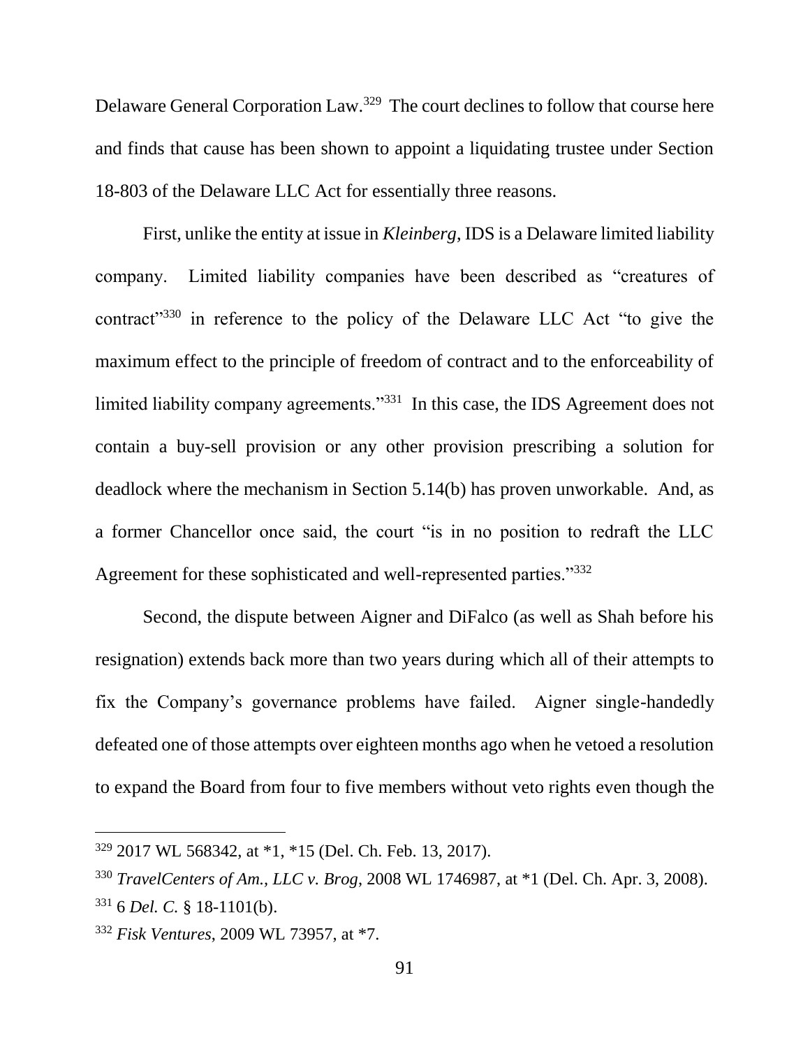Delaware General Corporation Law.[329] The court declines to follow that course here and finds that cause has been shown to appoint a liquidating trustee under Section 18-803 of the Delaware LLC Act for essentially three reasons.

First, unlike the entity at issue in *Kleinberg*, IDS is a Delaware limited liability company. Limited liability companies have been described as "creatures of contract"[330] in reference to the policy of the Delaware LLC Act "to give the maximum effect to the principle of freedom of contract and to the enforceability of limited liability company agreements."[331] In this case, the IDS Agreement does not contain a buy-sell provision or any other provision prescribing a solution for deadlock where the mechanism in Section 5.14(b) has proven unworkable. And, as a former Chancellor once said, the court "is in no position to redraft the LLC Agreement for these sophisticated and well-represented parties."[332]

Second, the dispute between Aigner and DiFalco (as well as Shah before his resignation) extends back more than two years during which all of their attempts to fix the Company's governance problems have failed. Aigner single-handedly defeated one of those attempts over eighteen months ago when he vetoed a resolution to expand the Board from four to five members without veto rights even though the

---

[329] 2017 WL 568342, at *1, *15 (Del. Ch. Feb. 13, 2017).

[330] *TravelCenters of Am., LLC v. Brog*, 2008 WL 1746987, at *1 (Del. Ch. Apr. 3, 2008).

[331] 6 *Del. C.* § 18-1101(b).

[332] *Fisk Ventures*, 2009 WL 73957, at *7.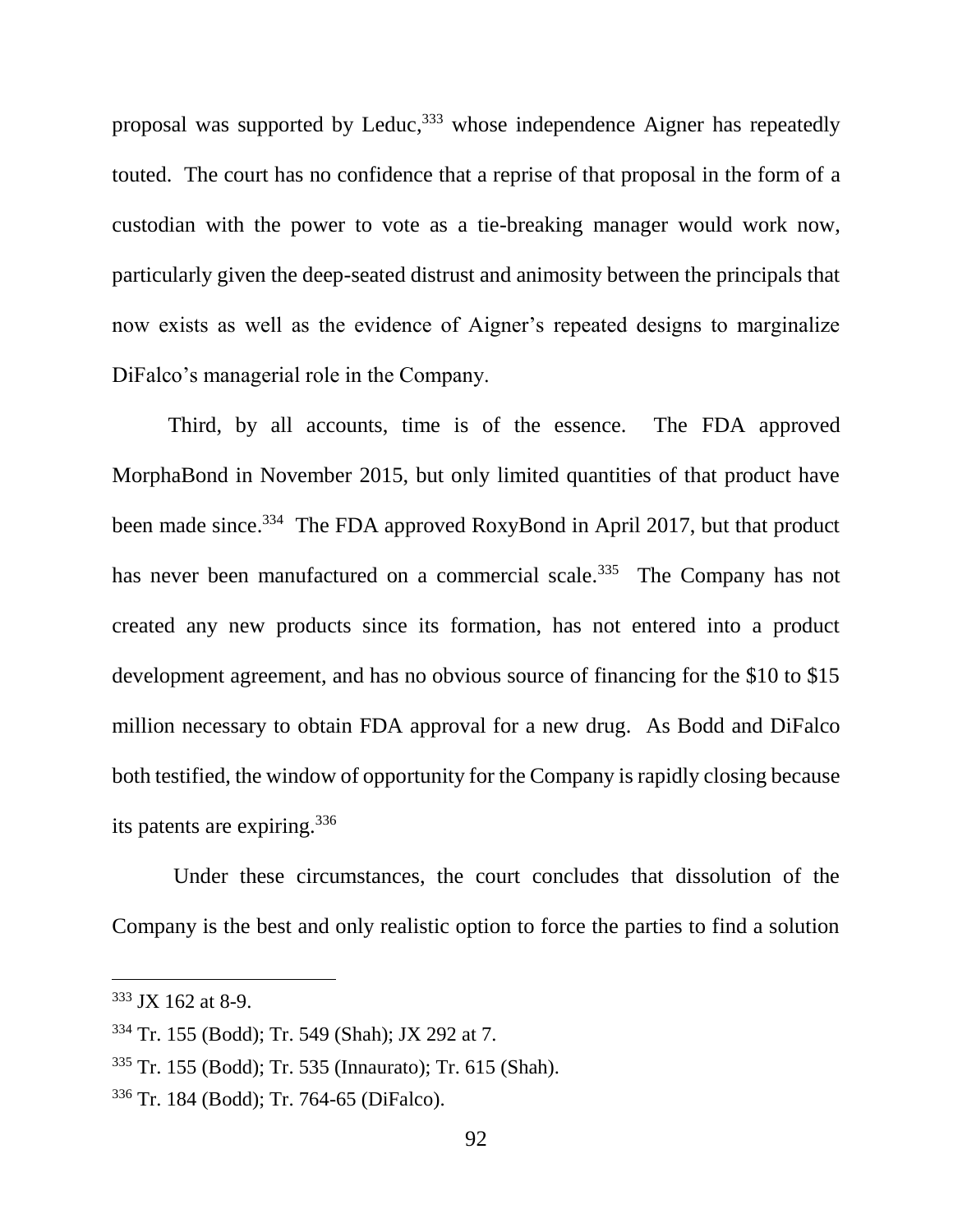proposal was supported by Leduc,[333] whose independence Aigner has repeatedly touted. The court has no confidence that a reprise of that proposal in the form of a custodian with the power to vote as a tie-breaking manager would work now, particularly given the deep-seated distrust and animosity between the principals that now exists as well as the evidence of Aigner's repeated designs to marginalize DiFalco's managerial role in the Company.

Third, by all accounts, time is of the essence. The FDA approved MorphaBond in November 2015, but only limited quantities of that product have been made since.[334] The FDA approved RoxyBond in April 2017, but that product has never been manufactured on a commercial scale.[335] The Company has not created any new products since its formation, has not entered into a product development agreement, and has no obvious source of financing for the $10 to $15 million necessary to obtain FDA approval for a new drug. As Bodd and DiFalco both testified, the window of opportunity for the Company is rapidly closing because its patents are expiring.[336]

Under these circumstances, the court concludes that dissolution of the Company is the best and only realistic option to force the parties to find a solution

---

[333] JX 162 at 8-9.

[334] Tr. 155 (Bodd); Tr. 549 (Shah); JX 292 at 7.

[335] Tr. 155 (Bodd); Tr. 535 (Innaurato); Tr. 615 (Shah).

[336] Tr. 184 (Bodd); Tr. 764-65 (DiFalco).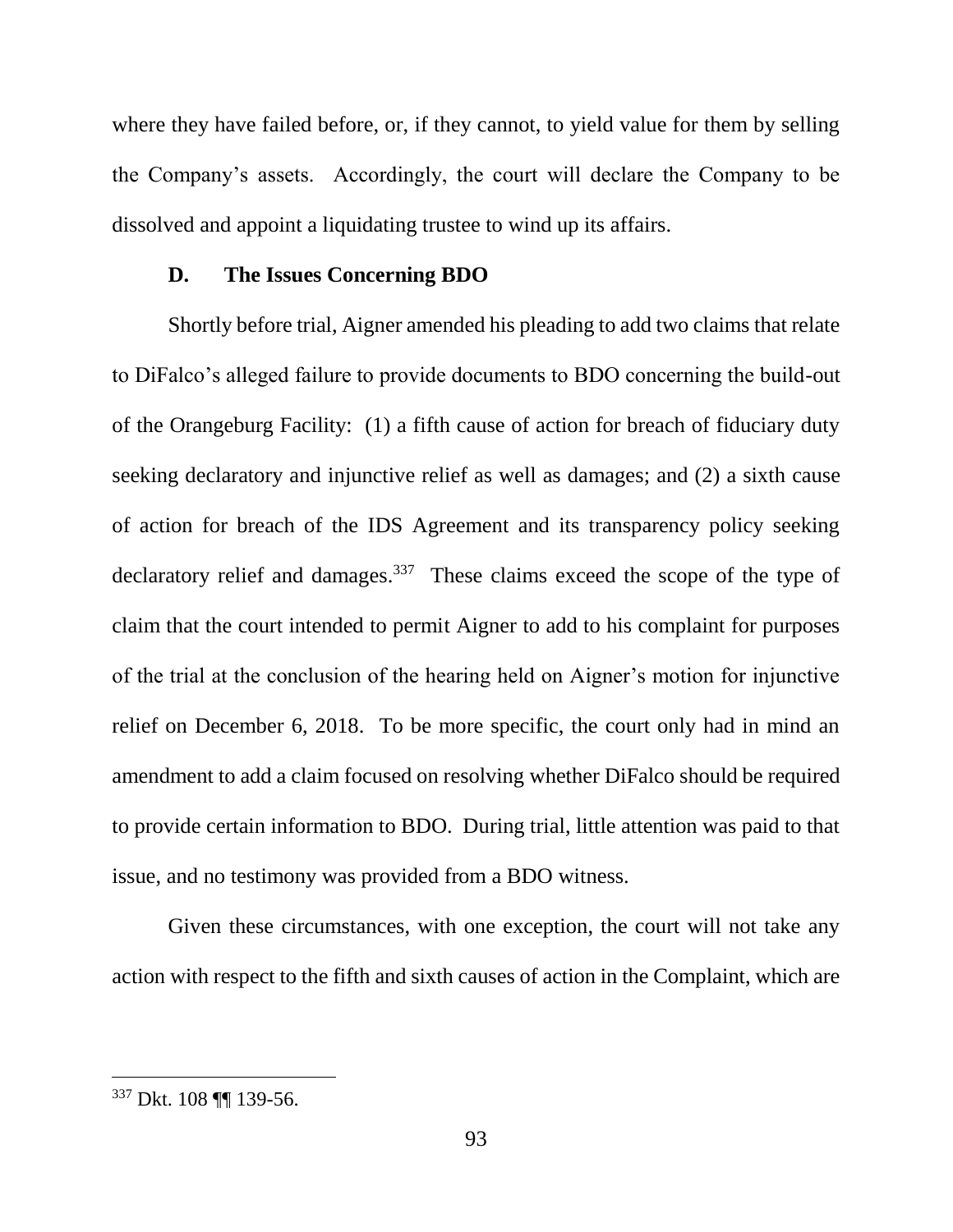where they have failed before, or, if they cannot, to yield value for them by selling the Company's assets. Accordingly, the court will declare the Company to be dissolved and appoint a liquidating trustee to wind up its affairs.

### D. The Issues Concerning BDO

Shortly before trial, Aigner amended his pleading to add two claims that relate to DiFalco's alleged failure to provide documents to BDO concerning the build-out of the Orangeburg Facility: (1) a fifth cause of action for breach of fiduciary duty seeking declaratory and injunctive relief as well as damages; and (2) a sixth cause of action for breach of the IDS Agreement and its transparency policy seeking declaratory relief and damages.[337] These claims exceed the scope of the type of claim that the court intended to permit Aigner to add to his complaint for purposes of the trial at the conclusion of the hearing held on Aigner's motion for injunctive relief on December 6, 2018. To be more specific, the court only had in mind an amendment to add a claim focused on resolving whether DiFalco should be required to provide certain information to BDO. During trial, little attention was paid to that issue, and no testimony was provided from a BDO witness.

Given these circumstances, with one exception, the court will not take any action with respect to the fifth and sixth causes of action in the Complaint, which are

[337] Dkt. 108 ¶¶ 139-56.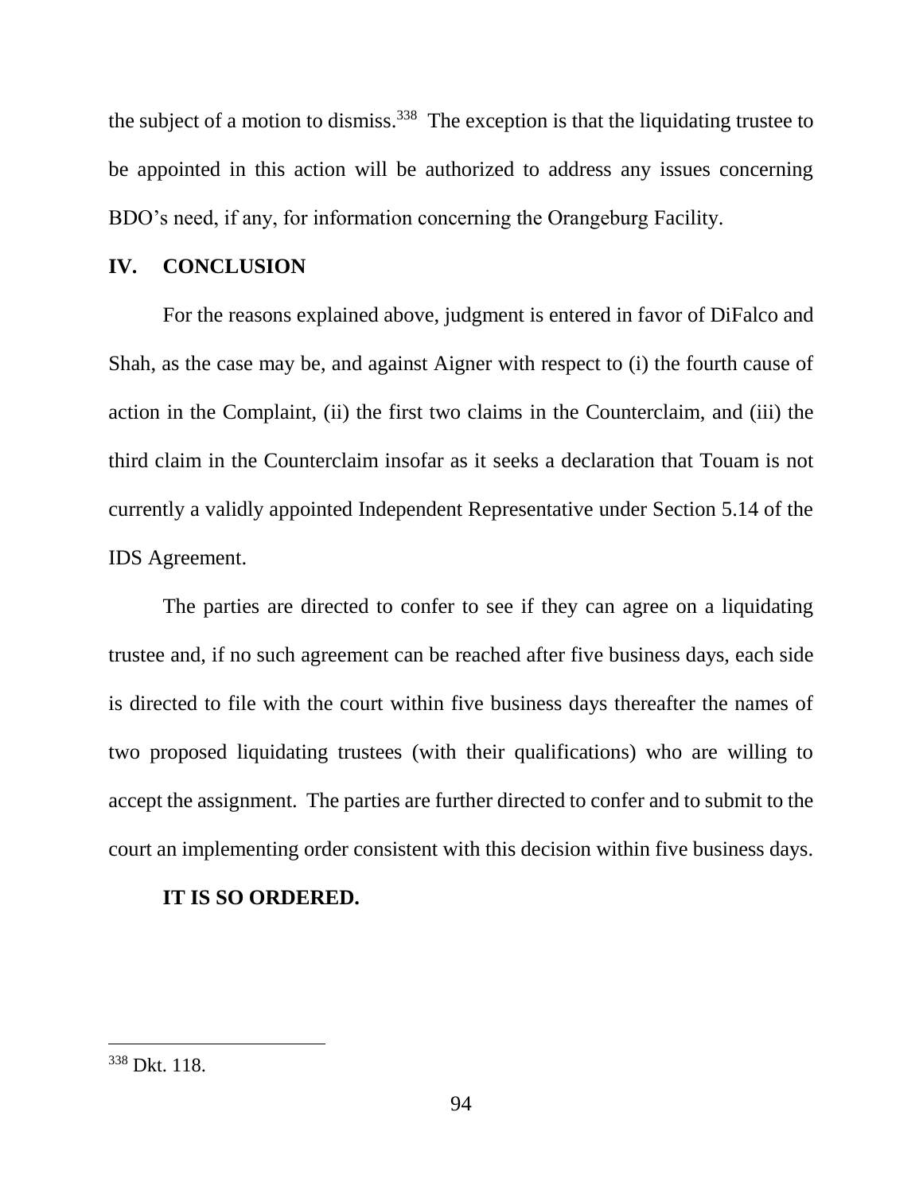the subject of a motion to dismiss.[338] The exception is that the liquidating trustee to be appointed in this action will be authorized to address any issues concerning BDO's need, if any, for information concerning the Orangeburg Facility.

## IV. CONCLUSION

For the reasons explained above, judgment is entered in favor of DiFalco and Shah, as the case may be, and against Aigner with respect to (i) the fourth cause of action in the Complaint, (ii) the first two claims in the Counterclaim, and (iii) the third claim in the Counterclaim insofar as it seeks a declaration that Touam is not currently a validly appointed Independent Representative under Section 5.14 of the IDS Agreement.

The parties are directed to confer to see if they can agree on a liquidating trustee and, if no such agreement can be reached after five business days, each side is directed to file with the court within five business days thereafter the names of two proposed liquidating trustees (with their qualifications) who are willing to accept the assignment. The parties are further directed to confer and to submit to the court an implementing order consistent with this decision within five business days.

**IT IS SO ORDERED.**

---

[338] Dkt. 118.